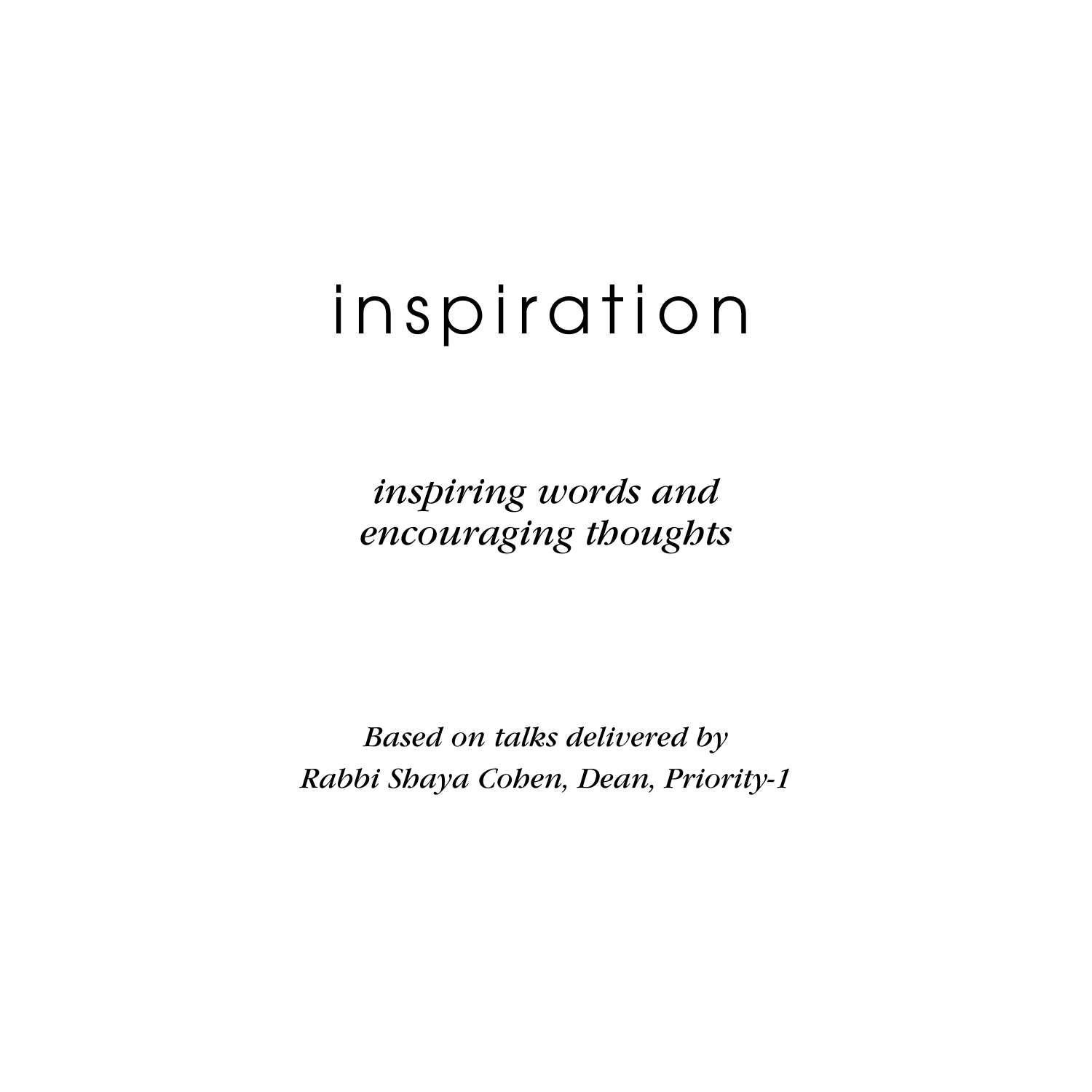# inspiration

*inspiring words and encouraging thoughts*

*Based on talks delivered by Rabbi Shaya Cohen, Dean, Priority-1*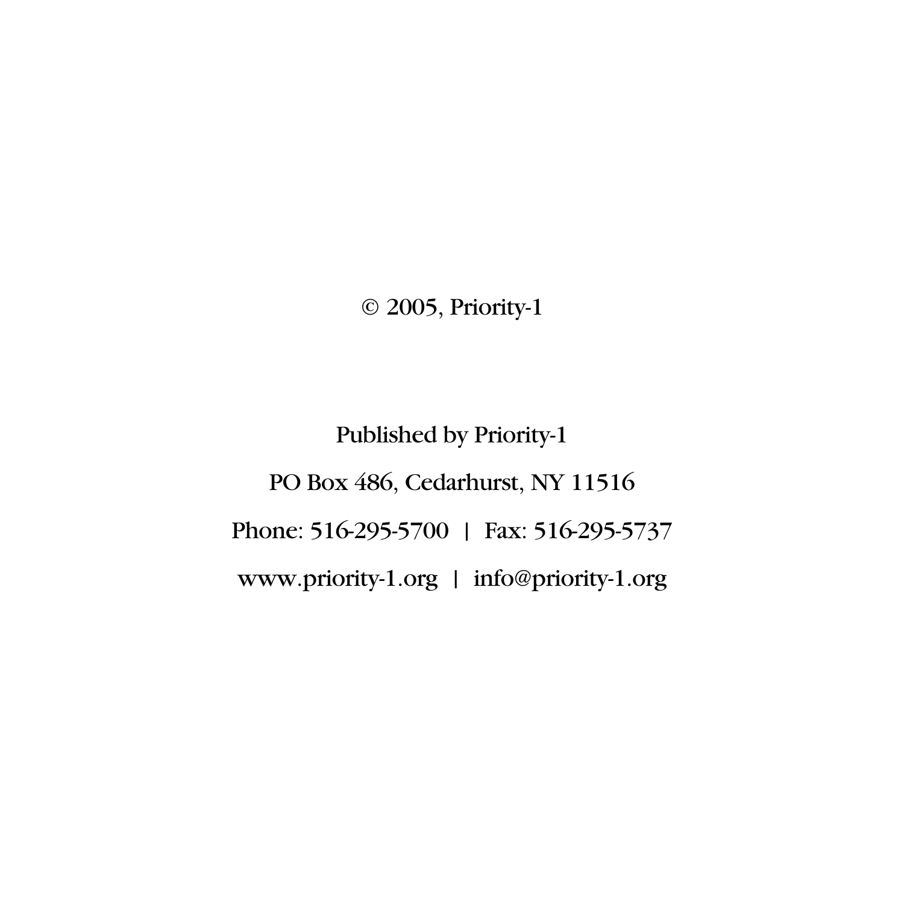© 2005, Priority-1

Published by Priority-1

PO Box 486, Cedarhurst, NY 11516

Phone: 516-295-5700 | Fax: 516-295-5737

www.priority-1.org | info@priority-1.org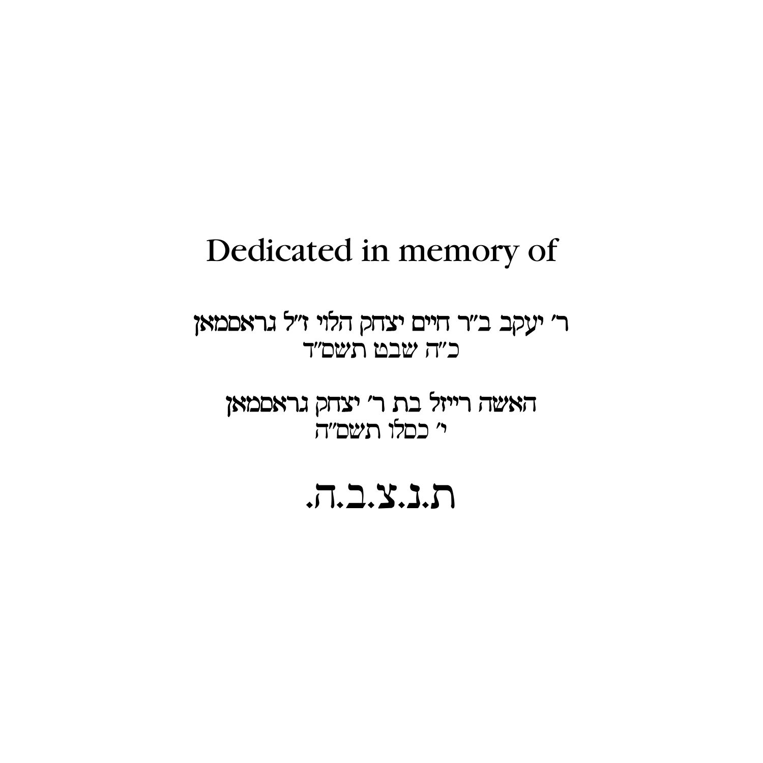Dedicated in memory of

ר׳ יעקב ב״ר חיים יצחק הלוי ז״ל גראסמאן
כ״ה שבט תשס״ד

האשה רייזל בת ר׳ יצחק גראסמאן
י׳ כסלו תשס״ה

**ת.נ.צ.ב.ה.**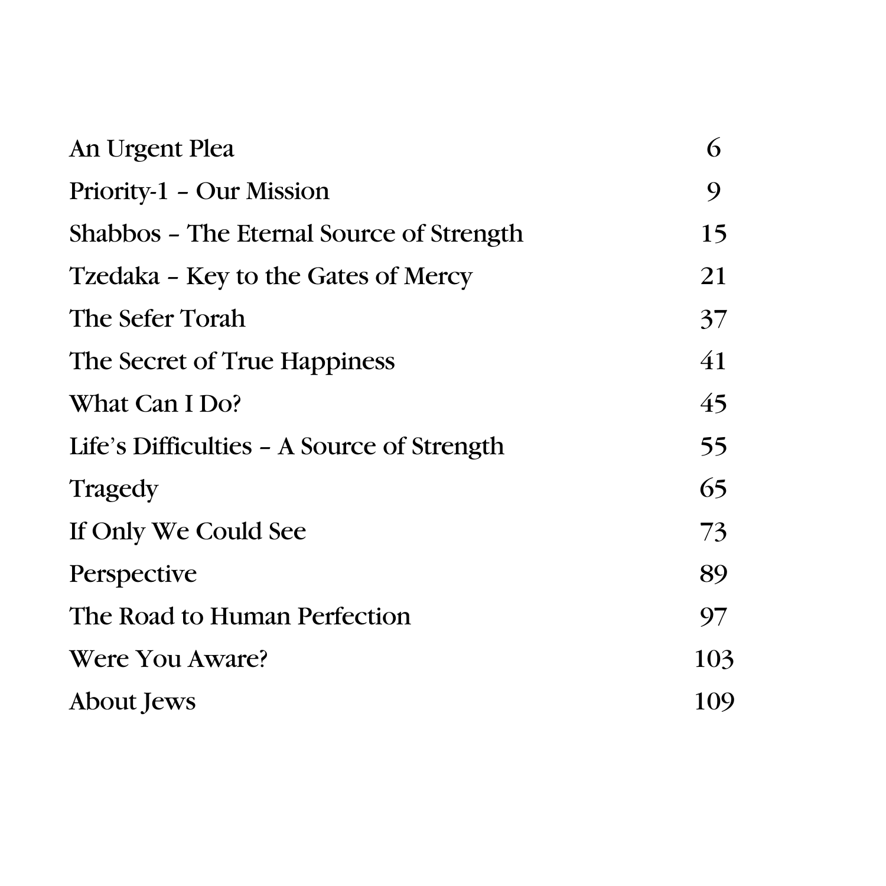| | |
|---|---|
| An Urgent Plea | 6 |
| Priority-1 – Our Mission | 9 |
| Shabbos – The Eternal Source of Strength | 15 |
| Tzedaka – Key to the Gates of Mercy | 21 |
| The Sefer Torah | 37 |
| The Secret of True Happiness | 41 |
| What Can I Do? | 45 |
| Life’s Difficulties – A Source of Strength | 55 |
| Tragedy | 65 |
| If Only We Could See | 73 |
| Perspective | 89 |
| The Road to Human Perfection | 97 |
| Were You Aware? | 103 |
| About Jews | 109 |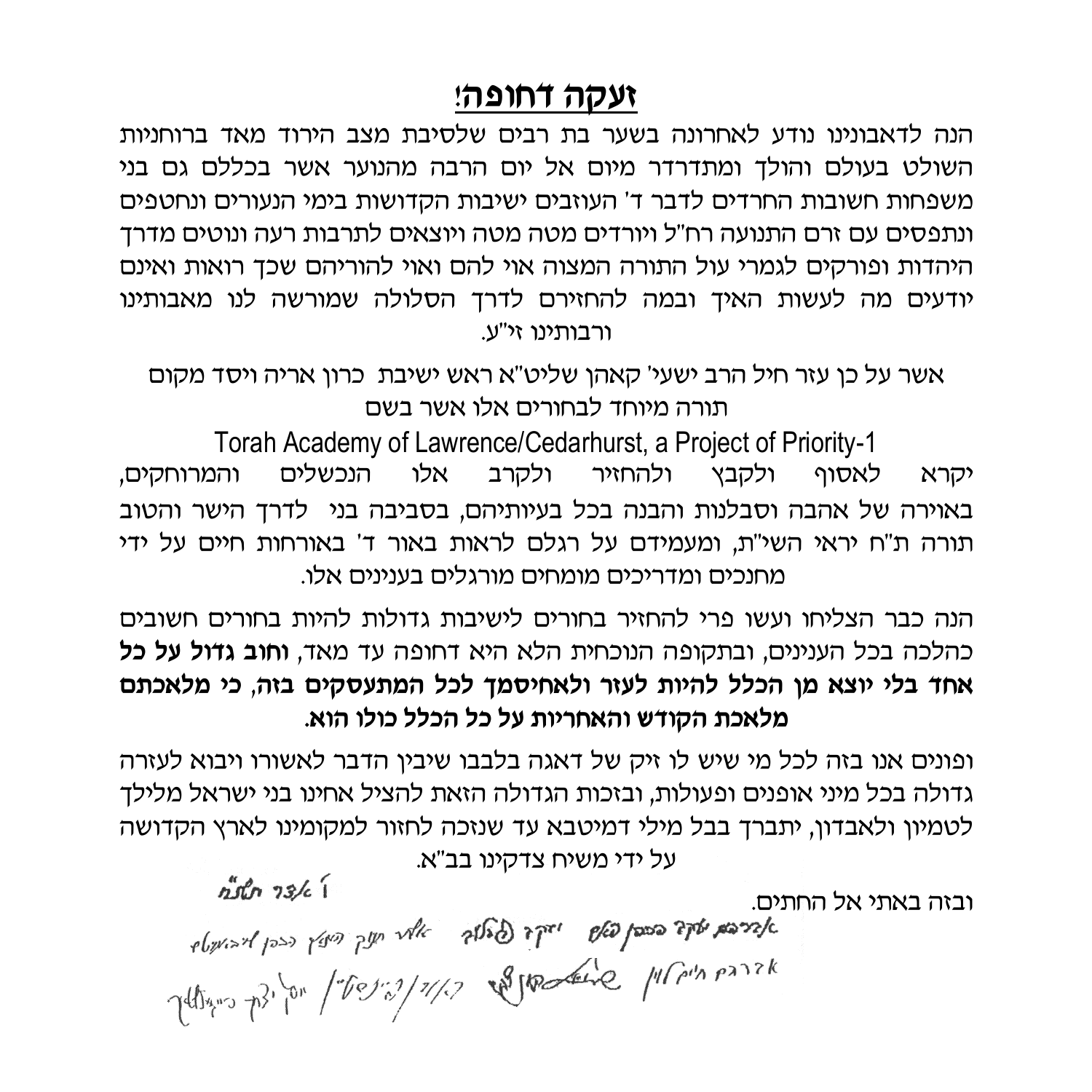# זעקה דחופה!

הנה לדאבונינו נודע לאחרונה בשער בת רבים שלסיבת מצב הירוד מאד ברוחניות השולט בעולם והולך ומתדרדר מיום אל יום הרבה מהנוער אשר בכללם גם בני משפחות חשובות החרדים לדבר ד' העוזבים ישיבות הקדושות בימי הנעורים ונחטפים ונתפסים עם זרם התנועה רח"ל ויורדים מטה מטה ויוצאים לתרבות רעה ונוטים מדרך היהדות ופורקים לגמרי עול התורה המצוה אוי להם ואוי להוריהם שכך רואות ואינם יודעים מה לעשות האיך ובמה להחזירם לדרך הסלולה שמורשה לנו מאבותינו ורבותינו זי"ע.

אשר על כן עזר חיל הרב ישעי' קאהן שליט"א ראש ישיבת כרון אריה ויסד מקום תורה מיוחד לבחורים אלו אשר בשם

Torah Academy of Lawrence/Cedarhurst, a Project of Priority-1

יקרא לאסוף ולקבץ ולהחזיר ולקרב אלו הנכשלים והמרוחקים, באוירה של אהבה וסבלנות והבנה בכל בעיותיהם, בסביבה בני לדרך הישר והטוב תורה ת"ח יראי השי"ת, ומעמידם על רגלם לראות באור ד' באורחות חיים על ידי מחנכים ומדריכים מומחים מורגלים בענינים אלו.

הנה כבר הצליחו ועשו פרי להחזיר בחורים לישיבות גדולות להיות בחורים חשובים כהלכה בכל הענינים, ובתקופה הנוכחית הלא היא דחופה עד מאד, **וחוב גדול על כל אחד בלי יוצא מן הכלל להיות לעזר ולאחיסמך לכל המתעסקים בזה, כי מלאכתם מלאכת הקודש והאחריות על כל הכלל כולו הוא.**

ופונים אנו בזה לכל מי שיש לו זיק של דאגה בלבבו שיבין הדבר לאשורו ויבוא לעזרה גדולה בכל מיני אופנים ופעולות, ובזכות הגדולה הזאת להציל אחינו בני ישראל מלילך לטמיון ולאבדון, יתברך בבל מילי דמיטבא עד שנזכה לחזור למקומינו לארץ הקדושה על ידי משיח צדקינו בב"א.

ובזה באתי אל החתים.

א' אדר תשע"ח

אברהם יעקב הכהן פאם · יעקב פערלאו · אלתר חנוך העניך הכהן ליבוביץ

אברהם חיים לוין · שמואל קמנצקי · דוד פיינשטיין · יוסף יצחק רייזמאן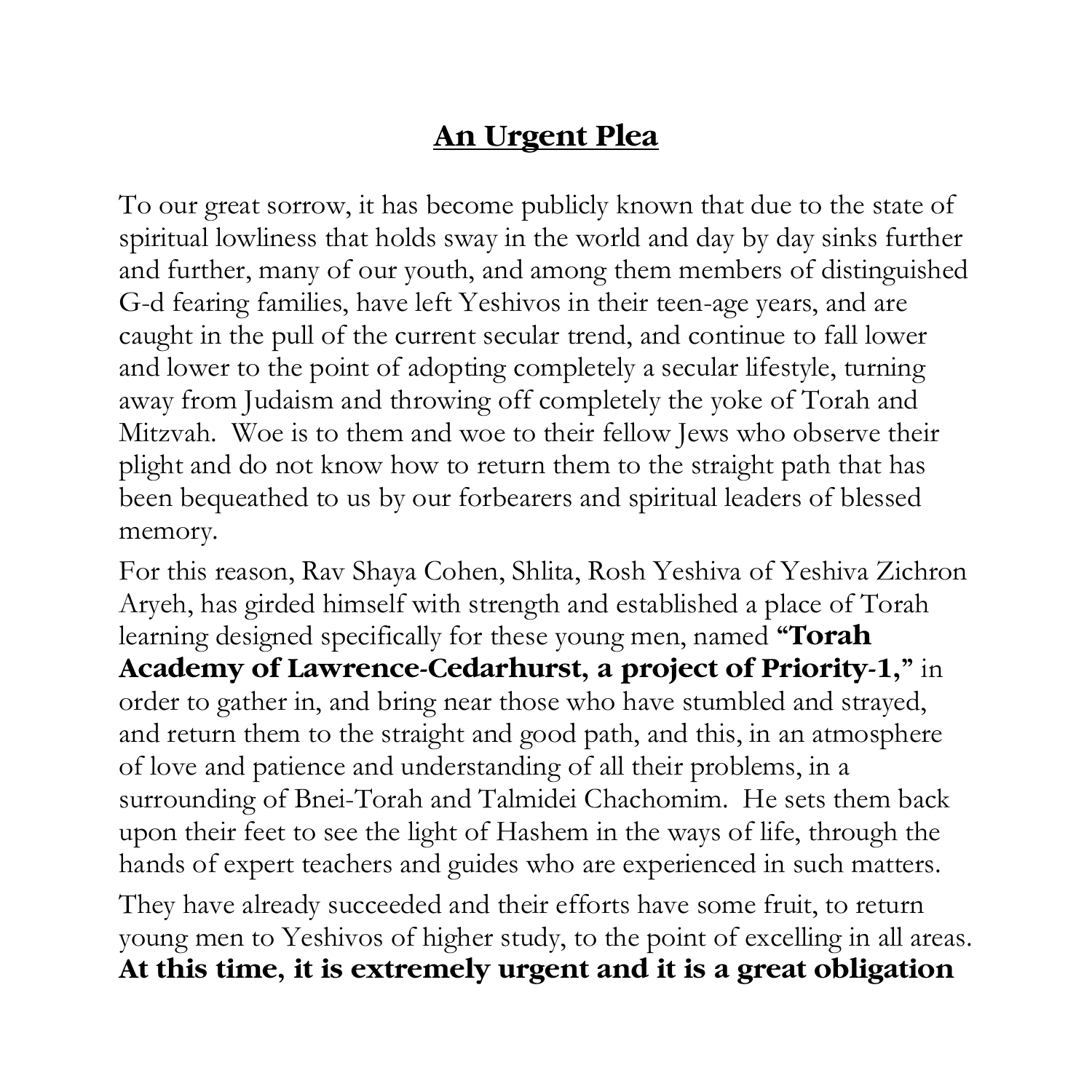# **An Urgent Plea**

To our great sorrow, it has become publicly known that due to the state of spiritual lowliness that holds sway in the world and day by day sinks further and further, many of our youth, and among them members of distinguished G-d fearing families, have left Yeshivos in their teen-age years, and are caught in the pull of the current secular trend, and continue to fall lower and lower to the point of adopting completely a secular lifestyle, turning away from Judaism and throwing off completely the yoke of Torah and Mitzvah. Woe is to them and woe to their fellow Jews who observe their plight and do not know how to return them to the straight path that has been bequeathed to us by our forbearers and spiritual leaders of blessed memory.

For this reason, Rav Shaya Cohen, Shlita, Rosh Yeshiva of Yeshiva Zichron Aryeh, has girded himself with strength and established a place of Torah learning designed specifically for these young men, named **"Torah Academy of Lawrence-Cedarhurst, a project of Priority-1,"** in order to gather in, and bring near those who have stumbled and strayed, and return them to the straight and good path, and this, in an atmosphere of love and patience and understanding of all their problems, in a surrounding of Bnei-Torah and Talmidei Chachomim. He sets them back upon their feet to see the light of Hashem in the ways of life, through the hands of expert teachers and guides who are experienced in such matters.

They have already succeeded and their efforts have some fruit, to return young men to Yeshivos of higher study, to the point of excelling in all areas. **At this time, it is extremely urgent and it is a great obligation**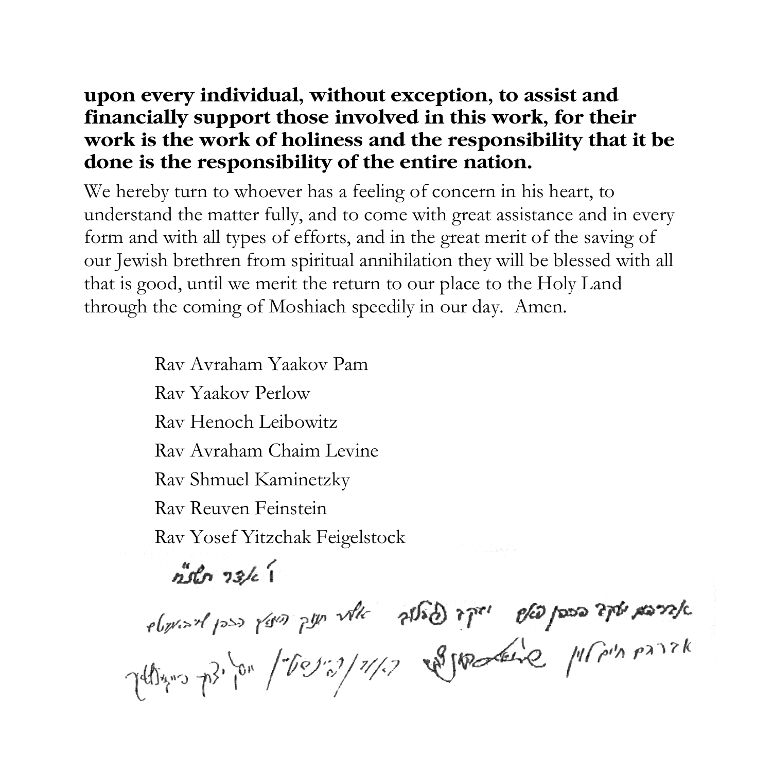**upon every individual, without exception, to assist and financially support those involved in this work, for their work is the work of holiness and the responsibility that it be done is the responsibility of the entire nation.**

We hereby turn to whoever has a feeling of concern in his heart, to understand the matter fully, and to come with great assistance and in every form and with all types of efforts, and in the great merit of the saving of our Jewish brethren from spiritual annihilation they will be blessed with all that is good, until we merit the return to our place to the Holy Land through the coming of Moshiach speedily in our day. Amen.

Rav Avraham Yaakov Pam

Rav Yaakov Perlow

Rav Henoch Leibowitz

Rav Avraham Chaim Levine

Rav Shmuel Kaminetzky

Rav Reuven Feinstein

Rav Yosef Yitzchak Feigelstock

ו' אדר תשנ"ה

אברהם יעקב בהכהן פאם   יעקב פערלאוו   אלתר חנוך העניך הכהן לייבאוויטש

אברהם חיים לוין   שמואל קאמינעצקי   ראובן פיינשטיין   יוסף יצחק פייגלשטאק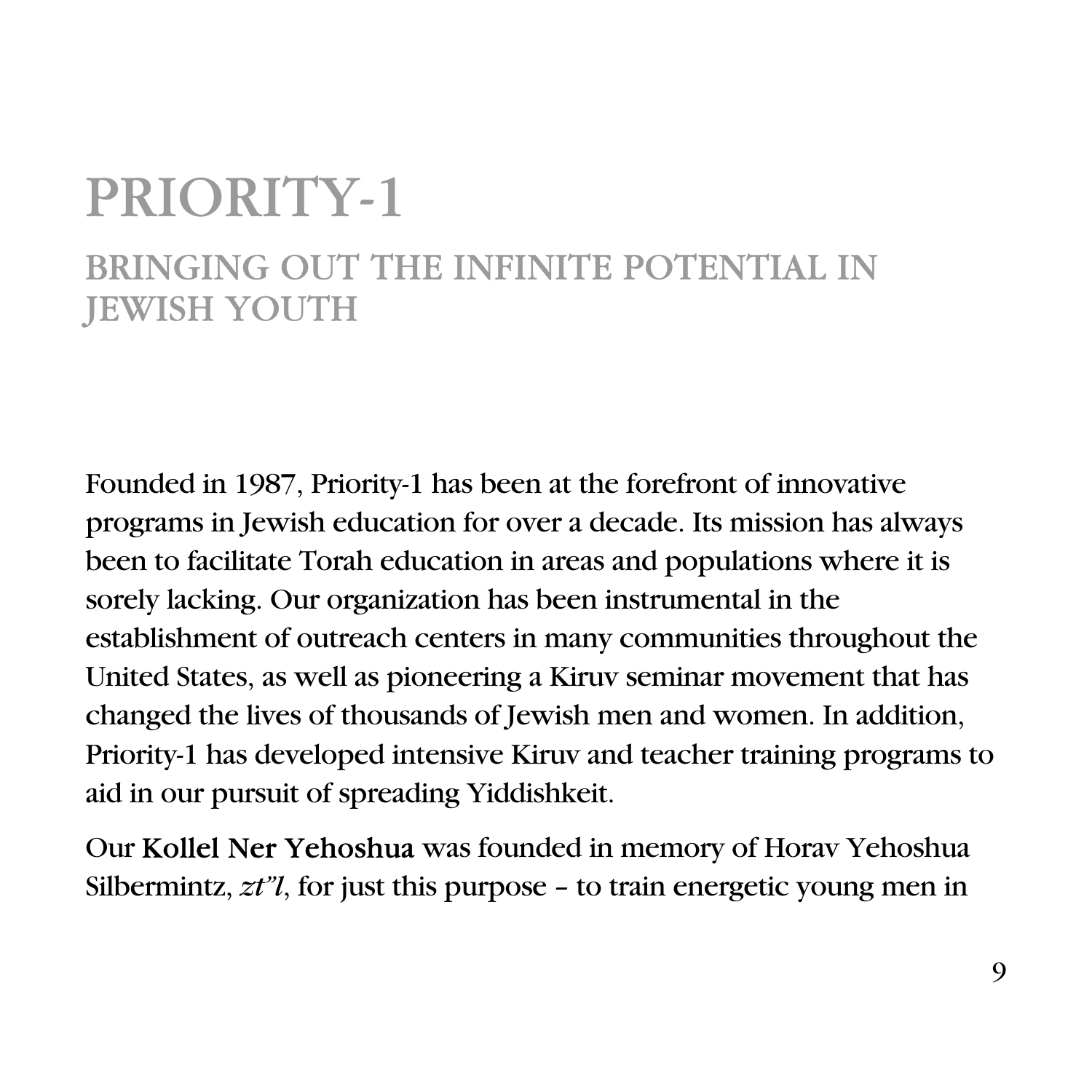# PRIORITY-1

## BRINGING OUT THE INFINITE POTENTIAL IN JEWISH YOUTH

Founded in 1987, Priority-1 has been at the forefront of innovative programs in Jewish education for over a decade. Its mission has always been to facilitate Torah education in areas and populations where it is sorely lacking. Our organization has been instrumental in the establishment of outreach centers in many communities throughout the United States, as well as pioneering a Kiruv seminar movement that has changed the lives of thousands of Jewish men and women. In addition, Priority-1 has developed intensive Kiruv and teacher training programs to aid in our pursuit of spreading Yiddishkeit.

Our **Kollel Ner Yehoshua** was founded in memory of Horav Yehoshua Silbermintz, *zt"l*, for just this purpose – to train energetic young men in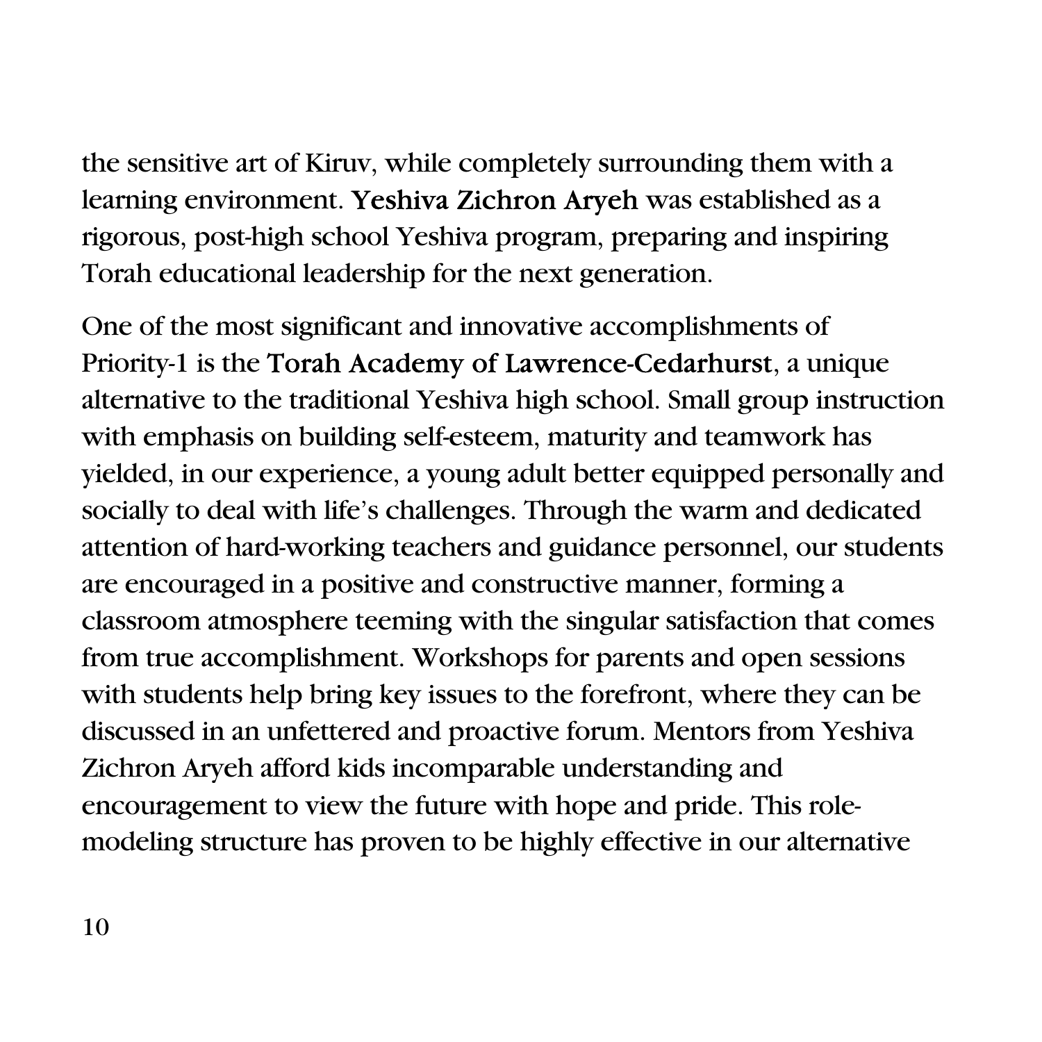the sensitive art of Kiruv, while completely surrounding them with a learning environment. **Yeshiva Zichron Aryeh** was established as a rigorous, post-high school Yeshiva program, preparing and inspiring Torah educational leadership for the next generation.

One of the most significant and innovative accomplishments of Priority-1 is the **Torah Academy of Lawrence-Cedarhurst**, a unique alternative to the traditional Yeshiva high school. Small group instruction with emphasis on building self-esteem, maturity and teamwork has yielded, in our experience, a young adult better equipped personally and socially to deal with life's challenges. Through the warm and dedicated attention of hard-working teachers and guidance personnel, our students are encouraged in a positive and constructive manner, forming a classroom atmosphere teeming with the singular satisfaction that comes from true accomplishment. Workshops for parents and open sessions with students help bring key issues to the forefront, where they can be discussed in an unfettered and proactive forum. Mentors from Yeshiva Zichron Aryeh afford kids incomparable understanding and encouragement to view the future with hope and pride. This role-modeling structure has proven to be highly effective in our alternative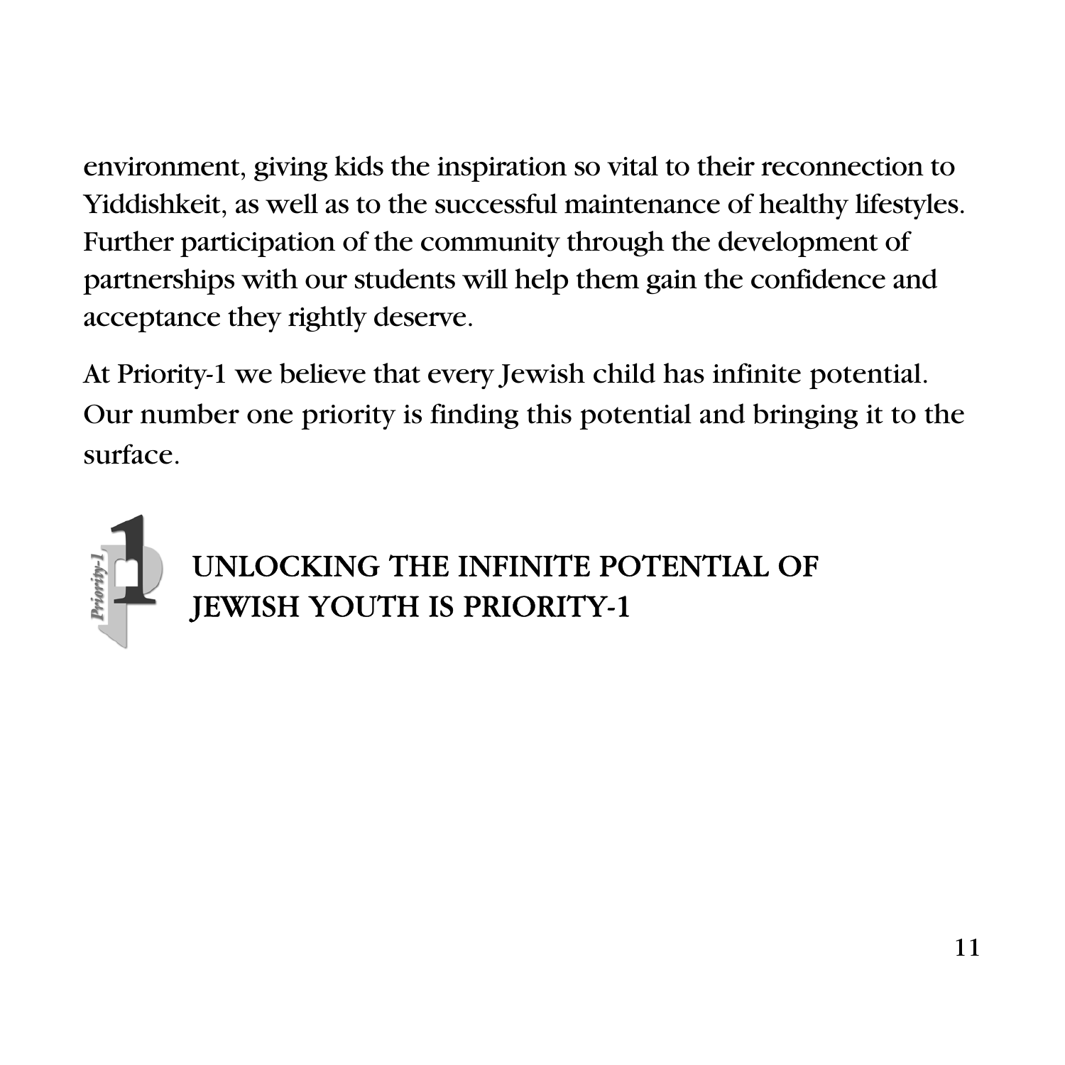environment, giving kids the inspiration so vital to their reconnection to Yiddishkeit, as well as to the successful maintenance of healthy lifestyles. Further participation of the community through the development of partnerships with our students will help them gain the confidence and acceptance they rightly deserve.

At Priority-1 we believe that every Jewish child has infinite potential. Our number one priority is finding this potential and bringing it to the surface.

**UNLOCKING THE INFINITE POTENTIAL OF JEWISH YOUTH IS PRIORITY-1**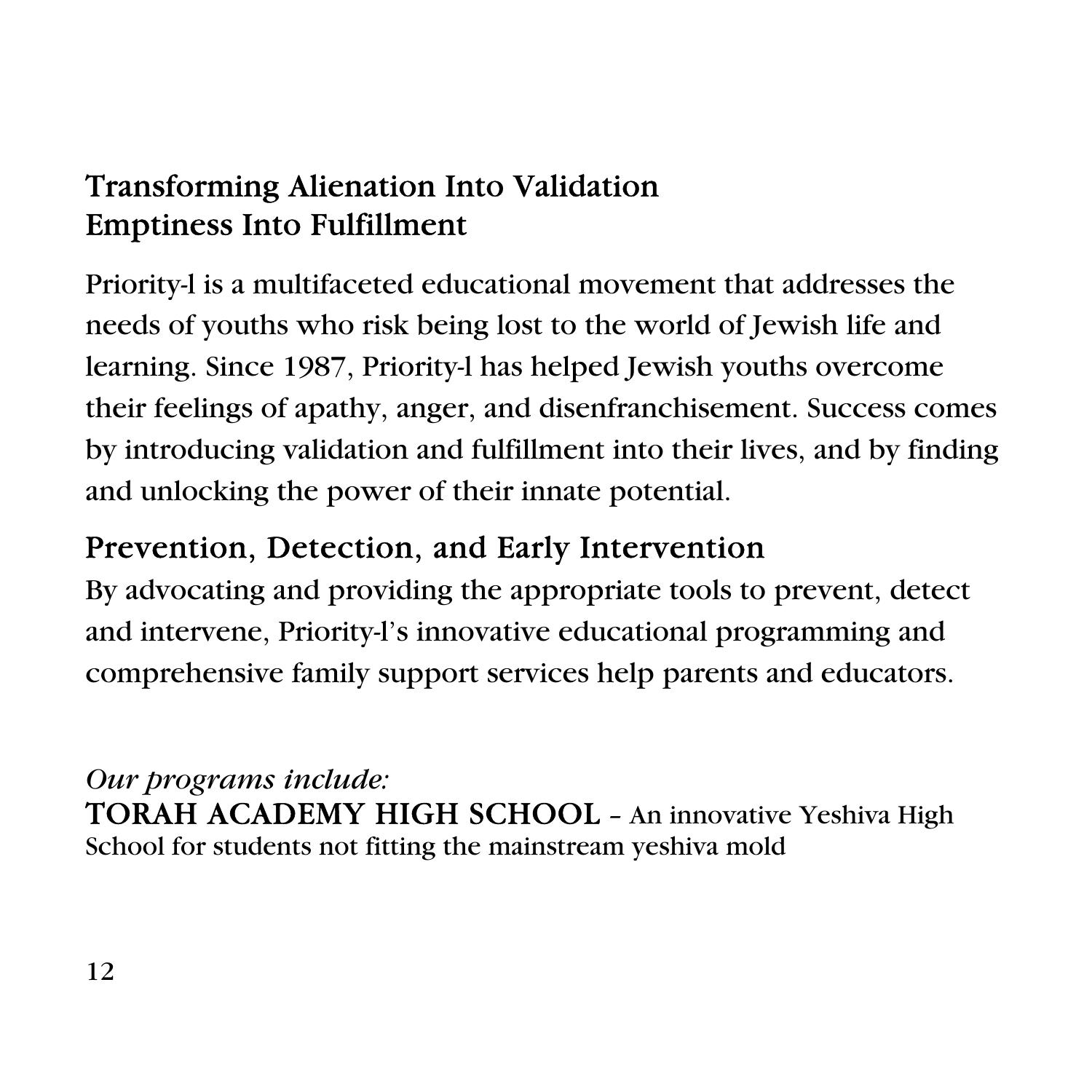## Transforming Alienation Into Validation
## Emptiness Into Fulfillment

Priority-l is a multifaceted educational movement that addresses the needs of youths who risk being lost to the world of Jewish life and learning. Since 1987, Priority-l has helped Jewish youths overcome their feelings of apathy, anger, and disenfranchisement. Success comes by introducing validation and fulfillment into their lives, and by finding and unlocking the power of their innate potential.

## Prevention, Detection, and Early Intervention

By advocating and providing the appropriate tools to prevent, detect and intervene, Priority-l's innovative educational programming and comprehensive family support services help parents and educators.

*Our programs include:*

**TORAH ACADEMY HIGH SCHOOL** – An innovative Yeshiva High School for students not fitting the mainstream yeshiva mold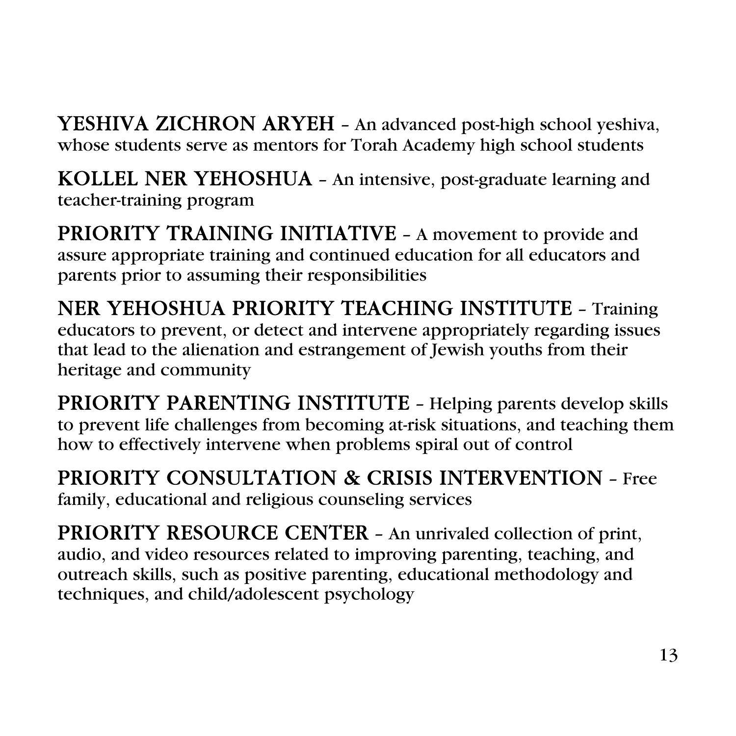**YESHIVA ZICHRON ARYEH** – An advanced post-high school yeshiva, whose students serve as mentors for Torah Academy high school students

**KOLLEL NER YEHOSHUA** – An intensive, post-graduate learning and teacher-training program

**PRIORITY TRAINING INITIATIVE** – A movement to provide and assure appropriate training and continued education for all educators and parents prior to assuming their responsibilities

**NER YEHOSHUA PRIORITY TEACHING INSTITUTE** – Training educators to prevent, or detect and intervene appropriately regarding issues that lead to the alienation and estrangement of Jewish youths from their heritage and community

**PRIORITY PARENTING INSTITUTE** – Helping parents develop skills to prevent life challenges from becoming at-risk situations, and teaching them how to effectively intervene when problems spiral out of control

**PRIORITY CONSULTATION & CRISIS INTERVENTION** – Free family, educational and religious counseling services

**PRIORITY RESOURCE CENTER** – An unrivaled collection of print, audio, and video resources related to improving parenting, teaching, and outreach skills, such as positive parenting, educational methodology and techniques, and child/adolescent psychology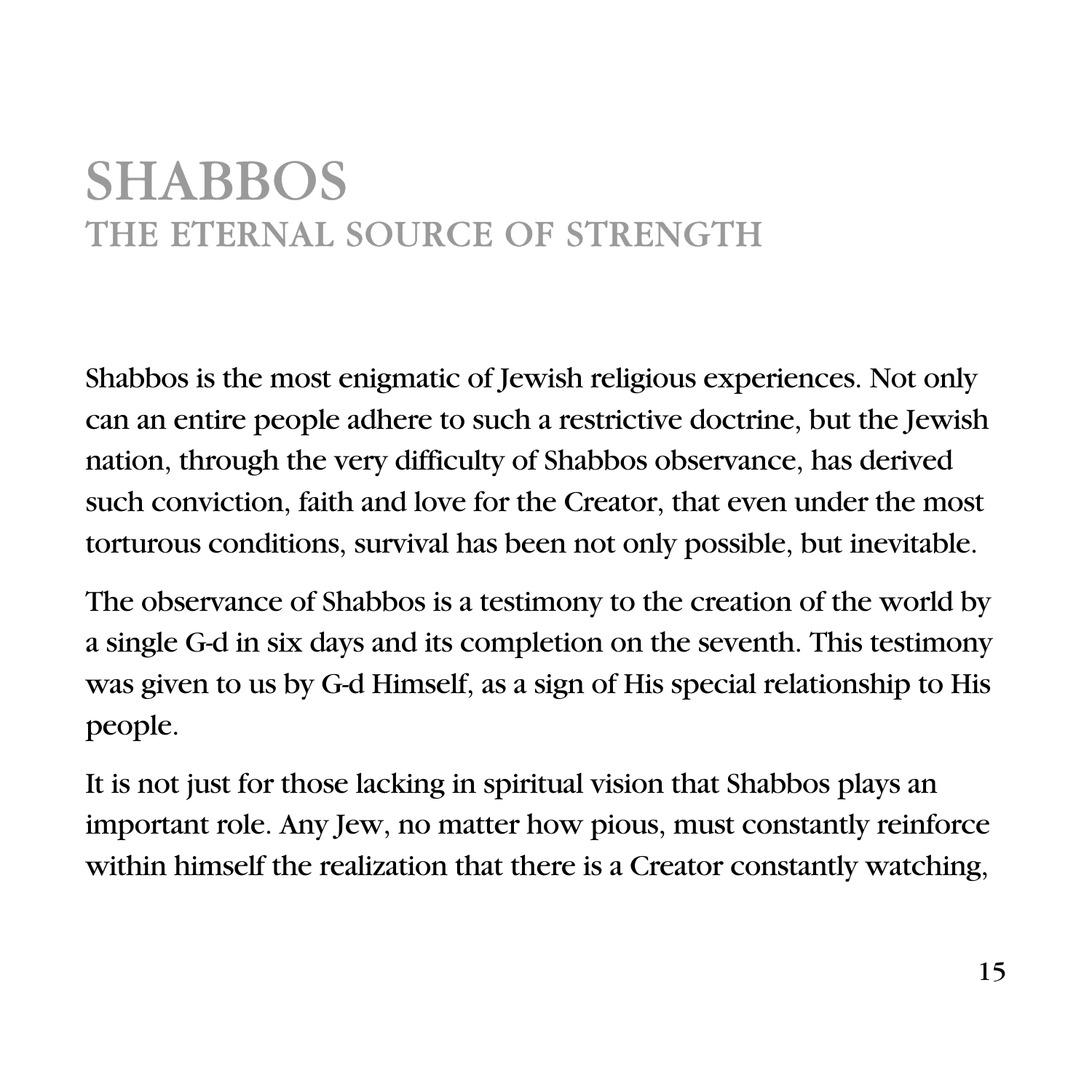# SHABBOS
## THE ETERNAL SOURCE OF STRENGTH

Shabbos is the most enigmatic of Jewish religious experiences. Not only can an entire people adhere to such a restrictive doctrine, but the Jewish nation, through the very difficulty of Shabbos observance, has derived such conviction, faith and love for the Creator, that even under the most torturous conditions, survival has been not only possible, but inevitable.

The observance of Shabbos is a testimony to the creation of the world by a single G-d in six days and its completion on the seventh. This testimony was given to us by G-d Himself, as a sign of His special relationship to His people.

It is not just for those lacking in spiritual vision that Shabbos plays an important role. Any Jew, no matter how pious, must constantly reinforce within himself the realization that there is a Creator constantly watching,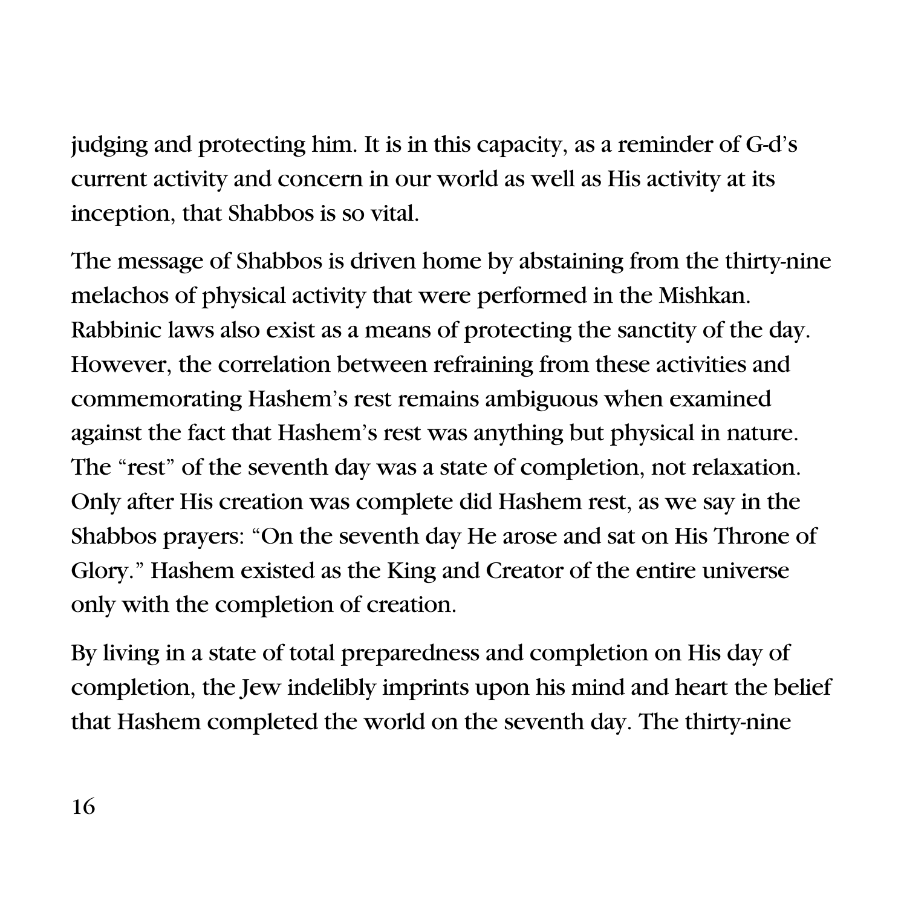judging and protecting him. It is in this capacity, as a reminder of G-d's current activity and concern in our world as well as His activity at its inception, that Shabbos is so vital.

The message of Shabbos is driven home by abstaining from the thirty-nine melachos of physical activity that were performed in the Mishkan. Rabbinic laws also exist as a means of protecting the sanctity of the day. However, the correlation between refraining from these activities and commemorating Hashem's rest remains ambiguous when examined against the fact that Hashem's rest was anything but physical in nature. The "rest" of the seventh day was a state of completion, not relaxation. Only after His creation was complete did Hashem rest, as we say in the Shabbos prayers: "On the seventh day He arose and sat on His Throne of Glory." Hashem existed as the King and Creator of the entire universe only with the completion of creation.

By living in a state of total preparedness and completion on His day of completion, the Jew indelibly imprints upon his mind and heart the belief that Hashem completed the world on the seventh day. The thirty-nine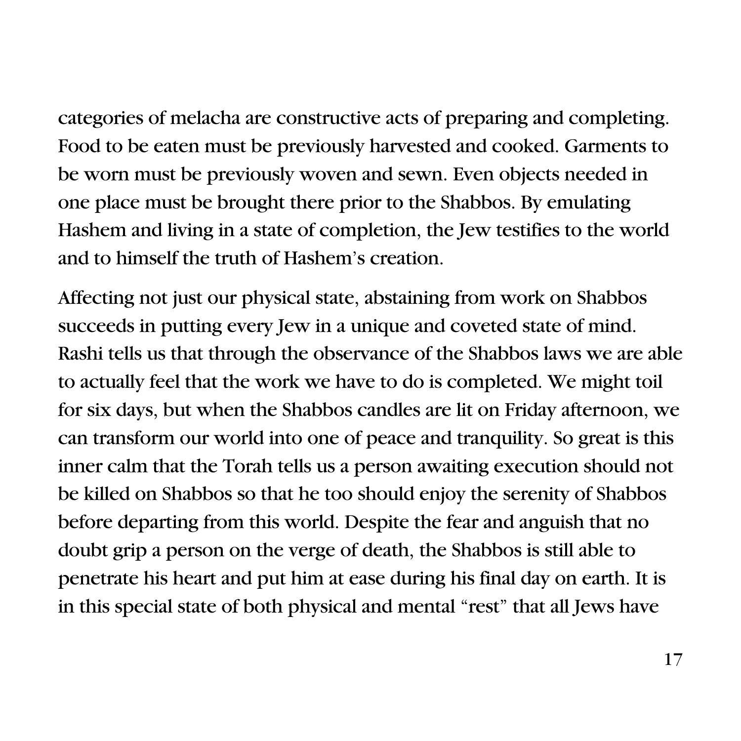categories of melacha are constructive acts of preparing and completing. Food to be eaten must be previously harvested and cooked. Garments to be worn must be previously woven and sewn. Even objects needed in one place must be brought there prior to the Shabbos. By emulating Hashem and living in a state of completion, the Jew testifies to the world and to himself the truth of Hashem's creation.

Affecting not just our physical state, abstaining from work on Shabbos succeeds in putting every Jew in a unique and coveted state of mind. Rashi tells us that through the observance of the Shabbos laws we are able to actually feel that the work we have to do is completed. We might toil for six days, but when the Shabbos candles are lit on Friday afternoon, we can transform our world into one of peace and tranquility. So great is this inner calm that the Torah tells us a person awaiting execution should not be killed on Shabbos so that he too should enjoy the serenity of Shabbos before departing from this world. Despite the fear and anguish that no doubt grip a person on the verge of death, the Shabbos is still able to penetrate his heart and put him at ease during his final day on earth. It is in this special state of both physical and mental "rest" that all Jews have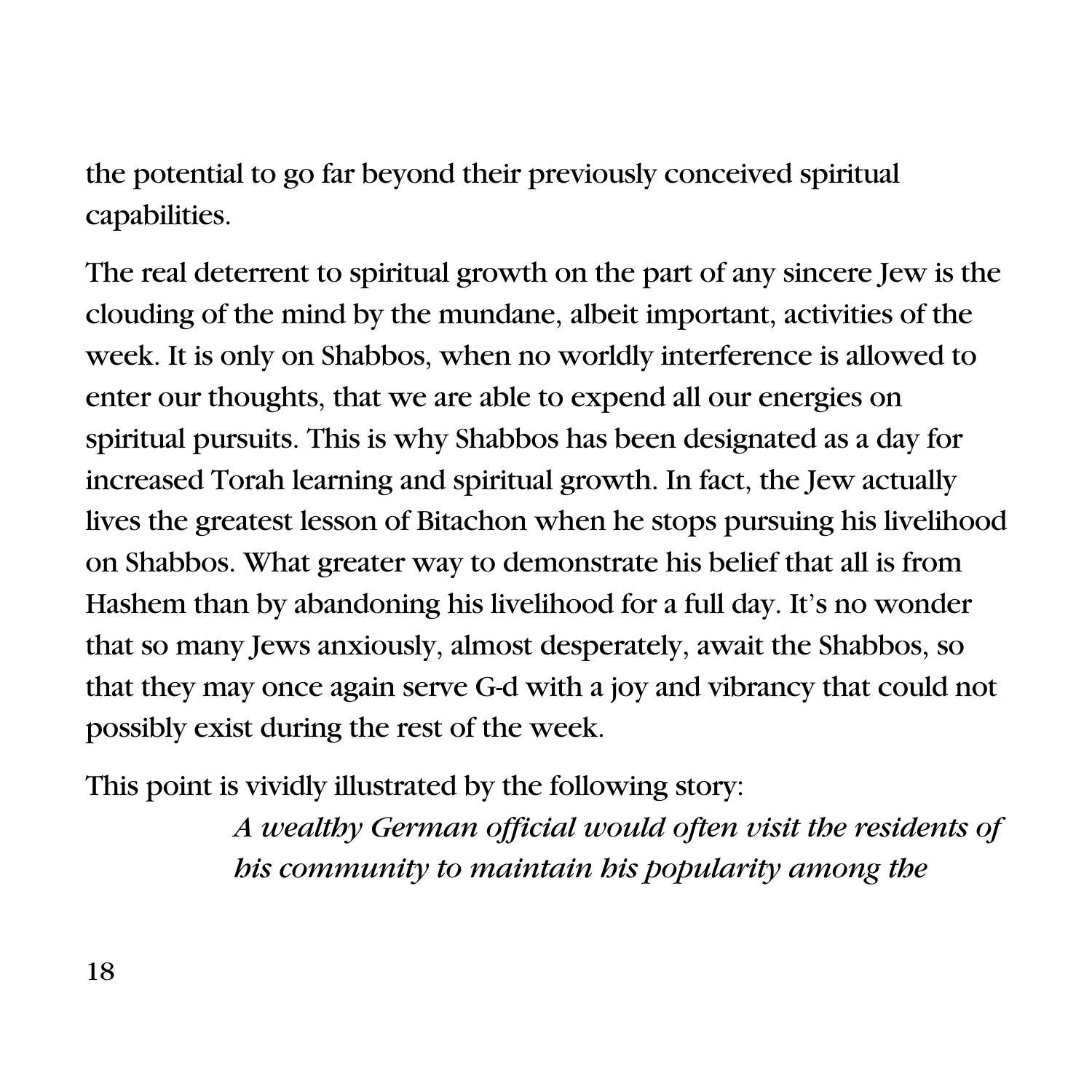the potential to go far beyond their previously conceived spiritual capabilities.

The real deterrent to spiritual growth on the part of any sincere Jew is the clouding of the mind by the mundane, albeit important, activities of the week. It is only on Shabbos, when no worldly interference is allowed to enter our thoughts, that we are able to expend all our energies on spiritual pursuits. This is why Shabbos has been designated as a day for increased Torah learning and spiritual growth. In fact, the Jew actually lives the greatest lesson of Bitachon when he stops pursuing his livelihood on Shabbos. What greater way to demonstrate his belief that all is from Hashem than by abandoning his livelihood for a full day. It's no wonder that so many Jews anxiously, almost desperately, await the Shabbos, so that they may once again serve G-d with a joy and vibrancy that could not possibly exist during the rest of the week.

This point is vividly illustrated by the following story:

> *A wealthy German official would often visit the residents of his community to maintain his popularity among the*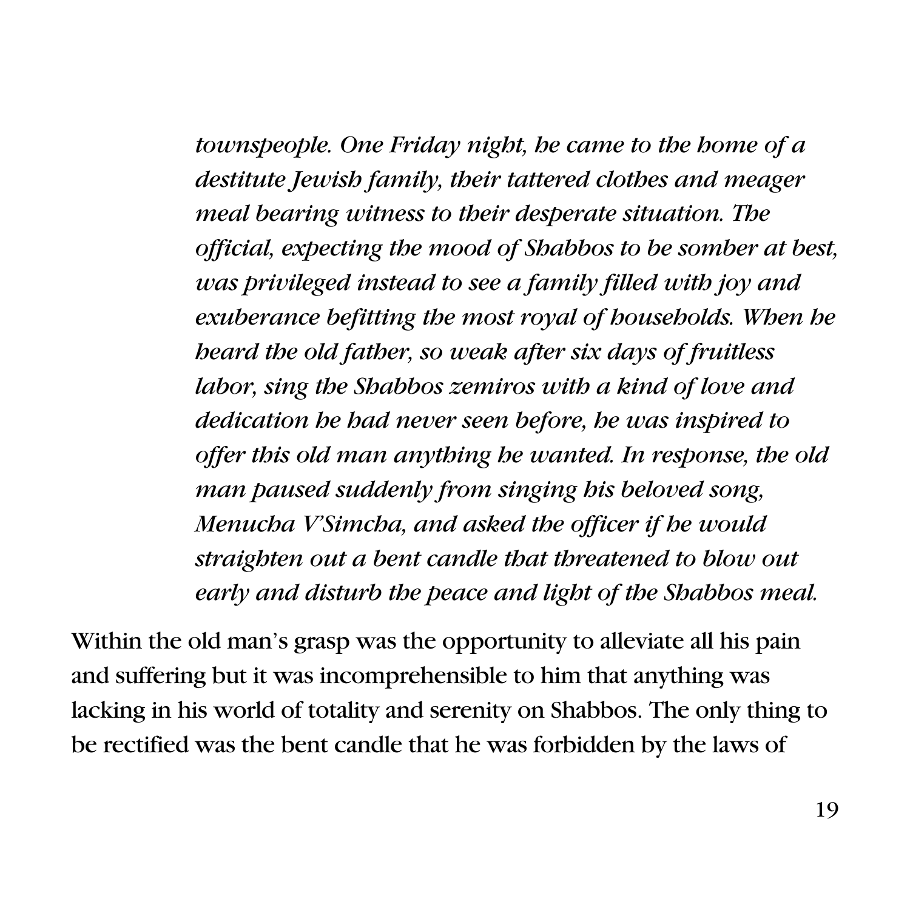*townspeople. One Friday night, he came to the home of a destitute Jewish family, their tattered clothes and meager meal bearing witness to their desperate situation. The official, expecting the mood of Shabbos to be somber at best, was privileged instead to see a family filled with joy and exuberance befitting the most royal of households. When he heard the old father, so weak after six days of fruitless labor, sing the Shabbos zemiros with a kind of love and dedication he had never seen before, he was inspired to offer this old man anything he wanted. In response, the old man paused suddenly from singing his beloved song, Menucha V'Simcha, and asked the officer if he would straighten out a bent candle that threatened to blow out early and disturb the peace and light of the Shabbos meal.*

Within the old man's grasp was the opportunity to alleviate all his pain and suffering but it was incomprehensible to him that anything was lacking in his world of totality and serenity on Shabbos. The only thing to be rectified was the bent candle that he was forbidden by the laws of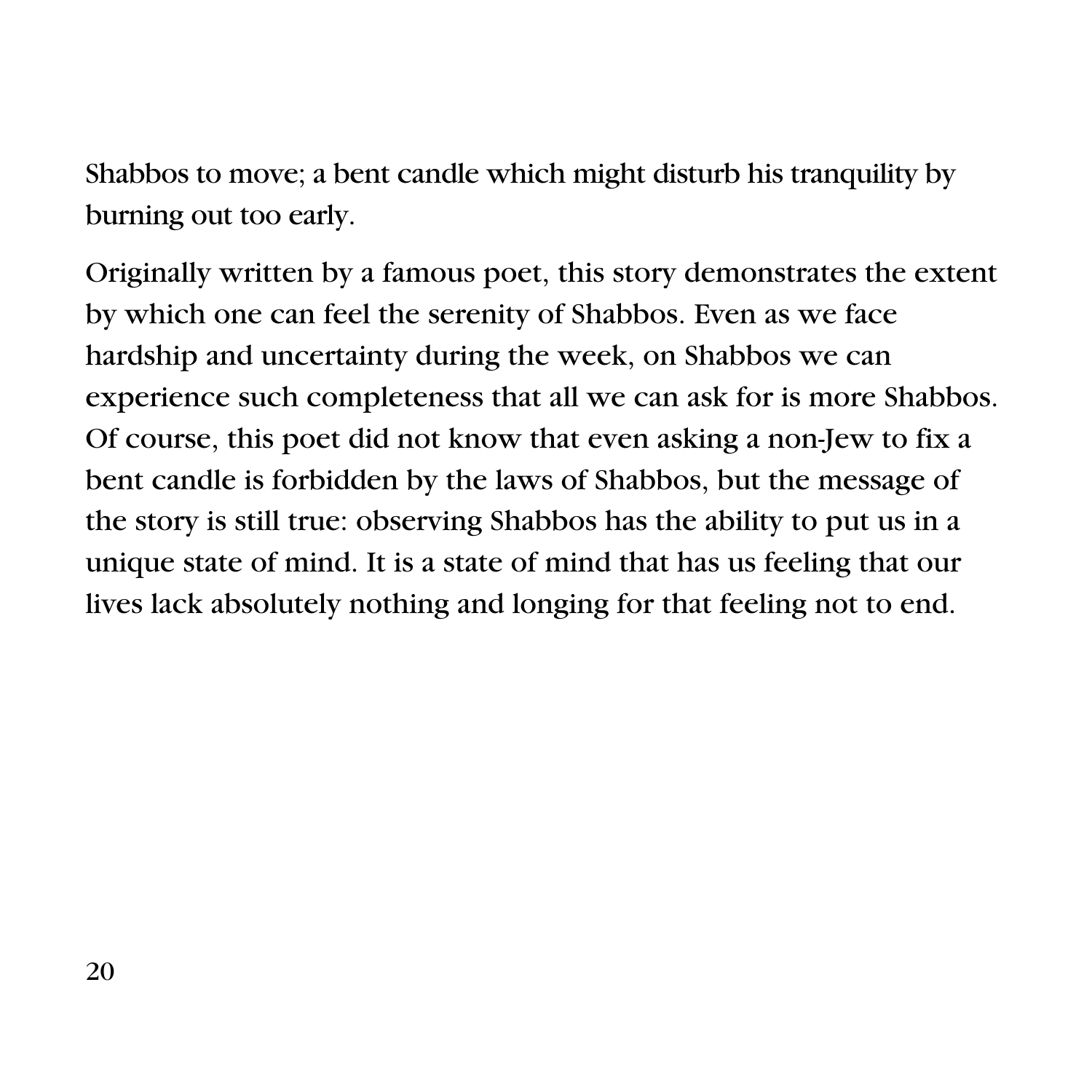Shabbos to move; a bent candle which might disturb his tranquility by burning out too early.

Originally written by a famous poet, this story demonstrates the extent by which one can feel the serenity of Shabbos. Even as we face hardship and uncertainty during the week, on Shabbos we can experience such completeness that all we can ask for is more Shabbos. Of course, this poet did not know that even asking a non-Jew to fix a bent candle is forbidden by the laws of Shabbos, but the message of the story is still true: observing Shabbos has the ability to put us in a unique state of mind. It is a state of mind that has us feeling that our lives lack absolutely nothing and longing for that feeling not to end.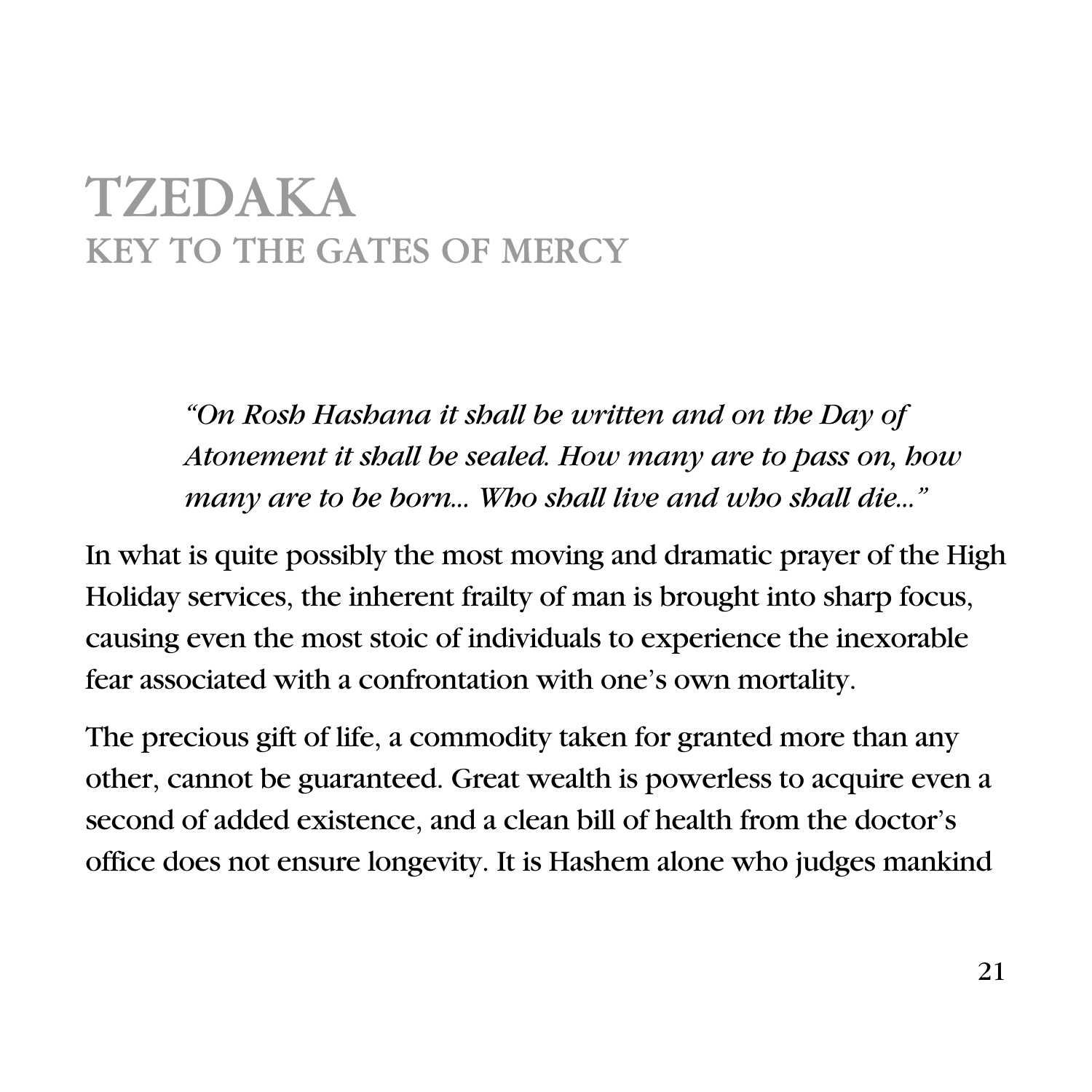# TZEDAKA
## KEY TO THE GATES OF MERCY

> *"On Rosh Hashana it shall be written and on the Day of Atonement it shall be sealed. How many are to pass on, how many are to be born... Who shall live and who shall die..."*

In what is quite possibly the most moving and dramatic prayer of the High Holiday services, the inherent frailty of man is brought into sharp focus, causing even the most stoic of individuals to experience the inexorable fear associated with a confrontation with one's own mortality.

The precious gift of life, a commodity taken for granted more than any other, cannot be guaranteed. Great wealth is powerless to acquire even a second of added existence, and a clean bill of health from the doctor's office does not ensure longevity. It is Hashem alone who judges mankind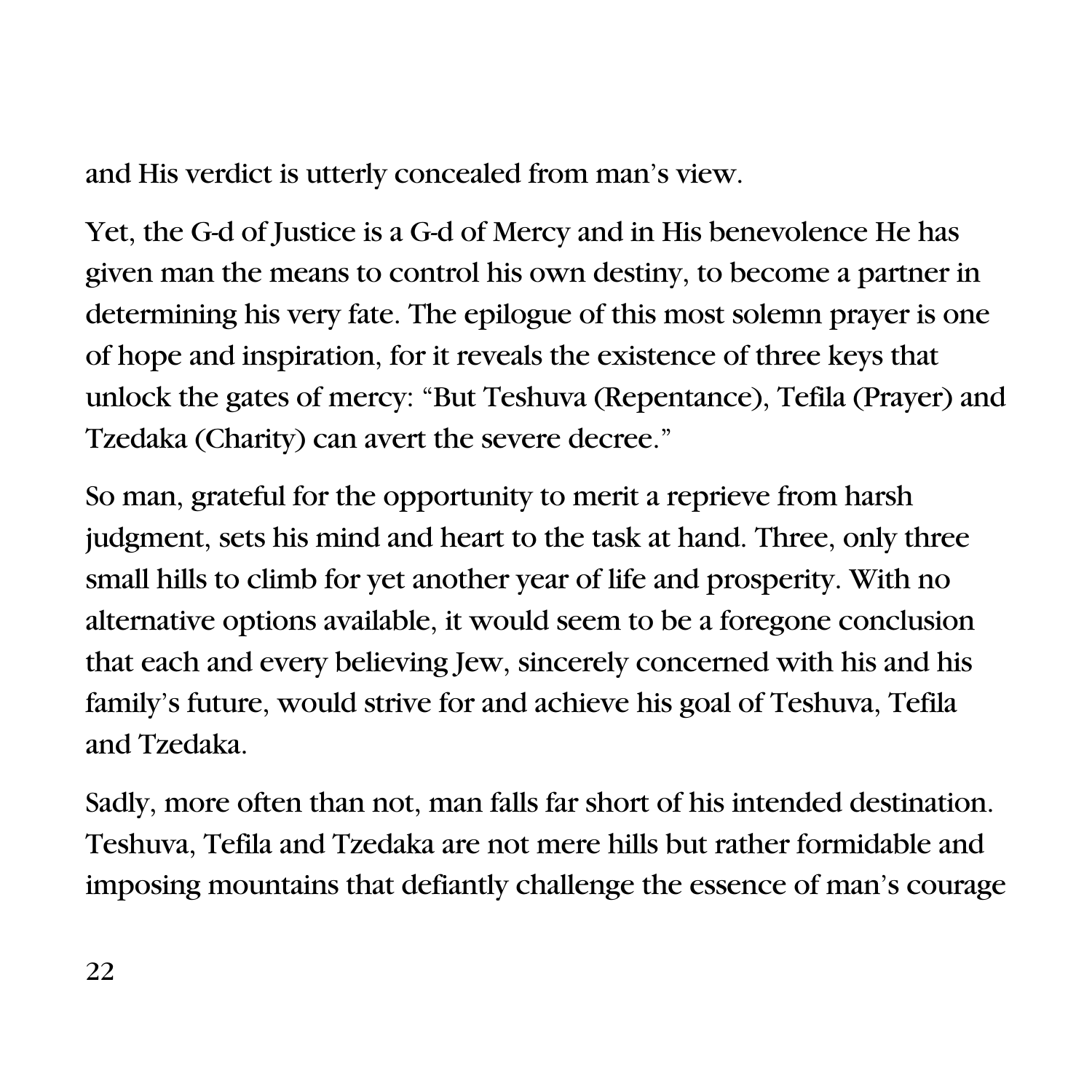and His verdict is utterly concealed from man's view.

Yet, the G-d of Justice is a G-d of Mercy and in His benevolence He has given man the means to control his own destiny, to become a partner in determining his very fate. The epilogue of this most solemn prayer is one of hope and inspiration, for it reveals the existence of three keys that unlock the gates of mercy: "But Teshuva (Repentance), Tefila (Prayer) and Tzedaka (Charity) can avert the severe decree."

So man, grateful for the opportunity to merit a reprieve from harsh judgment, sets his mind and heart to the task at hand. Three, only three small hills to climb for yet another year of life and prosperity. With no alternative options available, it would seem to be a foregone conclusion that each and every believing Jew, sincerely concerned with his and his family's future, would strive for and achieve his goal of Teshuva, Tefila and Tzedaka.

Sadly, more often than not, man falls far short of his intended destination. Teshuva, Tefila and Tzedaka are not mere hills but rather formidable and imposing mountains that defiantly challenge the essence of man's courage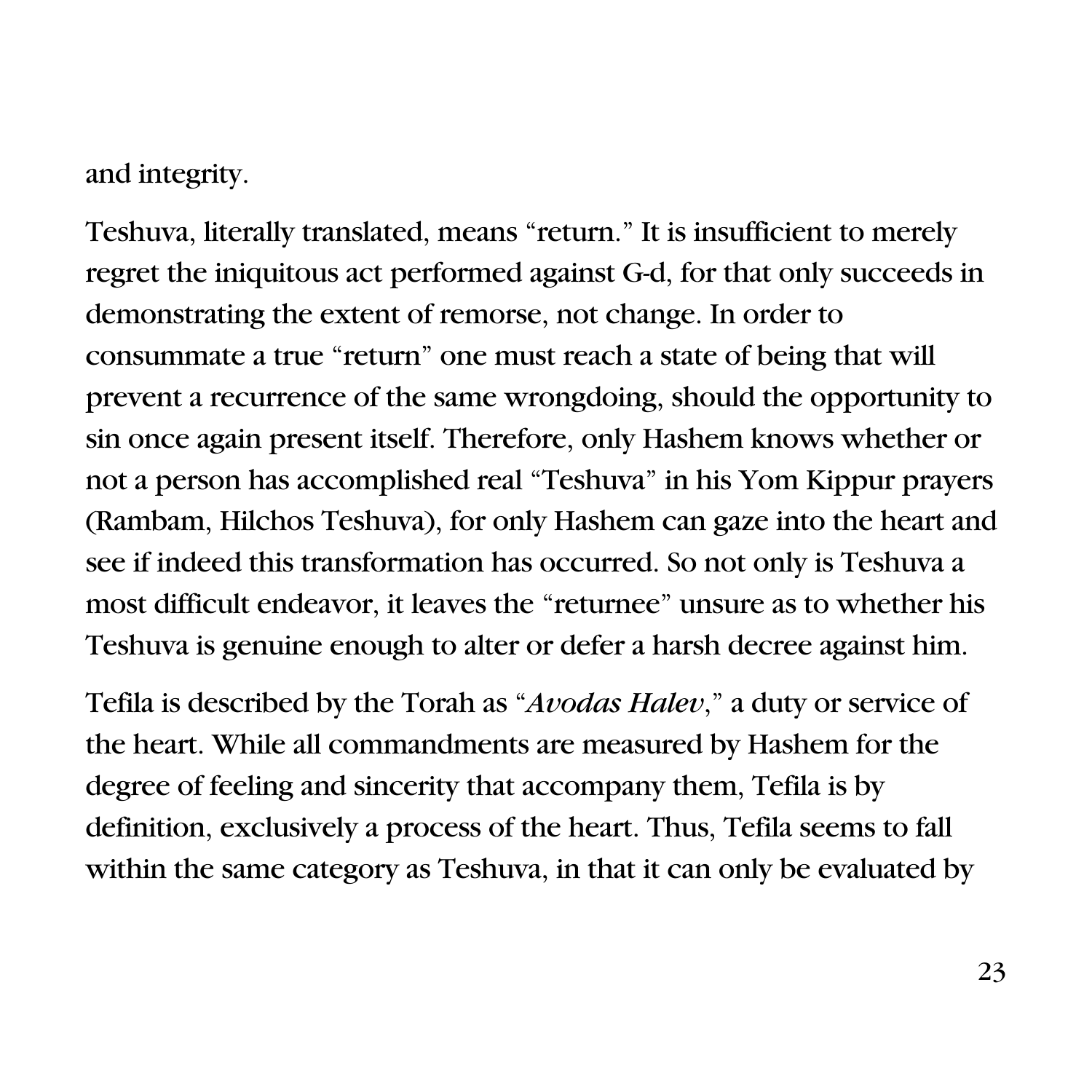and integrity.

Teshuva, literally translated, means “return.” It is insufficient to merely regret the iniquitous act performed against G-d, for that only succeeds in demonstrating the extent of remorse, not change. In order to consummate a true “return” one must reach a state of being that will prevent a recurrence of the same wrongdoing, should the opportunity to sin once again present itself. Therefore, only Hashem knows whether or not a person has accomplished real “Teshuva” in his Yom Kippur prayers (Rambam, Hilchos Teshuva), for only Hashem can gaze into the heart and see if indeed this transformation has occurred. So not only is Teshuva a most difficult endeavor, it leaves the “returnee” unsure as to whether his Teshuva is genuine enough to alter or defer a harsh decree against him.

Tefila is described by the Torah as “*Avodas Halev*,” a duty or service of the heart. While all commandments are measured by Hashem for the degree of feeling and sincerity that accompany them, Tefila is by definition, exclusively a process of the heart. Thus, Tefila seems to fall within the same category as Teshuva, in that it can only be evaluated by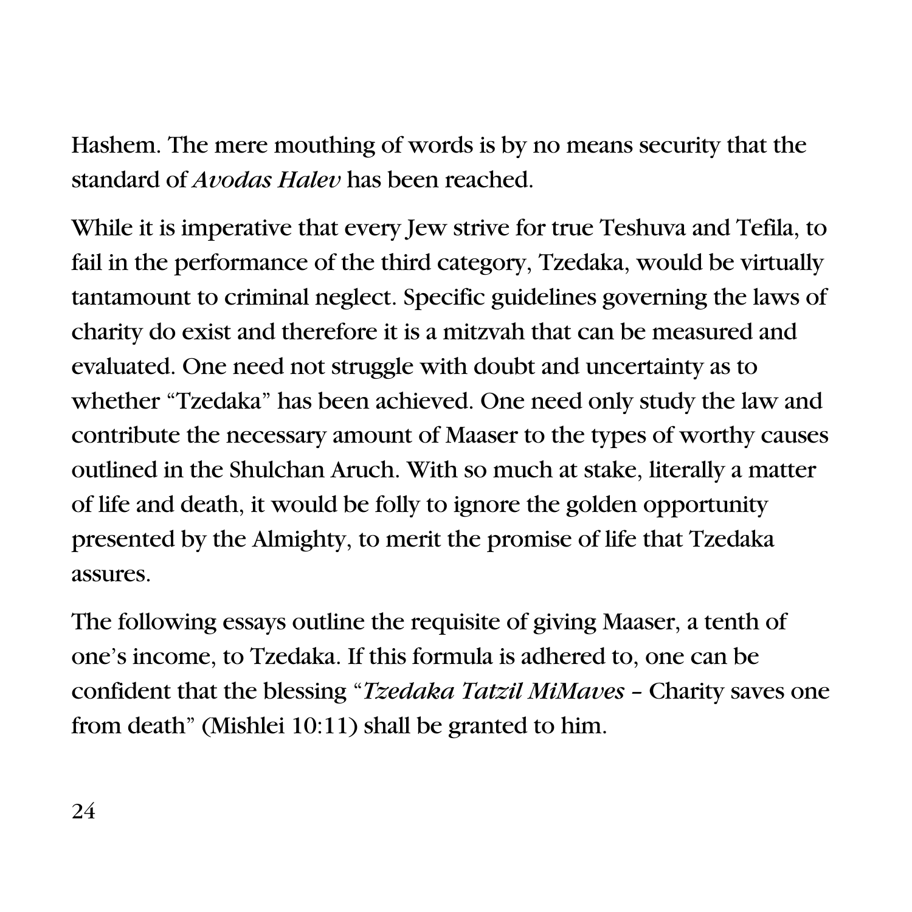Hashem. The mere mouthing of words is by no means security that the standard of *Avodas Halev* has been reached.

While it is imperative that every Jew strive for true Teshuva and Tefila, to fail in the performance of the third category, Tzedaka, would be virtually tantamount to criminal neglect. Specific guidelines governing the laws of charity do exist and therefore it is a mitzvah that can be measured and evaluated. One need not struggle with doubt and uncertainty as to whether "Tzedaka" has been achieved. One need only study the law and contribute the necessary amount of Maaser to the types of worthy causes outlined in the Shulchan Aruch. With so much at stake, literally a matter of life and death, it would be folly to ignore the golden opportunity presented by the Almighty, to merit the promise of life that Tzedaka assures.

The following essays outline the requisite of giving Maaser, a tenth of one's income, to Tzedaka. If this formula is adhered to, one can be confident that the blessing "*Tzedaka Tatzil MiMaves* – Charity saves one from death" (Mishlei 10:11) shall be granted to him.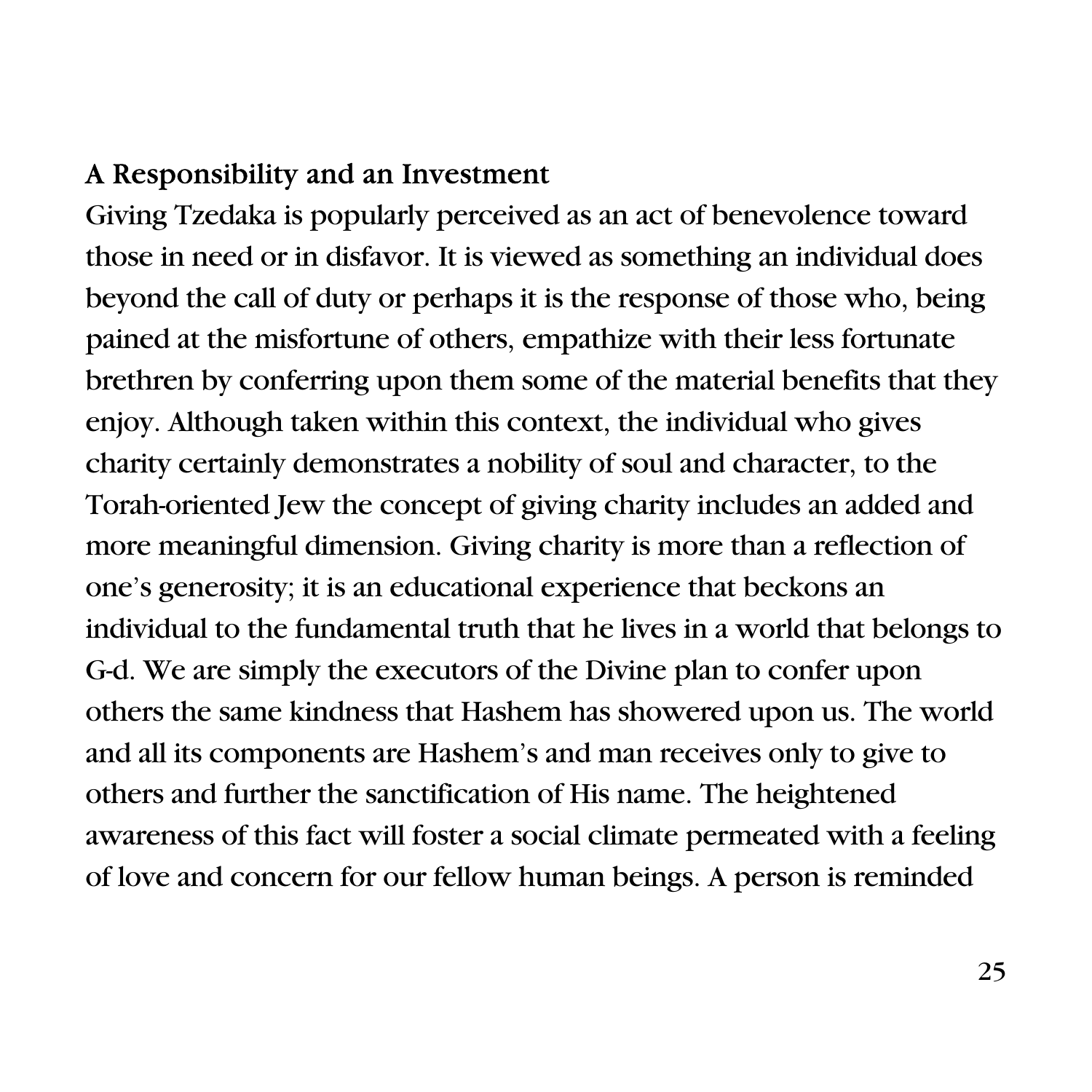### A Responsibility and an Investment

Giving Tzedaka is popularly perceived as an act of benevolence toward those in need or in disfavor. It is viewed as something an individual does beyond the call of duty or perhaps it is the response of those who, being pained at the misfortune of others, empathize with their less fortunate brethren by conferring upon them some of the material benefits that they enjoy. Although taken within this context, the individual who gives charity certainly demonstrates a nobility of soul and character, to the Torah-oriented Jew the concept of giving charity includes an added and more meaningful dimension. Giving charity is more than a reflection of one's generosity; it is an educational experience that beckons an individual to the fundamental truth that he lives in a world that belongs to G-d. We are simply the executors of the Divine plan to confer upon others the same kindness that Hashem has showered upon us. The world and all its components are Hashem's and man receives only to give to others and further the sanctification of His name. The heightened awareness of this fact will foster a social climate permeated with a feeling of love and concern for our fellow human beings. A person is reminded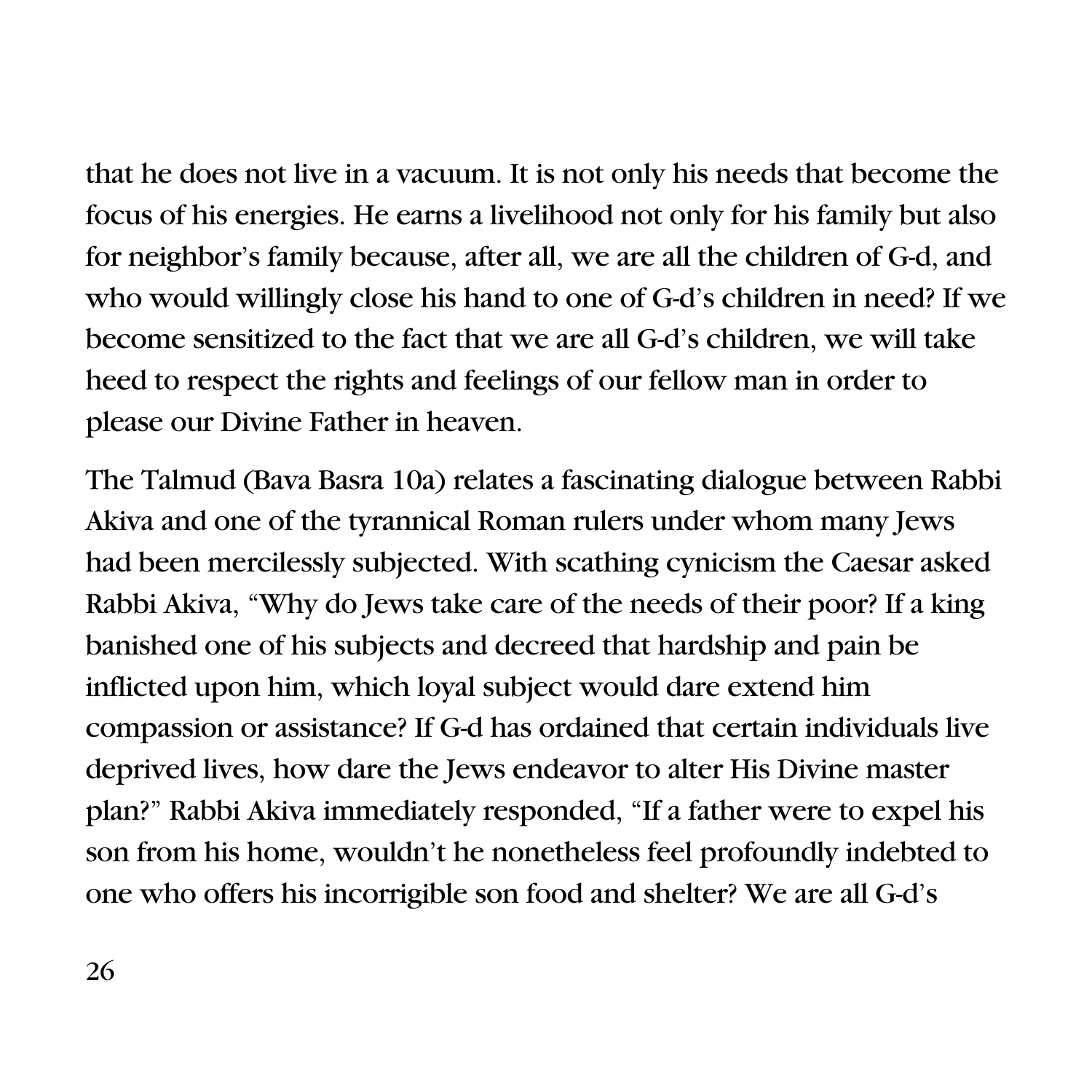that he does not live in a vacuum. It is not only his needs that become the focus of his energies. He earns a livelihood not only for his family but also for neighbor's family because, after all, we are all the children of G-d, and who would willingly close his hand to one of G-d's children in need? If we become sensitized to the fact that we are all G-d's children, we will take heed to respect the rights and feelings of our fellow man in order to please our Divine Father in heaven.

The Talmud (Bava Basra 10a) relates a fascinating dialogue between Rabbi Akiva and one of the tyrannical Roman rulers under whom many Jews had been mercilessly subjected. With scathing cynicism the Caesar asked Rabbi Akiva, "Why do Jews take care of the needs of their poor? If a king banished one of his subjects and decreed that hardship and pain be inflicted upon him, which loyal subject would dare extend him compassion or assistance? If G-d has ordained that certain individuals live deprived lives, how dare the Jews endeavor to alter His Divine master plan?" Rabbi Akiva immediately responded, "If a father were to expel his son from his home, wouldn't he nonetheless feel profoundly indebted to one who offers his incorrigible son food and shelter? We are all G-d's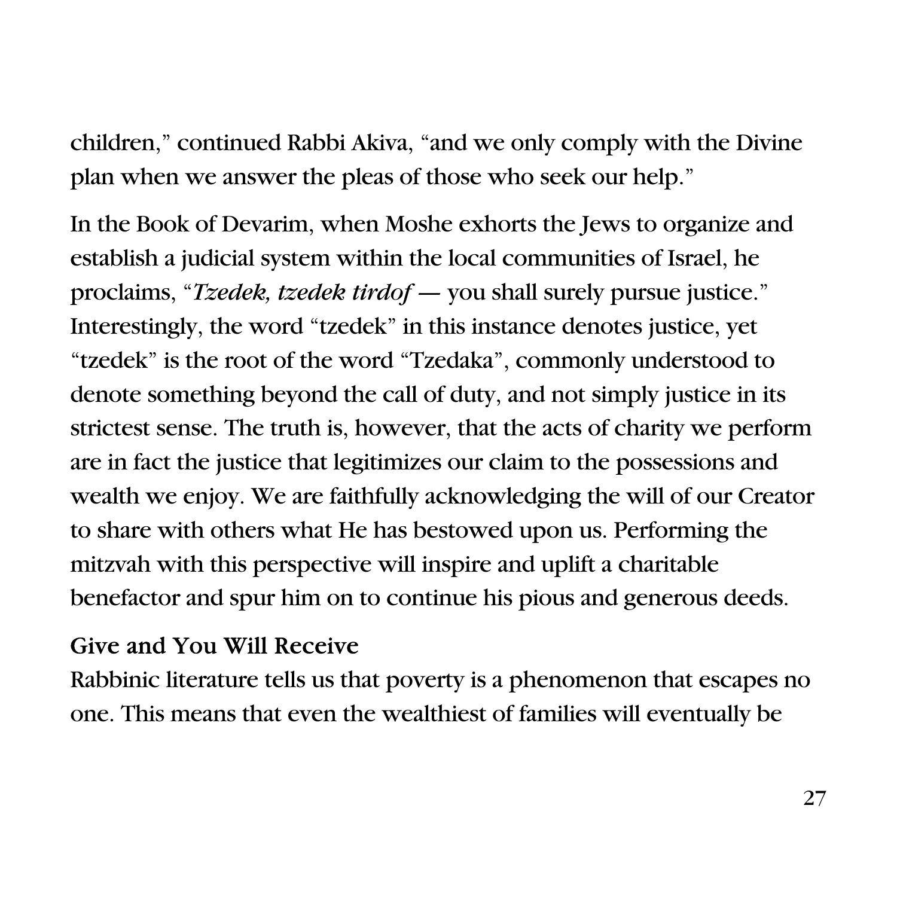children," continued Rabbi Akiva, "and we only comply with the Divine plan when we answer the pleas of those who seek our help."

In the Book of Devarim, when Moshe exhorts the Jews to organize and establish a judicial system within the local communities of Israel, he proclaims, "*Tzedek, tzedek tirdof* — you shall surely pursue justice." Interestingly, the word "tzedek" in this instance denotes justice, yet "tzedek" is the root of the word "Tzedaka", commonly understood to denote something beyond the call of duty, and not simply justice in its strictest sense. The truth is, however, that the acts of charity we perform are in fact the justice that legitimizes our claim to the possessions and wealth we enjoy. We are faithfully acknowledging the will of our Creator to share with others what He has bestowed upon us. Performing the mitzvah with this perspective will inspire and uplift a charitable benefactor and spur him on to continue his pious and generous deeds.

**Give and You Will Receive**

Rabbinic literature tells us that poverty is a phenomenon that escapes no one. This means that even the wealthiest of families will eventually be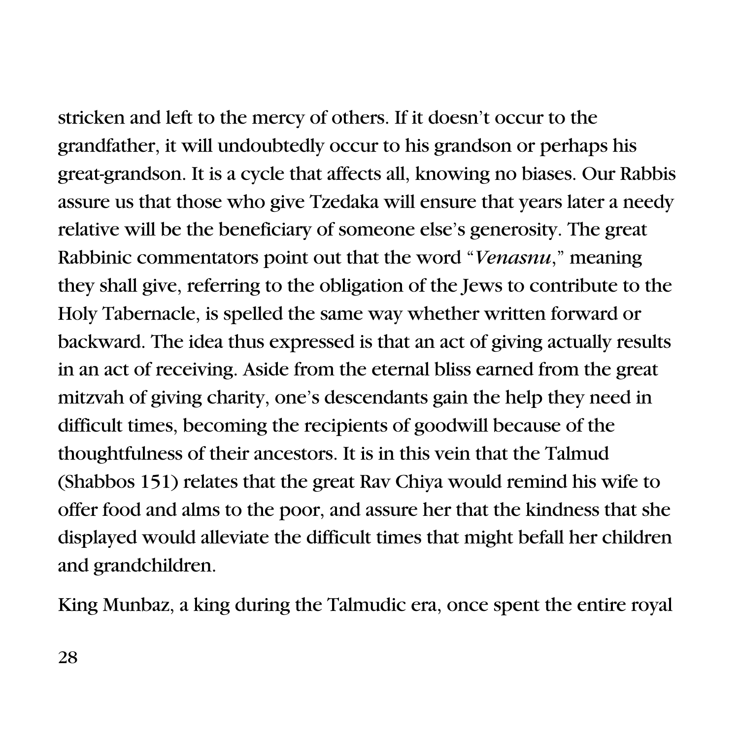stricken and left to the mercy of others. If it doesn't occur to the grandfather, it will undoubtedly occur to his grandson or perhaps his great-grandson. It is a cycle that affects all, knowing no biases. Our Rabbis assure us that those who give Tzedaka will ensure that years later a needy relative will be the beneficiary of someone else's generosity. The great Rabbinic commentators point out that the word "*Venasnu*," meaning they shall give, referring to the obligation of the Jews to contribute to the Holy Tabernacle, is spelled the same way whether written forward or backward. The idea thus expressed is that an act of giving actually results in an act of receiving. Aside from the eternal bliss earned from the great mitzvah of giving charity, one's descendants gain the help they need in difficult times, becoming the recipients of goodwill because of the thoughtfulness of their ancestors. It is in this vein that the Talmud (Shabbos 151) relates that the great Rav Chiya would remind his wife to offer food and alms to the poor, and assure her that the kindness that she displayed would alleviate the difficult times that might befall her children and grandchildren.

King Munbaz, a king during the Talmudic era, once spent the entire royal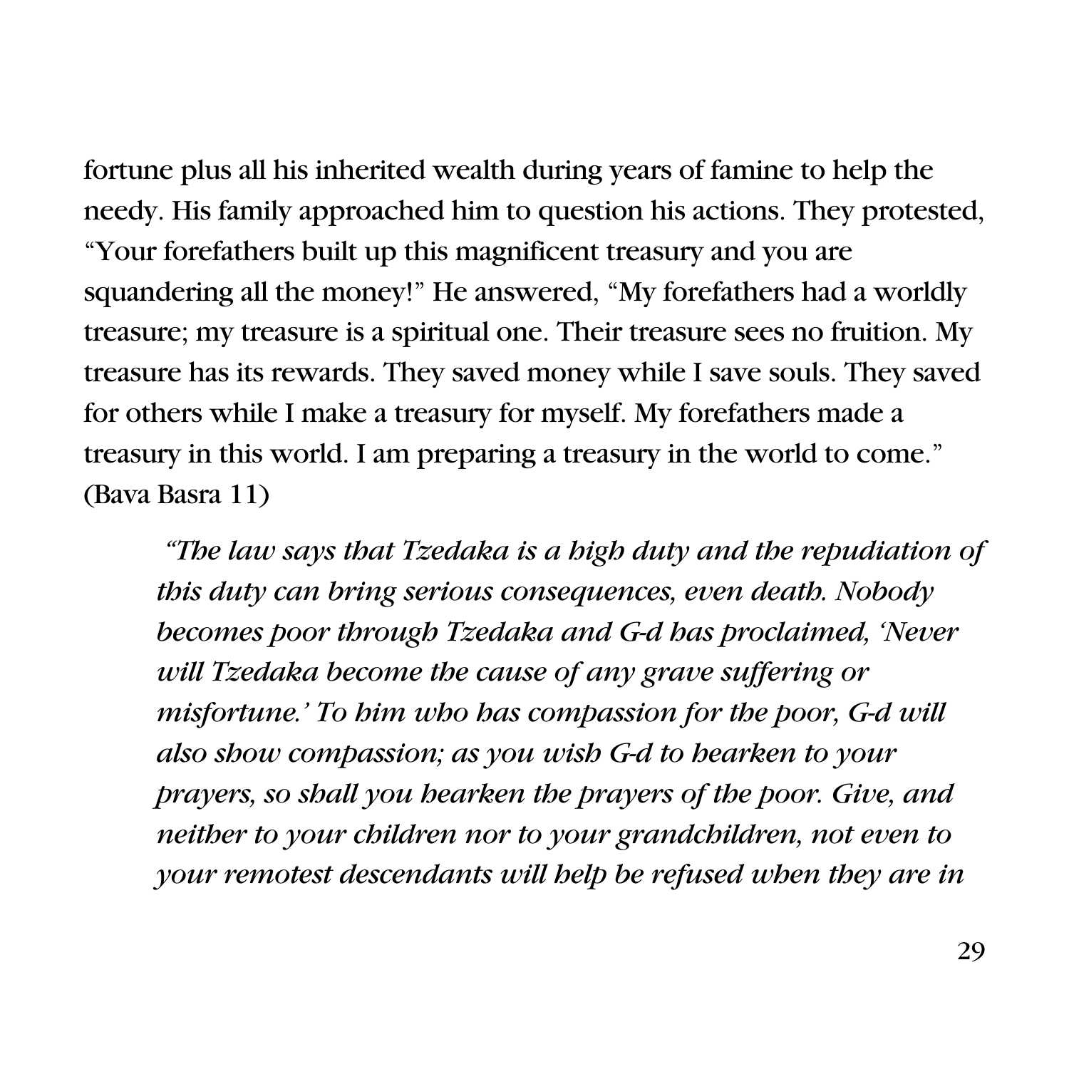fortune plus all his inherited wealth during years of famine to help the needy. His family approached him to question his actions. They protested, "Your forefathers built up this magnificent treasury and you are squandering all the money!" He answered, "My forefathers had a worldly treasure; my treasure is a spiritual one. Their treasure sees no fruition. My treasure has its rewards. They saved money while I save souls. They saved for others while I make a treasury for myself. My forefathers made a treasury in this world. I am preparing a treasury in the world to come." (Bava Basra 11)

> *"The law says that Tzedaka is a high duty and the repudiation of this duty can bring serious consequences, even death. Nobody becomes poor through Tzedaka and G-d has proclaimed, 'Never will Tzedaka become the cause of any grave suffering or misfortune.' To him who has compassion for the poor, G-d will also show compassion; as you wish G-d to hearken to your prayers, so shall you hearken the prayers of the poor. Give, and neither to your children nor to your grandchildren, not even to your remotest descendants will help be refused when they are in*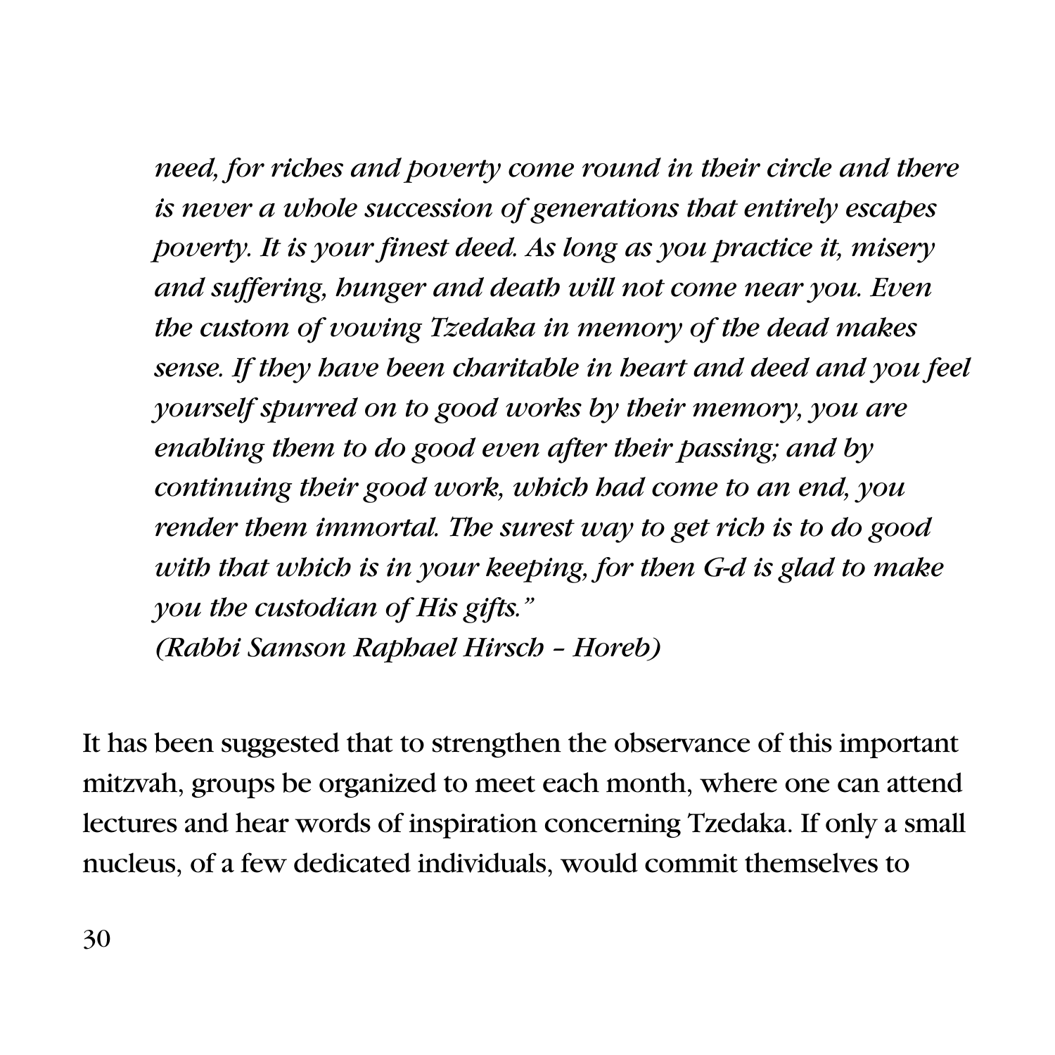*need, for riches and poverty come round in their circle and there is never a whole succession of generations that entirely escapes poverty. It is your finest deed. As long as you practice it, misery and suffering, hunger and death will not come near you. Even the custom of vowing Tzedaka in memory of the dead makes sense. If they have been charitable in heart and deed and you feel yourself spurred on to good works by their memory, you are enabling them to do good even after their passing; and by continuing their good work, which had come to an end, you render them immortal. The surest way to get rich is to do good with that which is in your keeping, for then G-d is glad to make you the custodian of His gifts."*
*(Rabbi Samson Raphael Hirsch – Horeb)*

It has been suggested that to strengthen the observance of this important mitzvah, groups be organized to meet each month, where one can attend lectures and hear words of inspiration concerning Tzedaka. If only a small nucleus, of a few dedicated individuals, would commit themselves to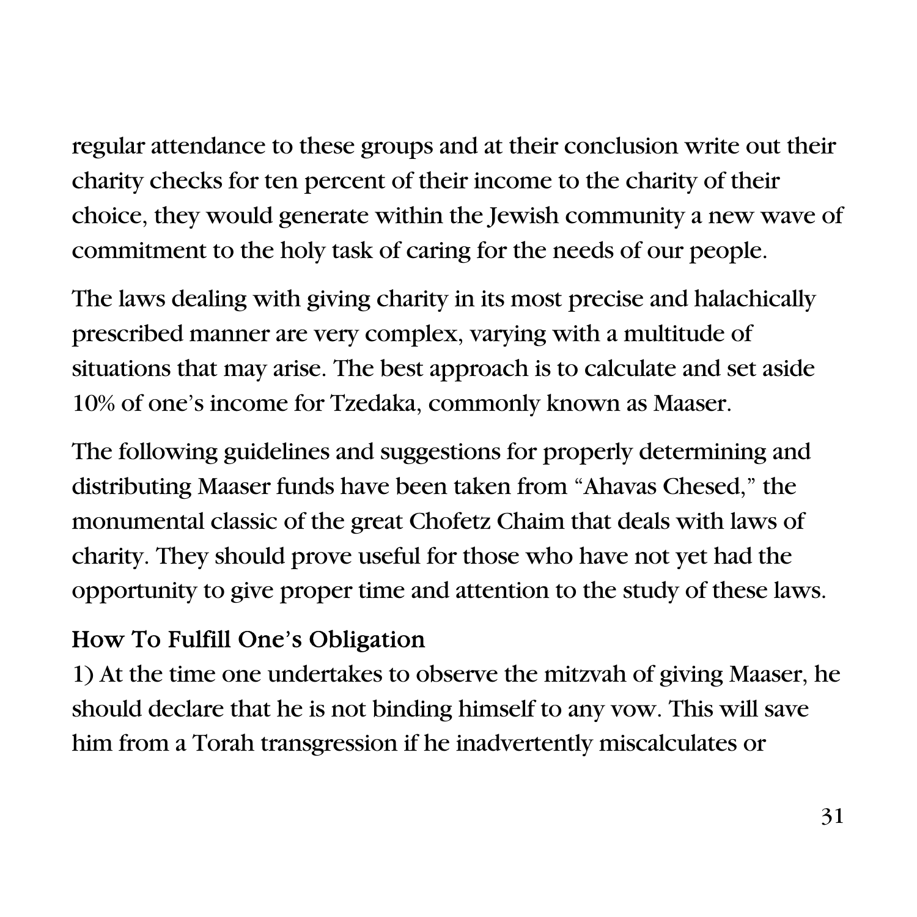regular attendance to these groups and at their conclusion write out their charity checks for ten percent of their income to the charity of their choice, they would generate within the Jewish community a new wave of commitment to the holy task of caring for the needs of our people.

The laws dealing with giving charity in its most precise and halachically prescribed manner are very complex, varying with a multitude of situations that may arise. The best approach is to calculate and set aside 10% of one's income for Tzedaka, commonly known as Maaser.

The following guidelines and suggestions for properly determining and distributing Maaser funds have been taken from "Ahavas Chesed," the monumental classic of the great Chofetz Chaim that deals with laws of charity. They should prove useful for those who have not yet had the opportunity to give proper time and attention to the study of these laws.

### How To Fulfill One's Obligation

1) At the time one undertakes to observe the mitzvah of giving Maaser, he should declare that he is not binding himself to any vow. This will save him from a Torah transgression if he inadvertently miscalculates or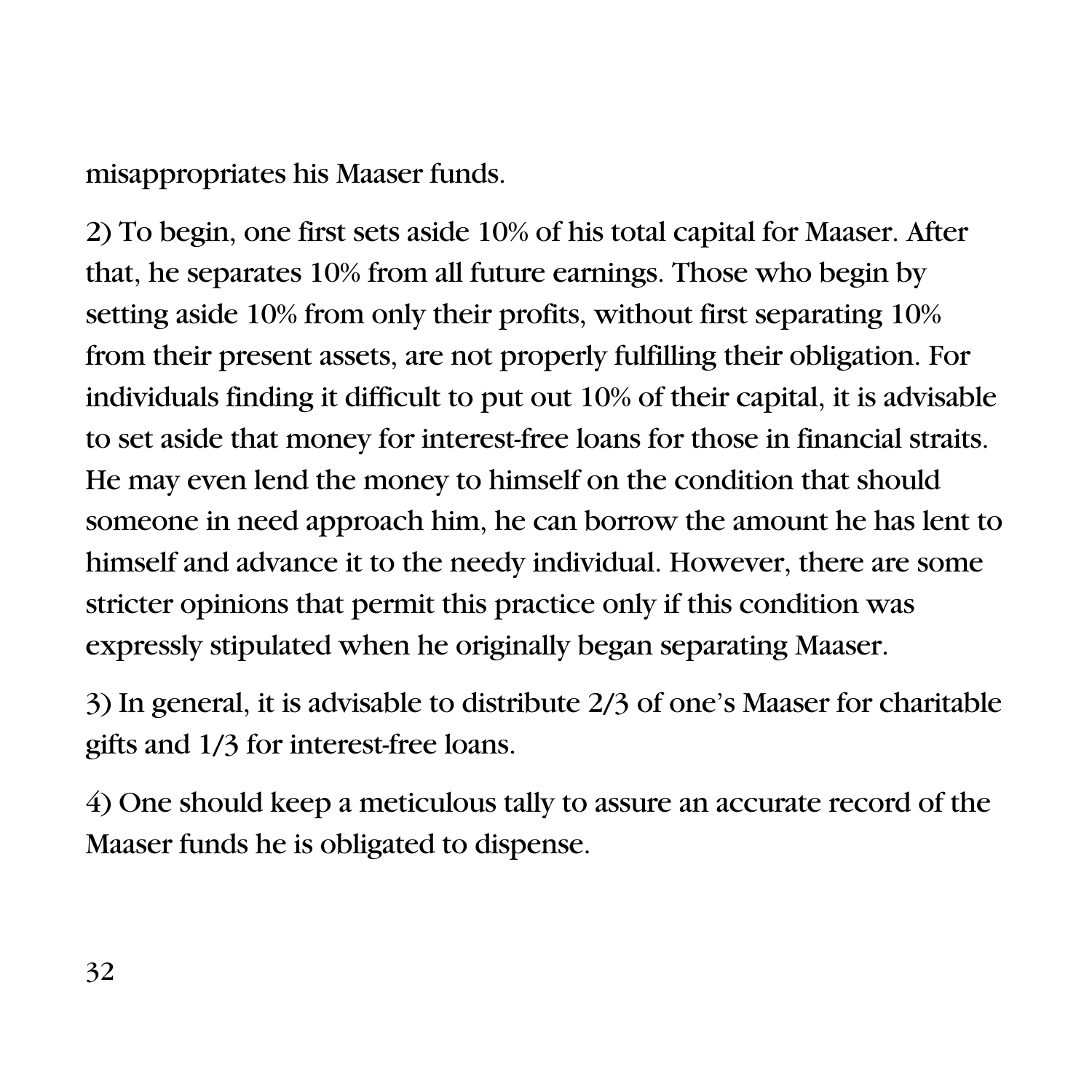misappropriates his Maaser funds.

2) To begin, one first sets aside 10% of his total capital for Maaser. After that, he separates 10% from all future earnings. Those who begin by setting aside 10% from only their profits, without first separating 10% from their present assets, are not properly fulfilling their obligation. For individuals finding it difficult to put out 10% of their capital, it is advisable to set aside that money for interest-free loans for those in financial straits. He may even lend the money to himself on the condition that should someone in need approach him, he can borrow the amount he has lent to himself and advance it to the needy individual. However, there are some stricter opinions that permit this practice only if this condition was expressly stipulated when he originally began separating Maaser.

3) In general, it is advisable to distribute 2/3 of one's Maaser for charitable gifts and 1/3 for interest-free loans.

4) One should keep a meticulous tally to assure an accurate record of the Maaser funds he is obligated to dispense.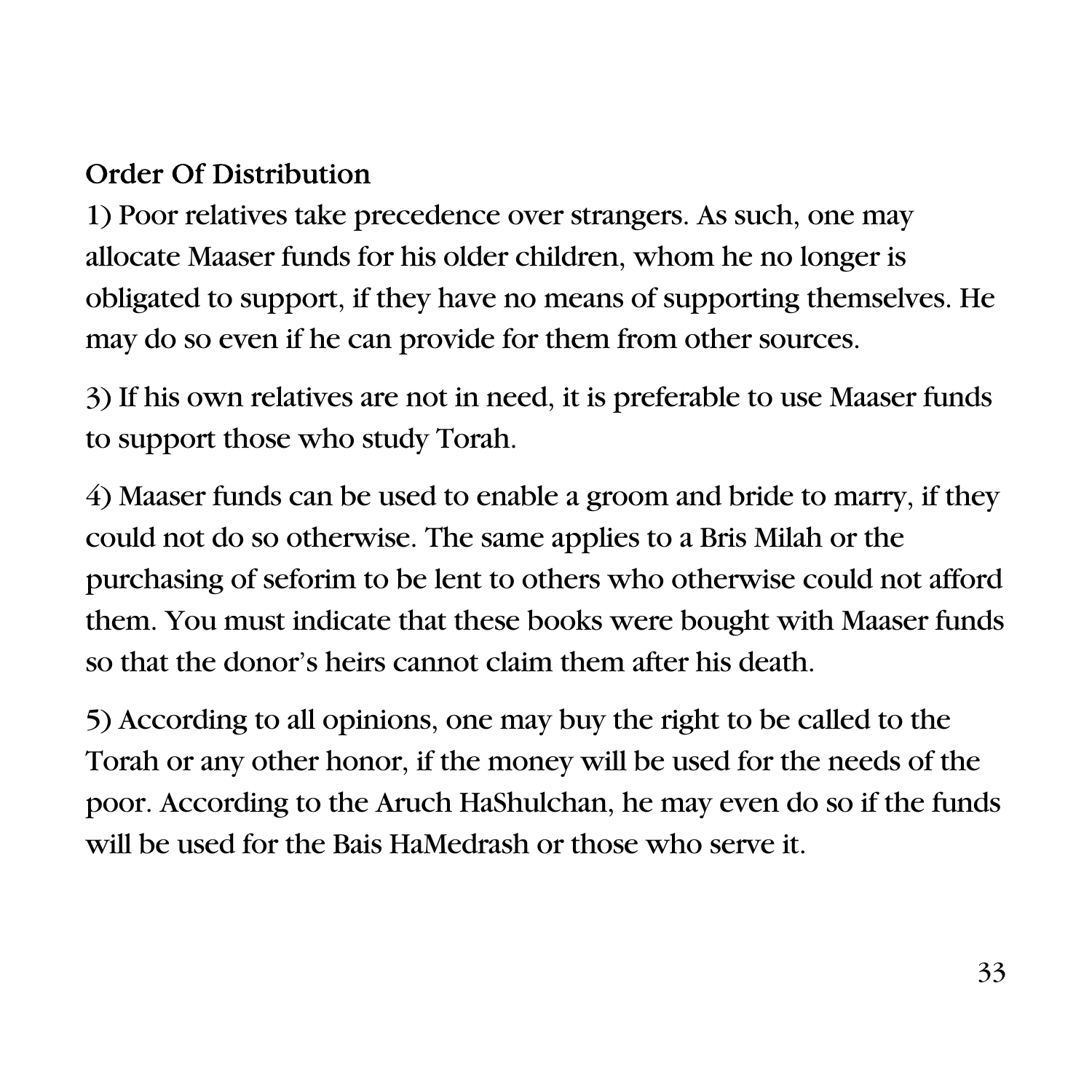## Order Of Distribution

1) Poor relatives take precedence over strangers. As such, one may allocate Maaser funds for his older children, whom he no longer is obligated to support, if they have no means of supporting themselves. He may do so even if he can provide for them from other sources.

3) If his own relatives are not in need, it is preferable to use Maaser funds to support those who study Torah.

4) Maaser funds can be used to enable a groom and bride to marry, if they could not do so otherwise. The same applies to a Bris Milah or the purchasing of seforim to be lent to others who otherwise could not afford them. You must indicate that these books were bought with Maaser funds so that the donor's heirs cannot claim them after his death.

5) According to all opinions, one may buy the right to be called to the Torah or any other honor, if the money will be used for the needs of the poor. According to the Aruch HaShulchan, he may even do so if the funds will be used for the Bais HaMedrash or those who serve it.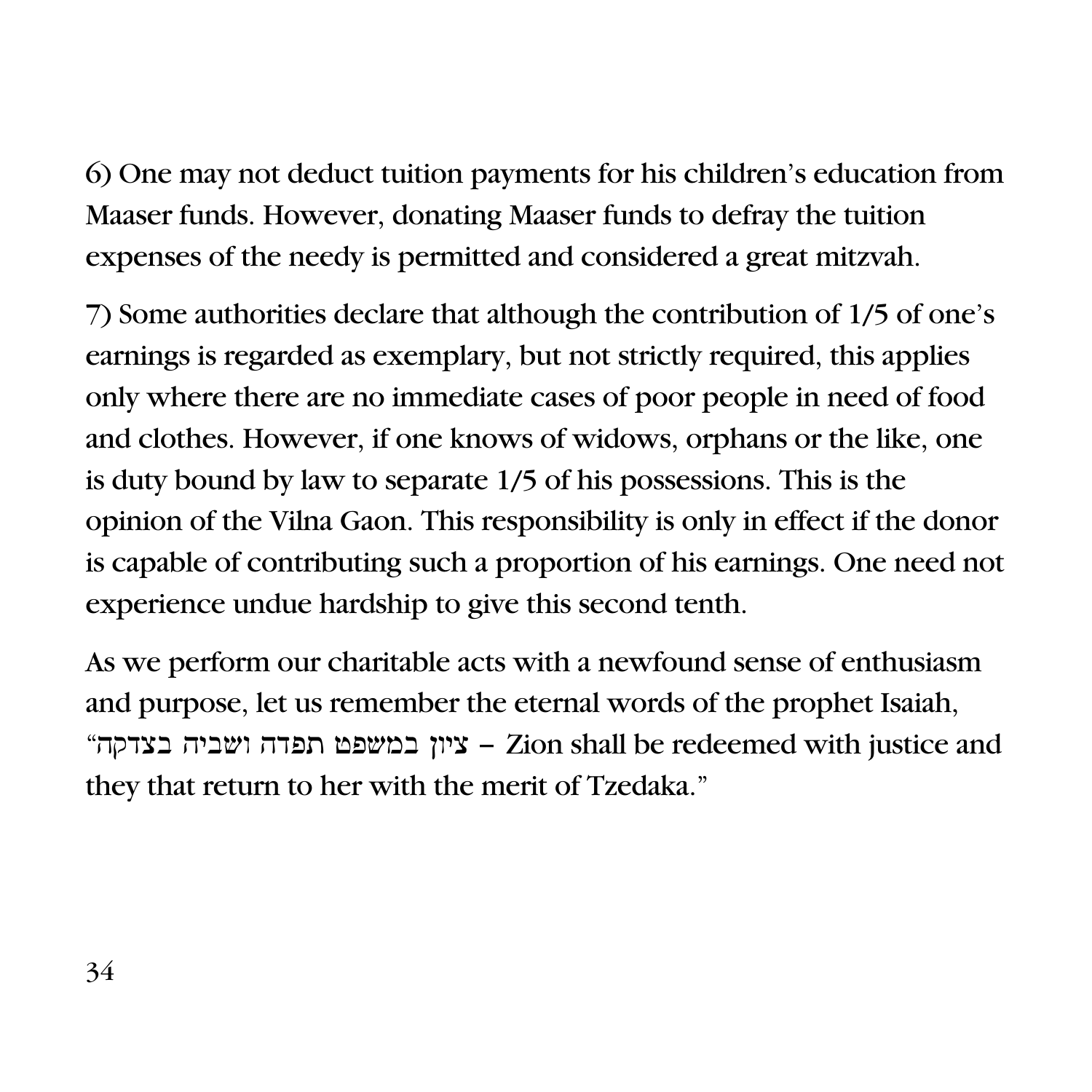6) One may not deduct tuition payments for his children's education from Maaser funds. However, donating Maaser funds to defray the tuition expenses of the needy is permitted and considered a great mitzvah.

7) Some authorities declare that although the contribution of 1/5 of one's earnings is regarded as exemplary, but not strictly required, this applies only where there are no immediate cases of poor people in need of food and clothes. However, if one knows of widows, orphans or the like, one is duty bound by law to separate 1/5 of his possessions. This is the opinion of the Vilna Gaon. This responsibility is only in effect if the donor is capable of contributing such a proportion of his earnings. One need not experience undue hardship to give this second tenth.

As we perform our charitable acts with a newfound sense of enthusiasm and purpose, let us remember the eternal words of the prophet Isaiah, "ציון במשפט תפדה ושביה בצדקה – Zion shall be redeemed with justice and they that return to her with the merit of Tzedaka."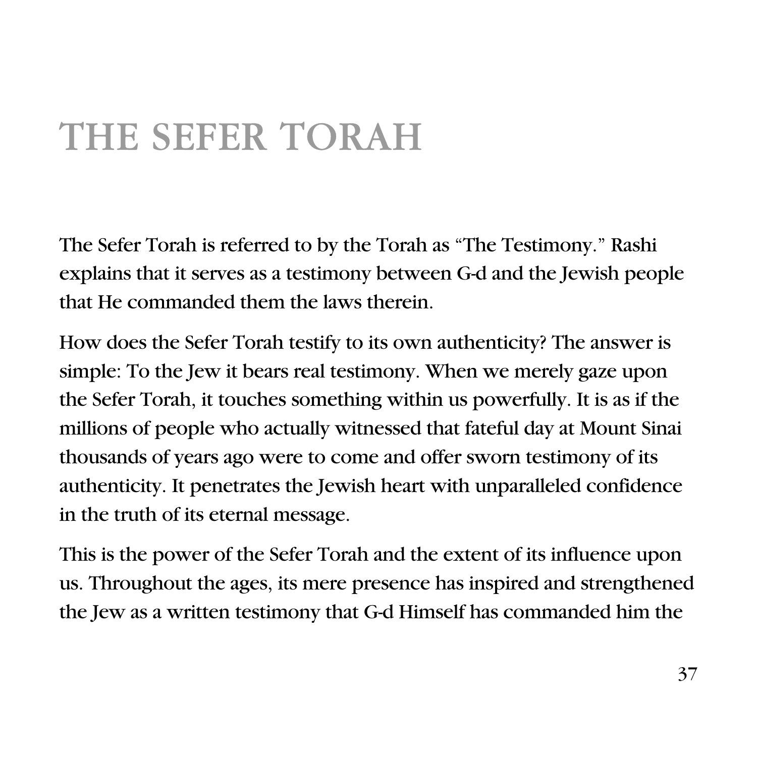# THE SEFER TORAH

The Sefer Torah is referred to by the Torah as "The Testimony." Rashi explains that it serves as a testimony between G-d and the Jewish people that He commanded them the laws therein.

How does the Sefer Torah testify to its own authenticity? The answer is simple: To the Jew it bears real testimony. When we merely gaze upon the Sefer Torah, it touches something within us powerfully. It is as if the millions of people who actually witnessed that fateful day at Mount Sinai thousands of years ago were to come and offer sworn testimony of its authenticity. It penetrates the Jewish heart with unparalleled confidence in the truth of its eternal message.

This is the power of the Sefer Torah and the extent of its influence upon us. Throughout the ages, its mere presence has inspired and strengthened the Jew as a written testimony that G-d Himself has commanded him the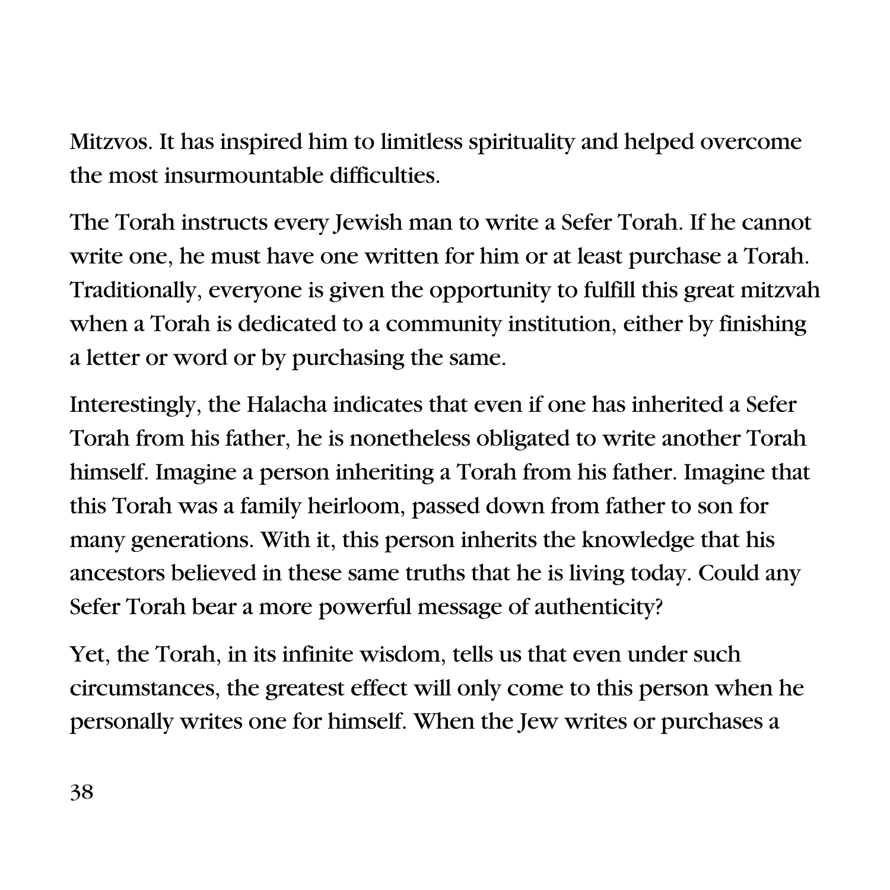Mitzvos. It has inspired him to limitless spirituality and helped overcome the most insurmountable difficulties.

The Torah instructs every Jewish man to write a Sefer Torah. If he cannot write one, he must have one written for him or at least purchase a Torah. Traditionally, everyone is given the opportunity to fulfill this great mitzvah when a Torah is dedicated to a community institution, either by finishing a letter or word or by purchasing the same.

Interestingly, the Halacha indicates that even if one has inherited a Sefer Torah from his father, he is nonetheless obligated to write another Torah himself. Imagine a person inheriting a Torah from his father. Imagine that this Torah was a family heirloom, passed down from father to son for many generations. With it, this person inherits the knowledge that his ancestors believed in these same truths that he is living today. Could any Sefer Torah bear a more powerful message of authenticity?

Yet, the Torah, in its infinite wisdom, tells us that even under such circumstances, the greatest effect will only come to this person when he personally writes one for himself. When the Jew writes or purchases a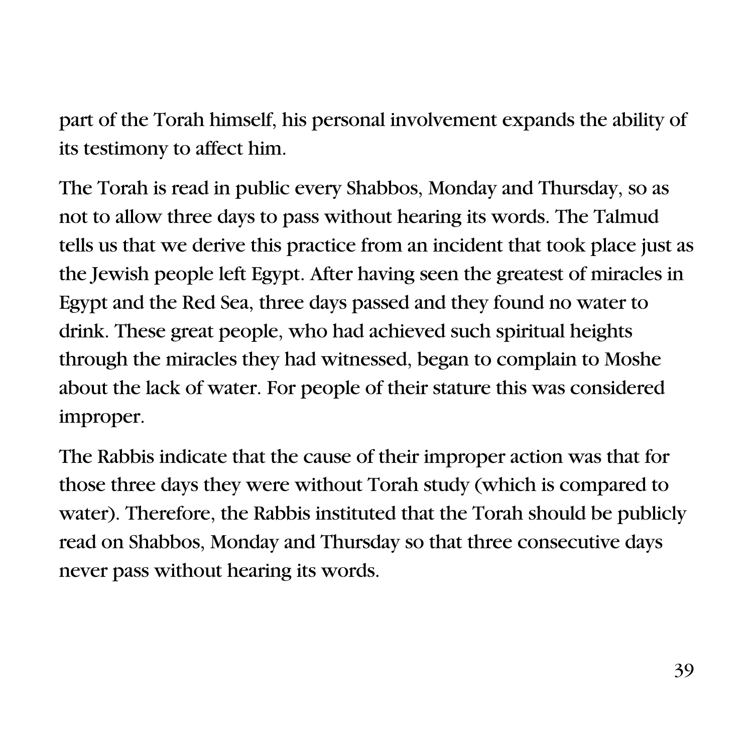part of the Torah himself, his personal involvement expands the ability of its testimony to affect him.

The Torah is read in public every Shabbos, Monday and Thursday, so as not to allow three days to pass without hearing its words. The Talmud tells us that we derive this practice from an incident that took place just as the Jewish people left Egypt. After having seen the greatest of miracles in Egypt and the Red Sea, three days passed and they found no water to drink. These great people, who had achieved such spiritual heights through the miracles they had witnessed, began to complain to Moshe about the lack of water. For people of their stature this was considered improper.

The Rabbis indicate that the cause of their improper action was that for those three days they were without Torah study (which is compared to water). Therefore, the Rabbis instituted that the Torah should be publicly read on Shabbos, Monday and Thursday so that three consecutive days never pass without hearing its words.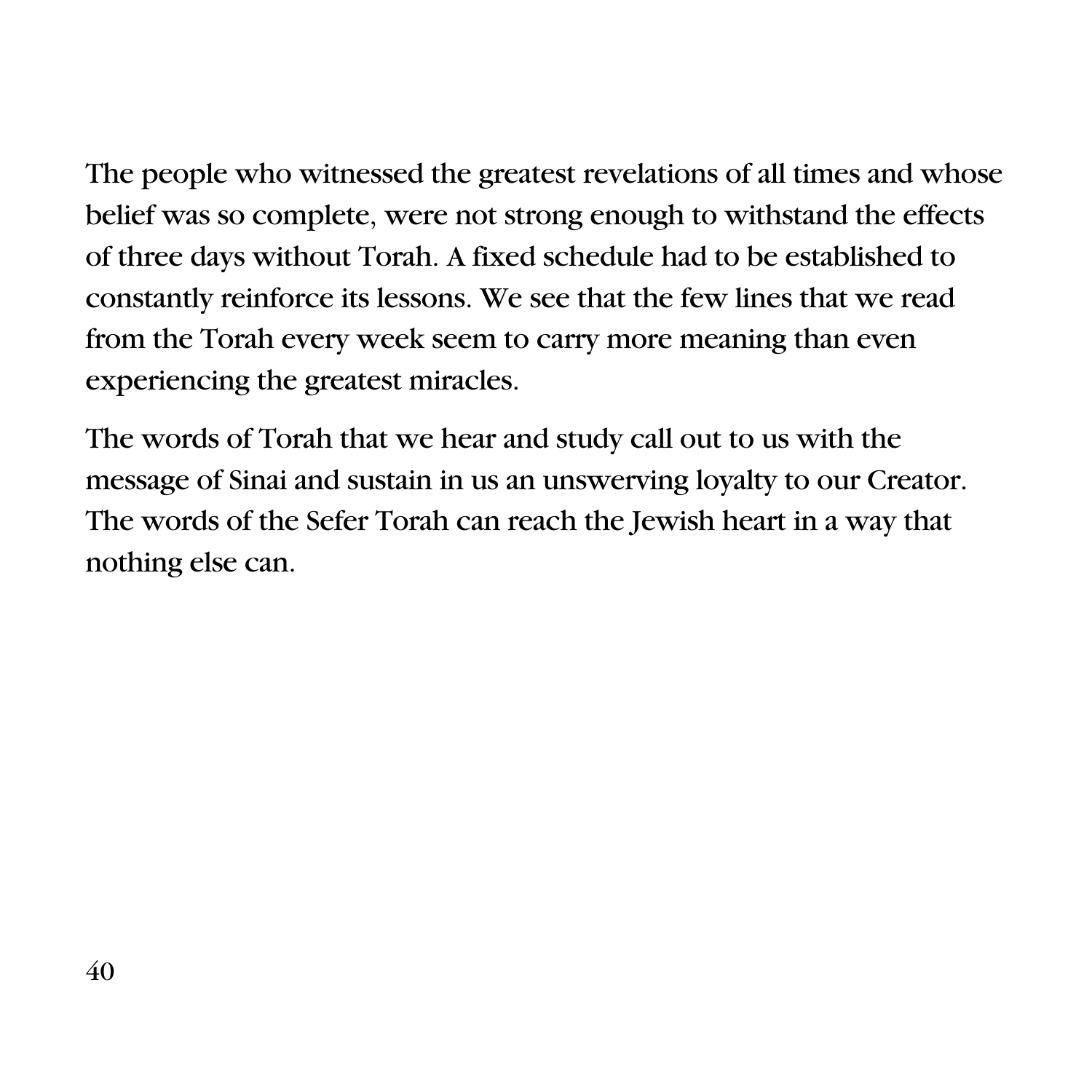The people who witnessed the greatest revelations of all times and whose belief was so complete, were not strong enough to withstand the effects of three days without Torah. A fixed schedule had to be established to constantly reinforce its lessons. We see that the few lines that we read from the Torah every week seem to carry more meaning than even experiencing the greatest miracles.

The words of Torah that we hear and study call out to us with the message of Sinai and sustain in us an unswerving loyalty to our Creator. The words of the Sefer Torah can reach the Jewish heart in a way that nothing else can.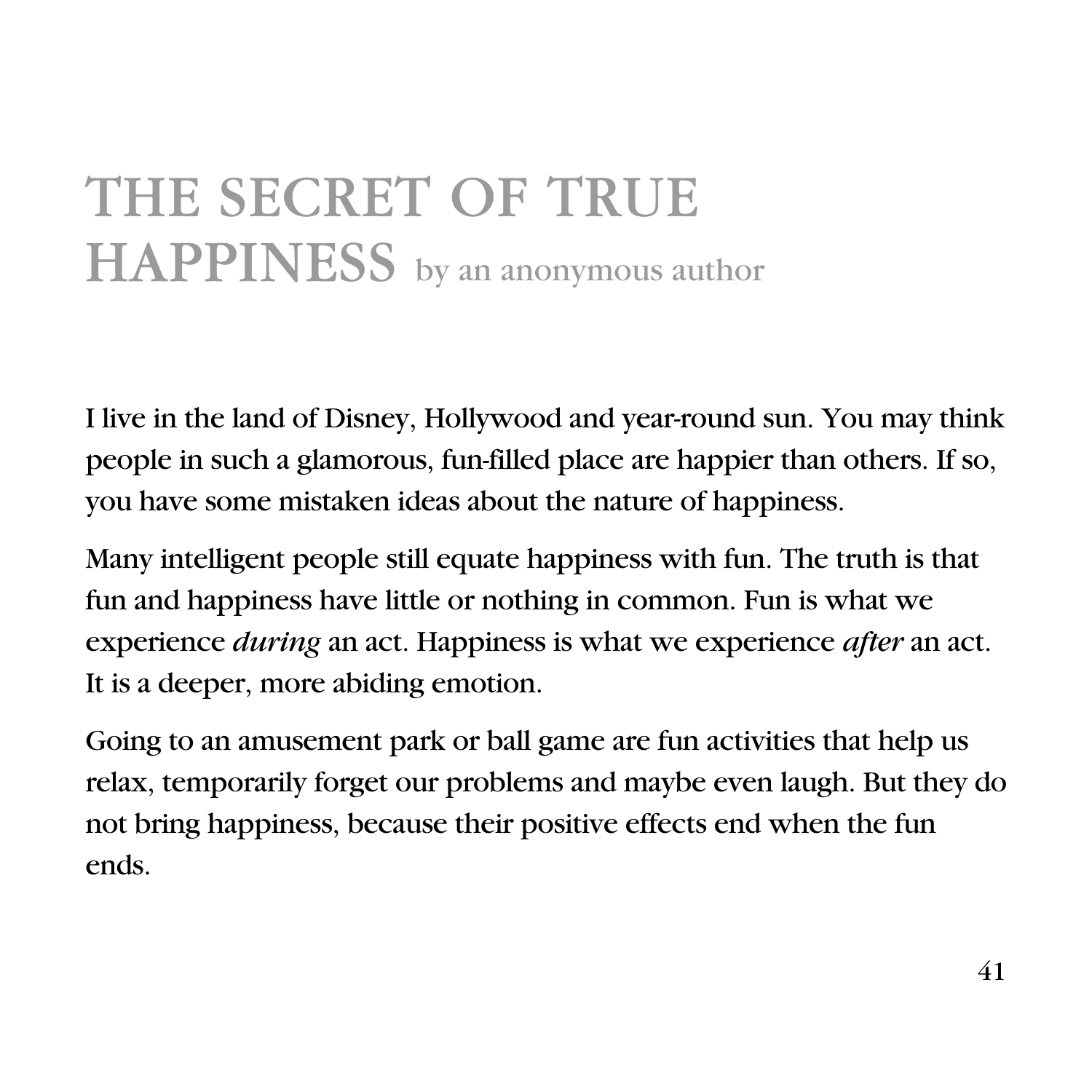# THE SECRET OF TRUE HAPPINESS by an anonymous author

I live in the land of Disney, Hollywood and year-round sun. You may think people in such a glamorous, fun-filled place are happier than others. If so, you have some mistaken ideas about the nature of happiness.

Many intelligent people still equate happiness with fun. The truth is that fun and happiness have little or nothing in common. Fun is what we experience *during* an act. Happiness is what we experience *after* an act. It is a deeper, more abiding emotion.

Going to an amusement park or ball game are fun activities that help us relax, temporarily forget our problems and maybe even laugh. But they do not bring happiness, because their positive effects end when the fun ends.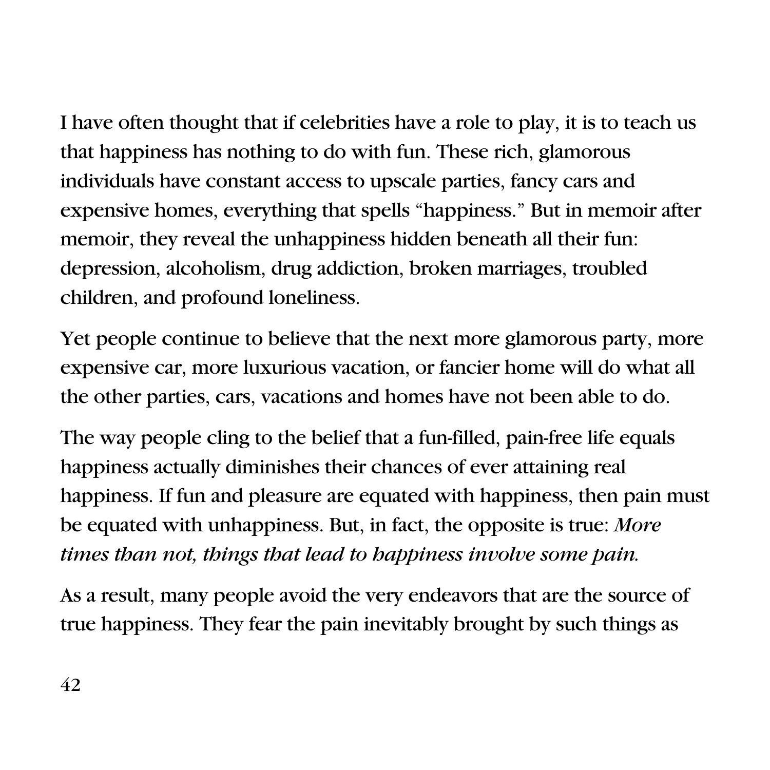I have often thought that if celebrities have a role to play, it is to teach us that happiness has nothing to do with fun. These rich, glamorous individuals have constant access to upscale parties, fancy cars and expensive homes, everything that spells "happiness." But in memoir after memoir, they reveal the unhappiness hidden beneath all their fun: depression, alcoholism, drug addiction, broken marriages, troubled children, and profound loneliness.

Yet people continue to believe that the next more glamorous party, more expensive car, more luxurious vacation, or fancier home will do what all the other parties, cars, vacations and homes have not been able to do.

The way people cling to the belief that a fun-filled, pain-free life equals happiness actually diminishes their chances of ever attaining real happiness. If fun and pleasure are equated with happiness, then pain must be equated with unhappiness. But, in fact, the opposite is true: *More times than not, things that lead to happiness involve some pain.*

As a result, many people avoid the very endeavors that are the source of true happiness. They fear the pain inevitably brought by such things as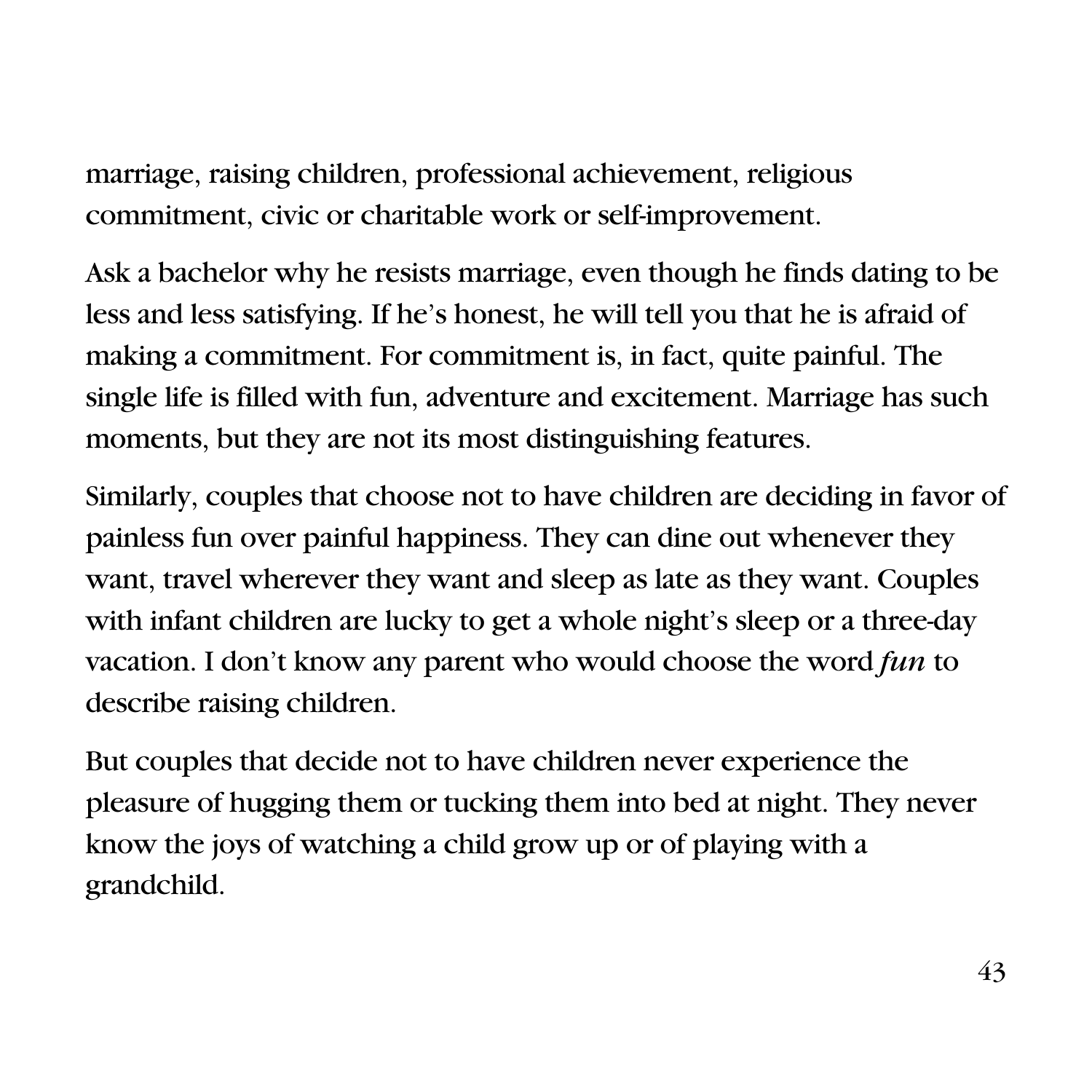marriage, raising children, professional achievement, religious commitment, civic or charitable work or self-improvement.

Ask a bachelor why he resists marriage, even though he finds dating to be less and less satisfying. If he's honest, he will tell you that he is afraid of making a commitment. For commitment is, in fact, quite painful. The single life is filled with fun, adventure and excitement. Marriage has such moments, but they are not its most distinguishing features.

Similarly, couples that choose not to have children are deciding in favor of painless fun over painful happiness. They can dine out whenever they want, travel wherever they want and sleep as late as they want. Couples with infant children are lucky to get a whole night's sleep or a three-day vacation. I don't know any parent who would choose the word *fun* to describe raising children.

But couples that decide not to have children never experience the pleasure of hugging them or tucking them into bed at night. They never know the joys of watching a child grow up or of playing with a grandchild.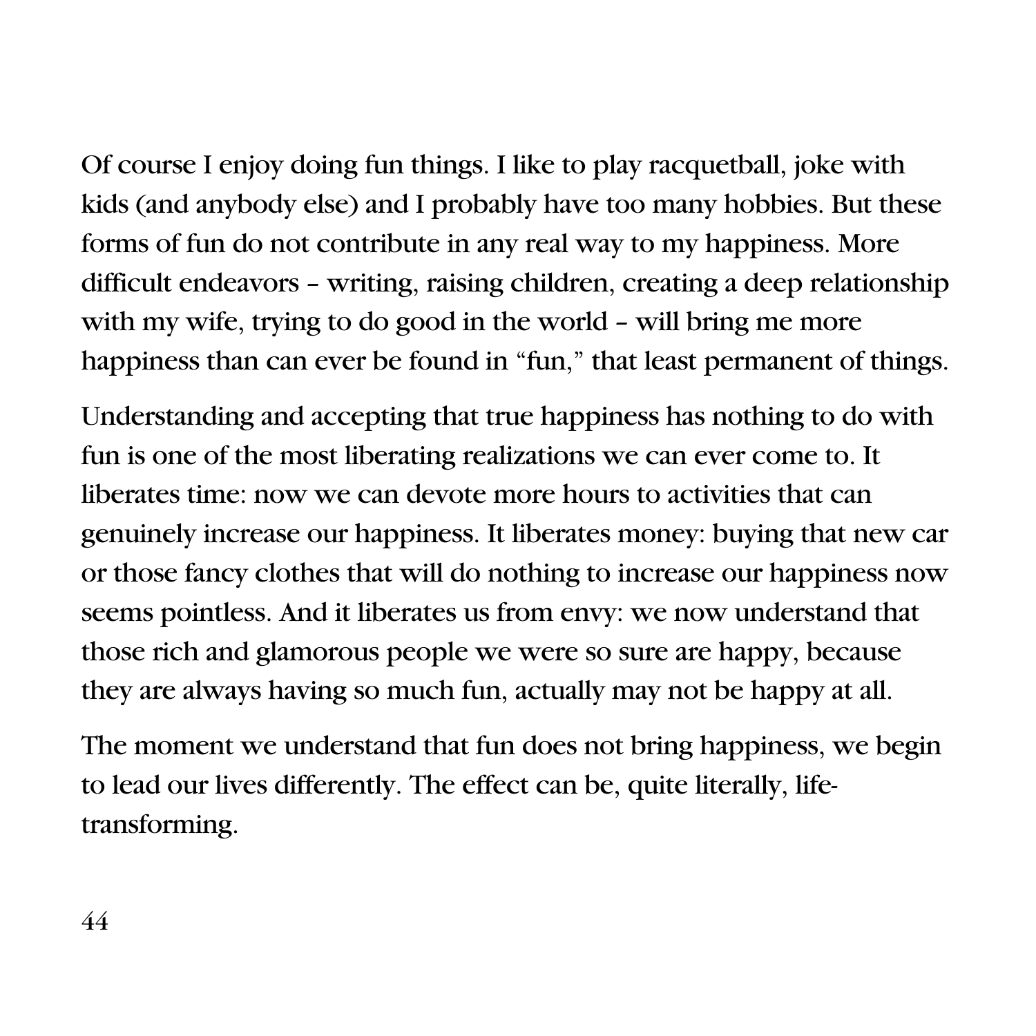Of course I enjoy doing fun things. I like to play racquetball, joke with kids (and anybody else) and I probably have too many hobbies. But these forms of fun do not contribute in any real way to my happiness. More difficult endeavors – writing, raising children, creating a deep relationship with my wife, trying to do good in the world – will bring me more happiness than can ever be found in "fun," that least permanent of things.

Understanding and accepting that true happiness has nothing to do with fun is one of the most liberating realizations we can ever come to. It liberates time: now we can devote more hours to activities that can genuinely increase our happiness. It liberates money: buying that new car or those fancy clothes that will do nothing to increase our happiness now seems pointless. And it liberates us from envy: we now understand that those rich and glamorous people we were so sure are happy, because they are always having so much fun, actually may not be happy at all.

The moment we understand that fun does not bring happiness, we begin to lead our lives differently. The effect can be, quite literally, life-transforming.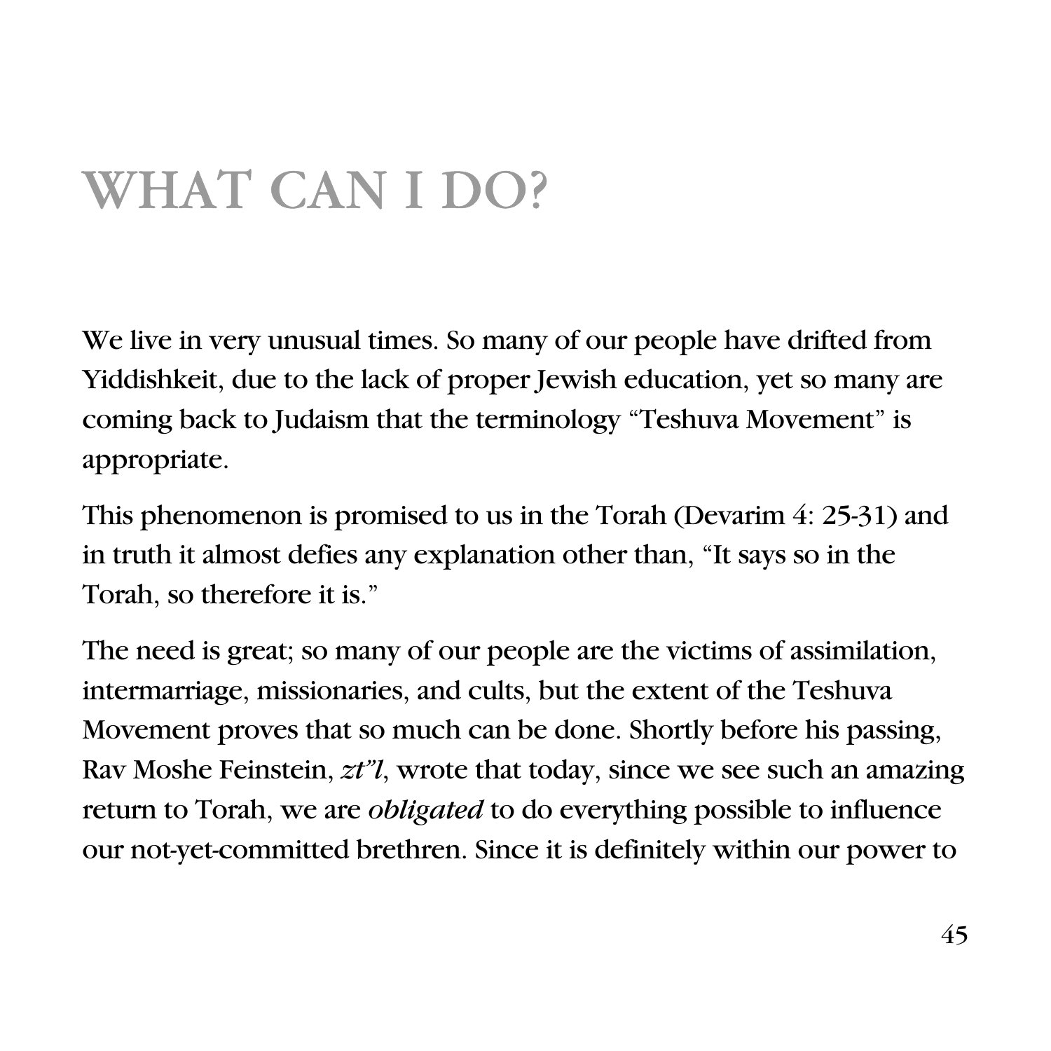# WHAT CAN I DO?

We live in very unusual times. So many of our people have drifted from Yiddishkeit, due to the lack of proper Jewish education, yet so many are coming back to Judaism that the terminology “Teshuva Movement” is appropriate.

This phenomenon is promised to us in the Torah (Devarim 4: 25-31) and in truth it almost defies any explanation other than, “It says so in the Torah, so therefore it is.”

The need is great; so many of our people are the victims of assimilation, intermarriage, missionaries, and cults, but the extent of the Teshuva Movement proves that so much can be done. Shortly before his passing, Rav Moshe Feinstein, *zt”l*, wrote that today, since we see such an amazing return to Torah, we are *obligated* to do everything possible to influence our not-yet-committed brethren. Since it is definitely within our power to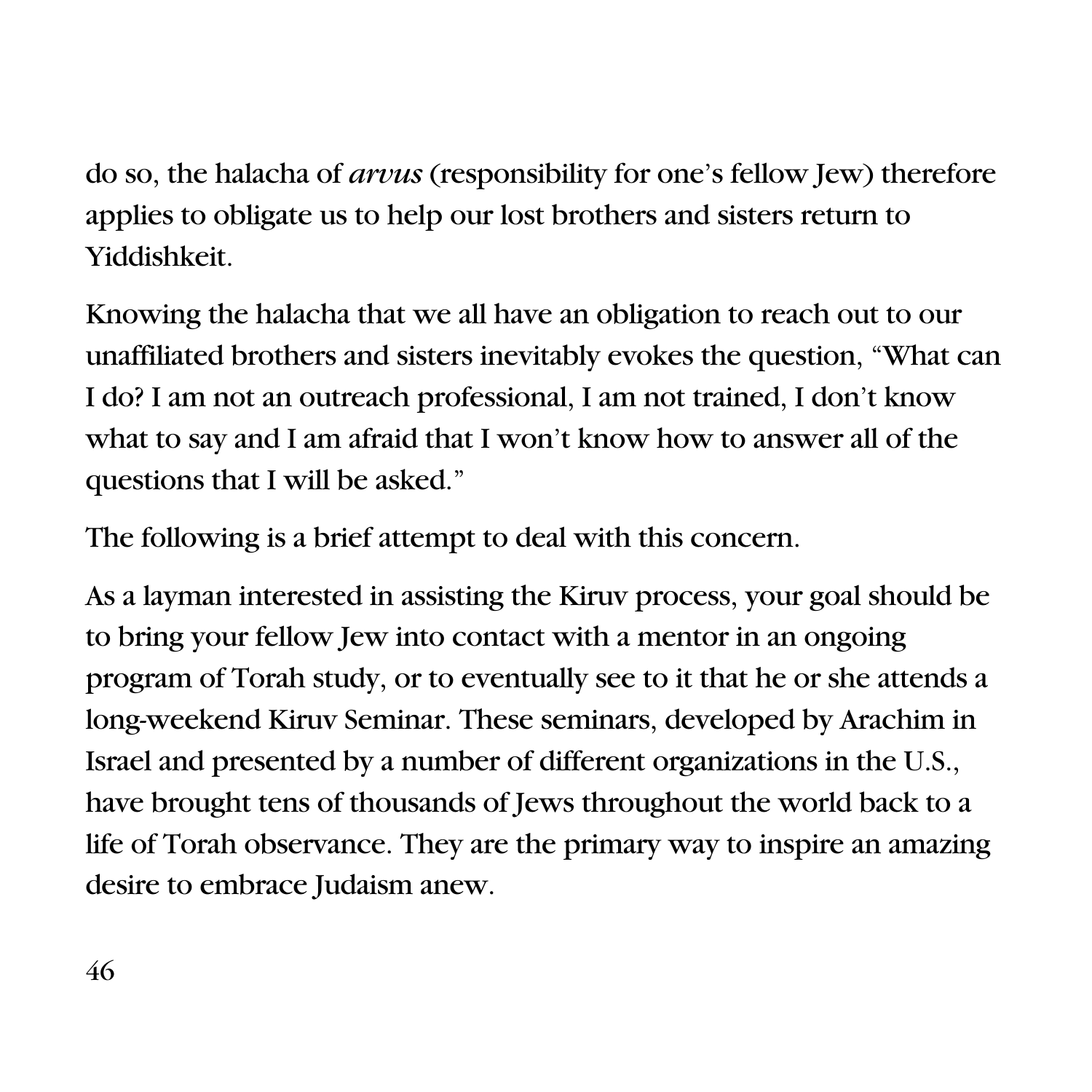do so, the halacha of *arvus* (responsibility for one's fellow Jew) therefore applies to obligate us to help our lost brothers and sisters return to Yiddishkeit.

Knowing the halacha that we all have an obligation to reach out to our unaffiliated brothers and sisters inevitably evokes the question, "What can I do? I am not an outreach professional, I am not trained, I don't know what to say and I am afraid that I won't know how to answer all of the questions that I will be asked."

The following is a brief attempt to deal with this concern.

As a layman interested in assisting the Kiruv process, your goal should be to bring your fellow Jew into contact with a mentor in an ongoing program of Torah study, or to eventually see to it that he or she attends a long-weekend Kiruv Seminar. These seminars, developed by Arachim in Israel and presented by a number of different organizations in the U.S., have brought tens of thousands of Jews throughout the world back to a life of Torah observance. They are the primary way to inspire an amazing desire to embrace Judaism anew.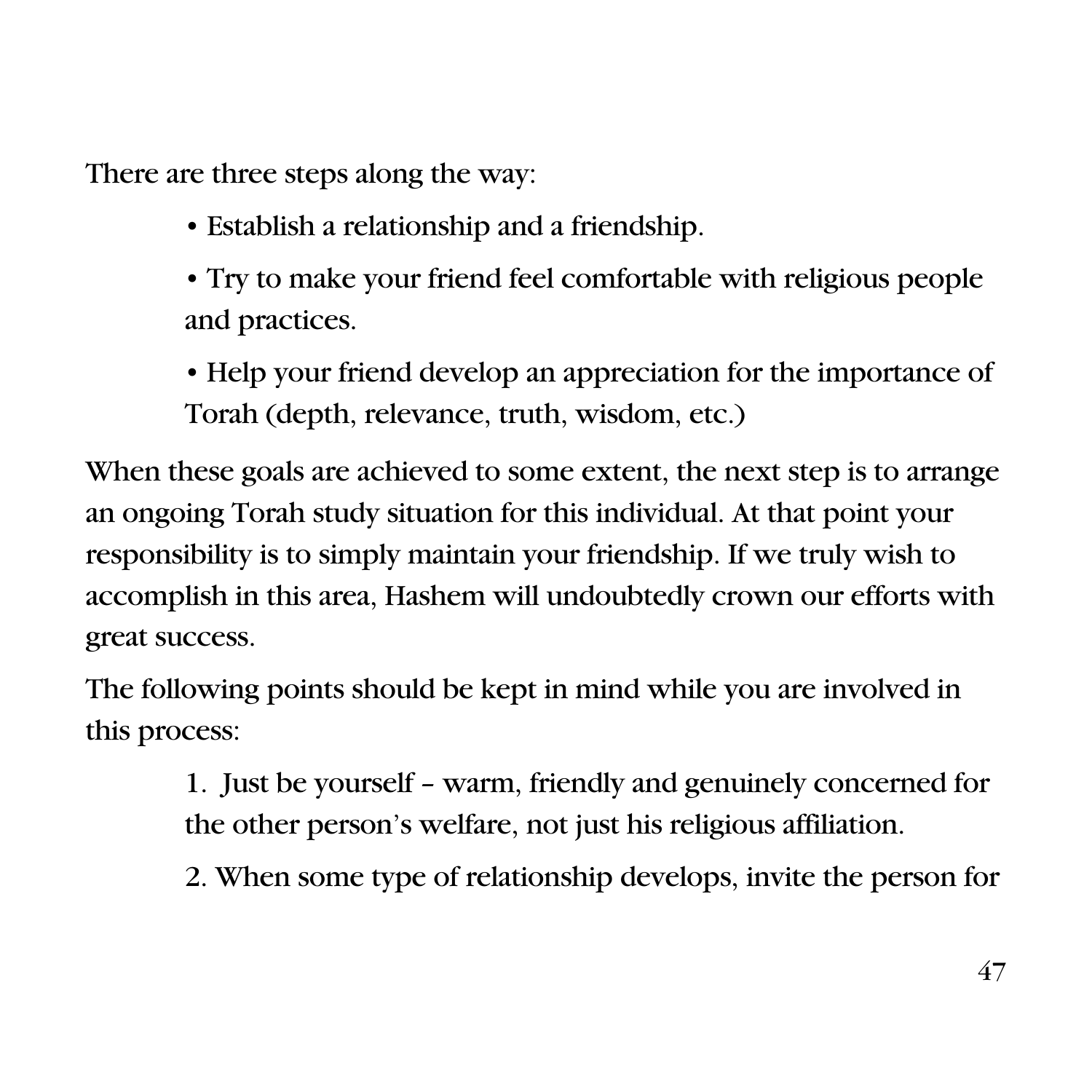There are three steps along the way:

- Establish a relationship and a friendship.
- Try to make your friend feel comfortable with religious people and practices.
- Help your friend develop an appreciation for the importance of Torah (depth, relevance, truth, wisdom, etc.)

When these goals are achieved to some extent, the next step is to arrange an ongoing Torah study situation for this individual. At that point your responsibility is to simply maintain your friendship. If we truly wish to accomplish in this area, Hashem will undoubtedly crown our efforts with great success.

The following points should be kept in mind while you are involved in this process:

1. Just be yourself – warm, friendly and genuinely concerned for the other person's welfare, not just his religious affiliation.
2. When some type of relationship develops, invite the person for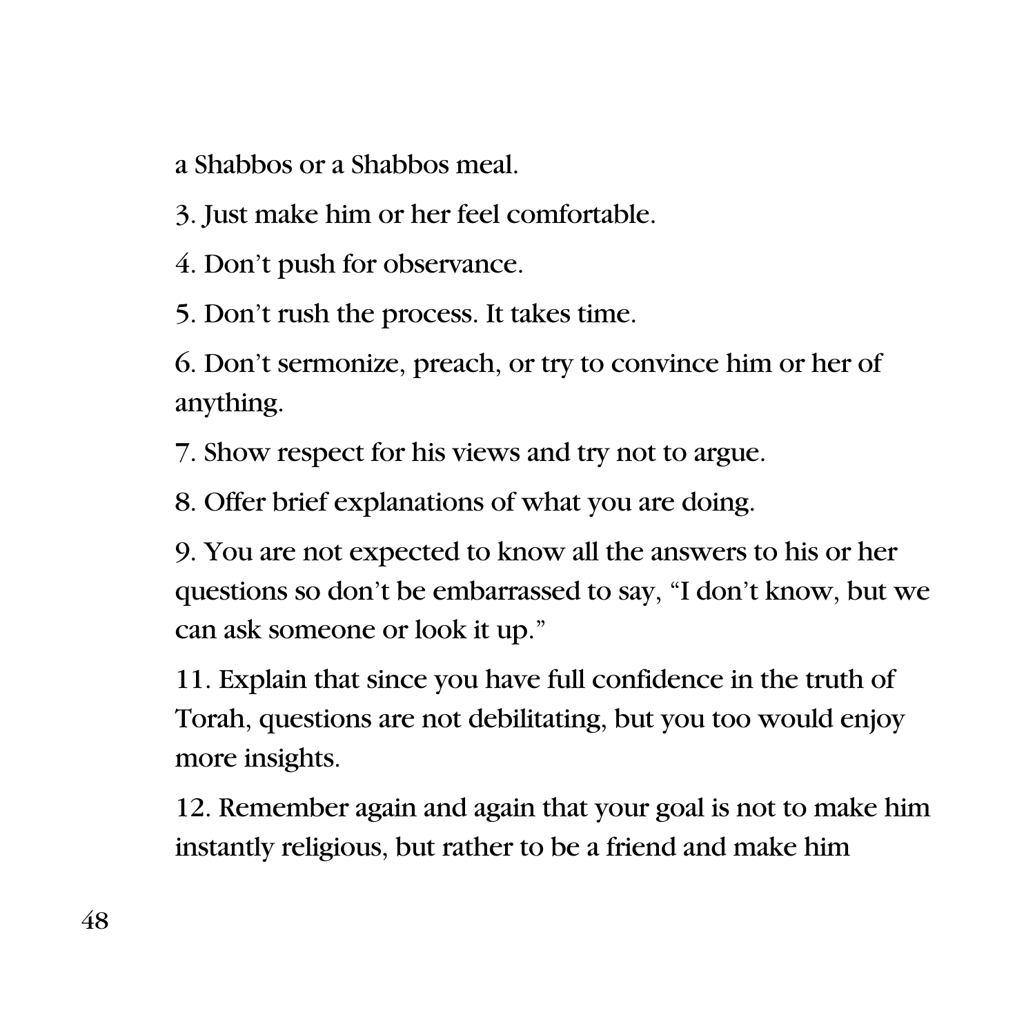a Shabbos or a Shabbos meal.

3. Just make him or her feel comfortable.

4. Don't push for observance.

5. Don't rush the process. It takes time.

6. Don't sermonize, preach, or try to convince him or her of anything.

7. Show respect for his views and try not to argue.

8. Offer brief explanations of what you are doing.

9. You are not expected to know all the answers to his or her questions so don't be embarrassed to say, "I don't know, but we can ask someone or look it up."

11. Explain that since you have full confidence in the truth of Torah, questions are not debilitating, but you too would enjoy more insights.

12. Remember again and again that your goal is not to make him instantly religious, but rather to be a friend and make him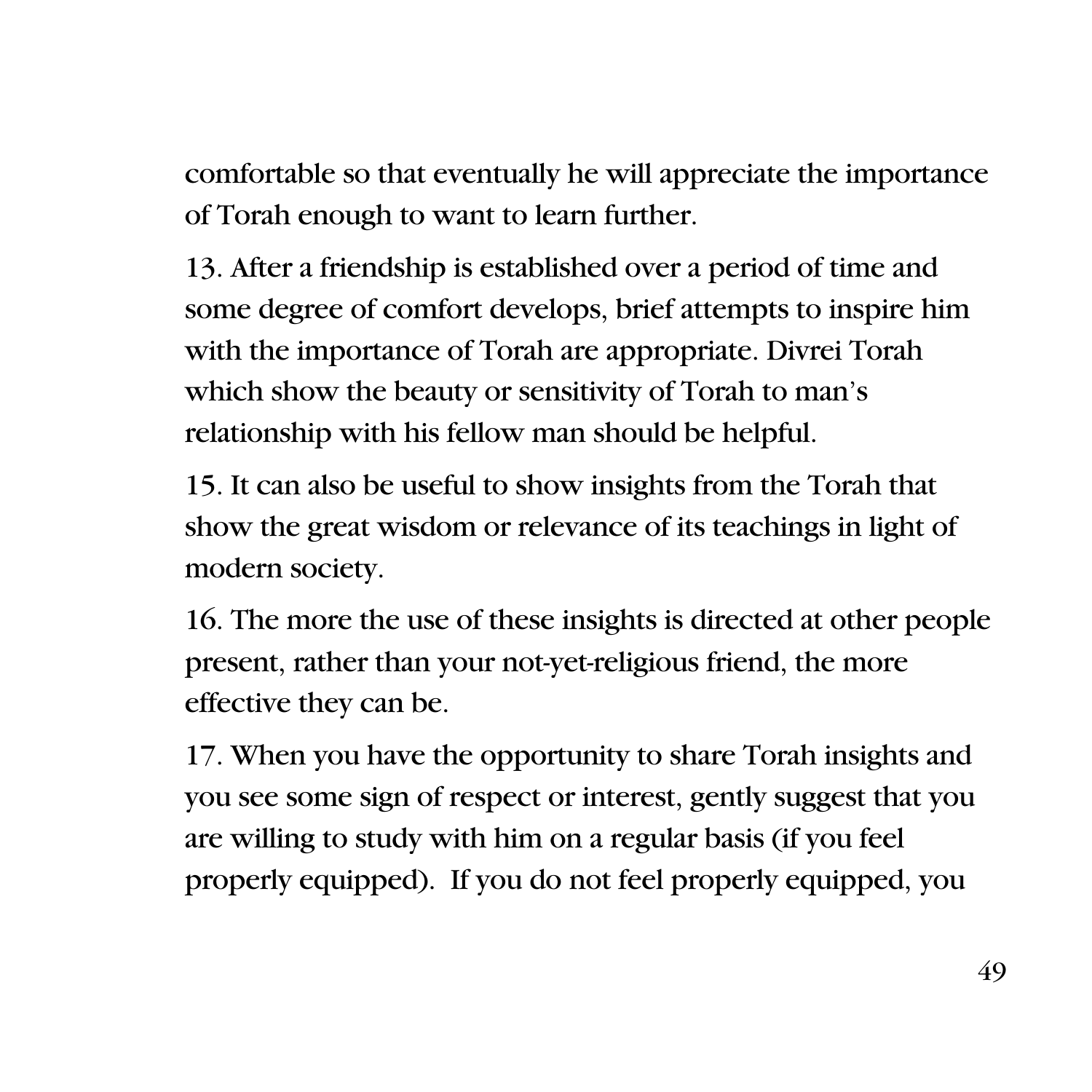comfortable so that eventually he will appreciate the importance of Torah enough to want to learn further.

13. After a friendship is established over a period of time and some degree of comfort develops, brief attempts to inspire him with the importance of Torah are appropriate. Divrei Torah which show the beauty or sensitivity of Torah to man's relationship with his fellow man should be helpful.

15. It can also be useful to show insights from the Torah that show the great wisdom or relevance of its teachings in light of modern society.

16. The more the use of these insights is directed at other people present, rather than your not-yet-religious friend, the more effective they can be.

17. When you have the opportunity to share Torah insights and you see some sign of respect or interest, gently suggest that you are willing to study with him on a regular basis (if you feel properly equipped). If you do not feel properly equipped, you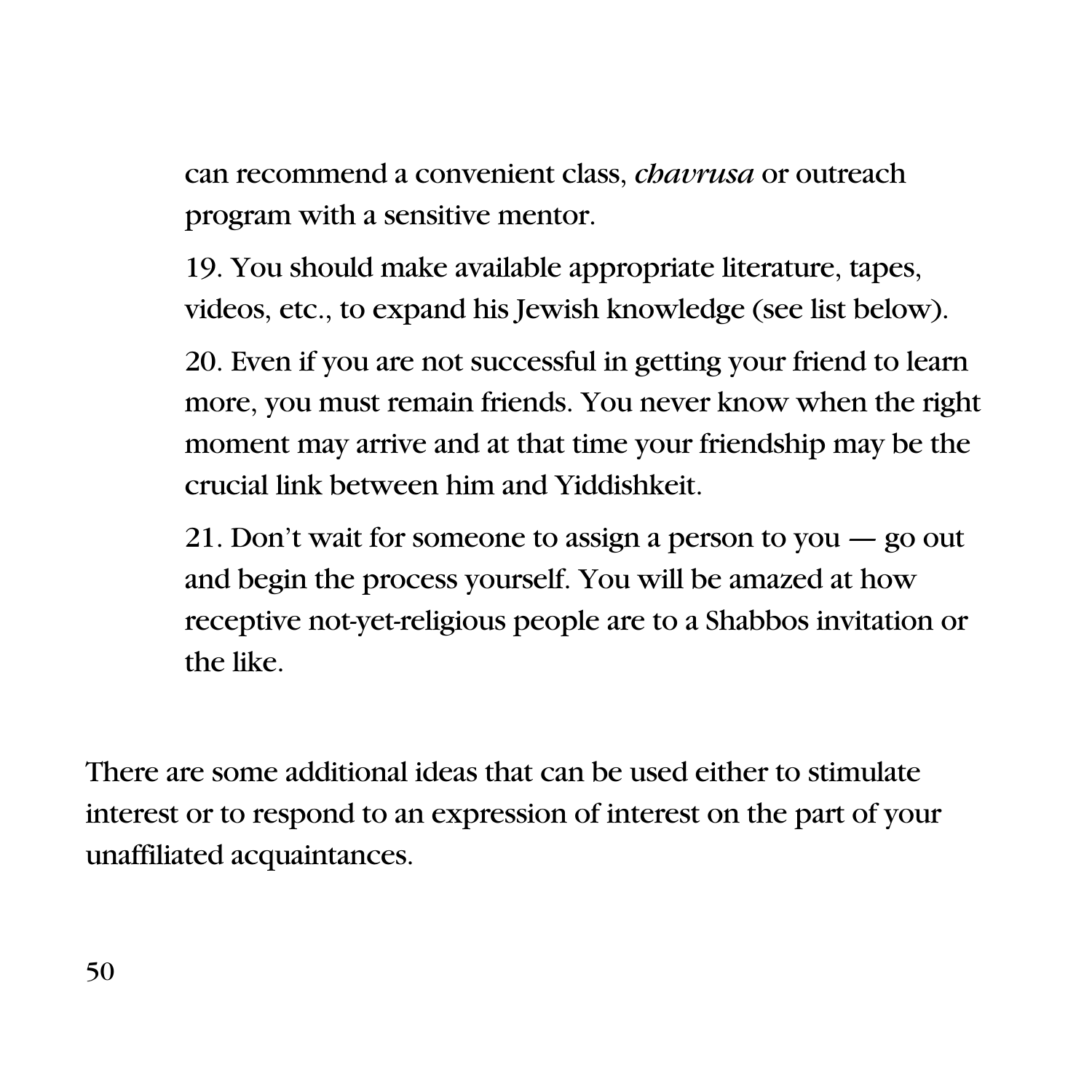can recommend a convenient class, *chavrusa* or outreach program with a sensitive mentor.

19. You should make available appropriate literature, tapes, videos, etc., to expand his Jewish knowledge (see list below).

20. Even if you are not successful in getting your friend to learn more, you must remain friends. You never know when the right moment may arrive and at that time your friendship may be the crucial link between him and Yiddishkeit.

21. Don't wait for someone to assign a person to you — go out and begin the process yourself. You will be amazed at how receptive not-yet-religious people are to a Shabbos invitation or the like.

There are some additional ideas that can be used either to stimulate interest or to respond to an expression of interest on the part of your unaffiliated acquaintances.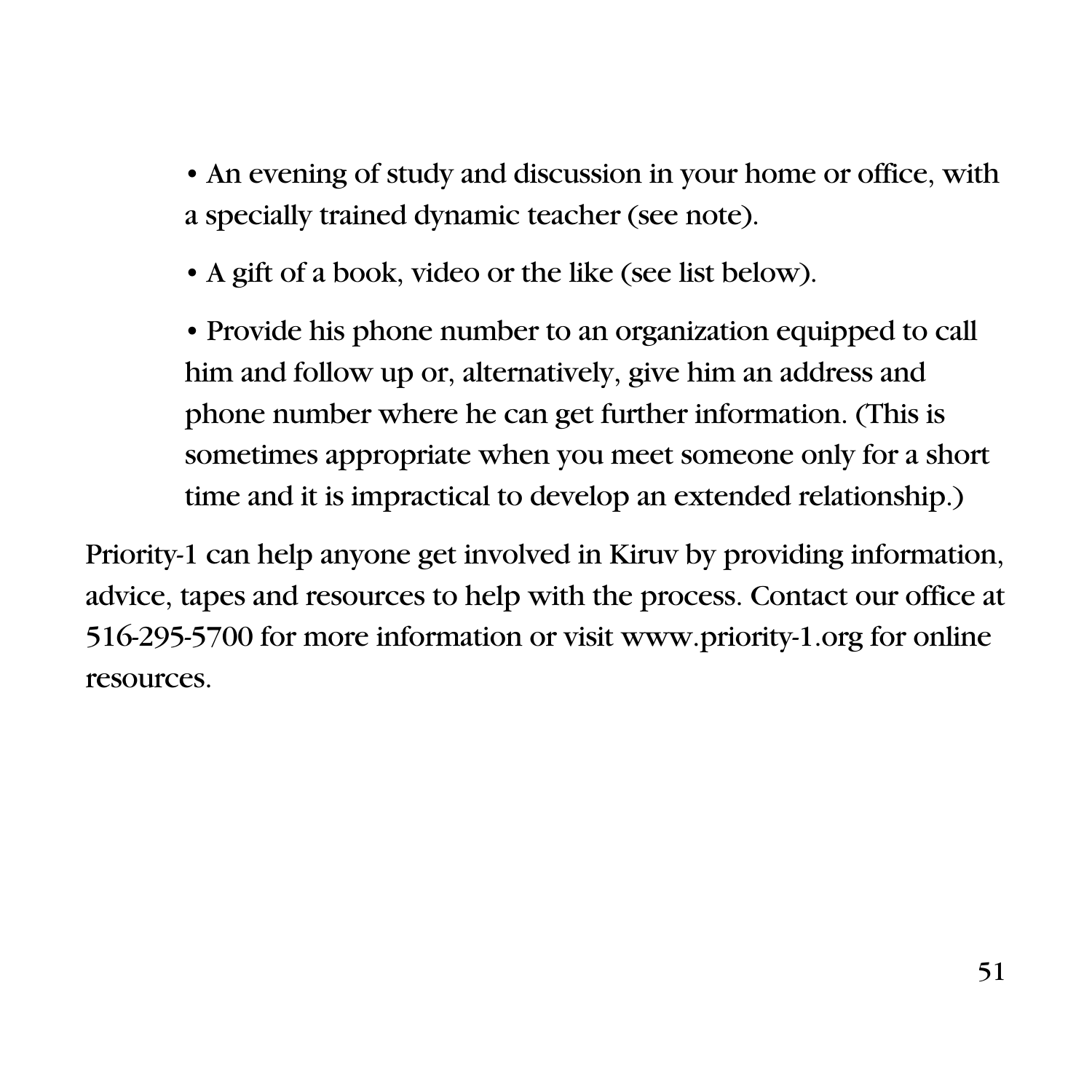- An evening of study and discussion in your home or office, with a specially trained dynamic teacher (see note).

- A gift of a book, video or the like (see list below).

- Provide his phone number to an organization equipped to call him and follow up or, alternatively, give him an address and phone number where he can get further information. (This is sometimes appropriate when you meet someone only for a short time and it is impractical to develop an extended relationship.)

Priority-1 can help anyone get involved in Kiruv by providing information, advice, tapes and resources to help with the process. Contact our office at 516-295-5700 for more information or visit www.priority-1.org for online resources.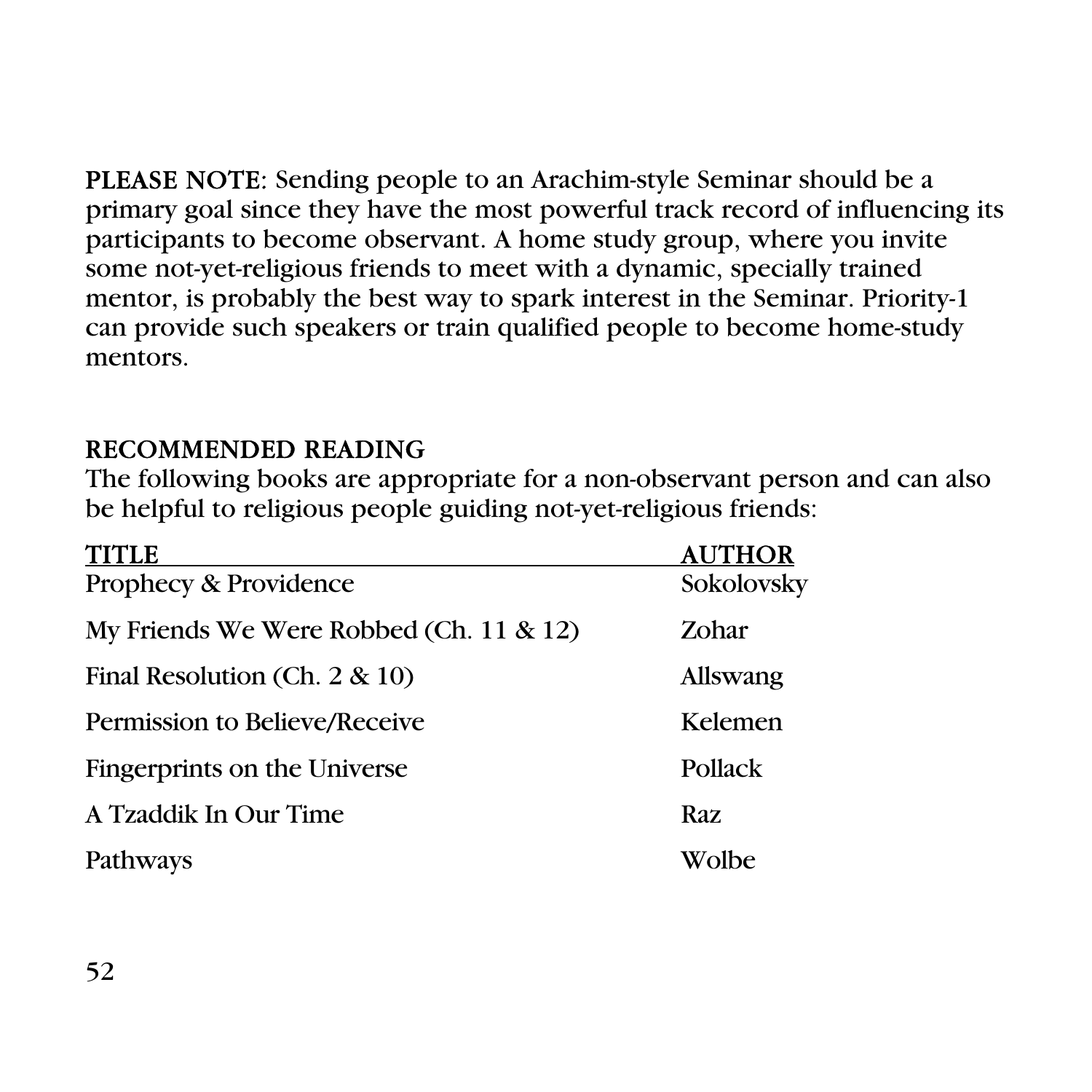**PLEASE NOTE**: Sending people to an Arachim-style Seminar should be a primary goal since they have the most powerful track record of influencing its participants to become observant. A home study group, where you invite some not-yet-religious friends to meet with a dynamic, specially trained mentor, is probably the best way to spark interest in the Seminar. Priority-1 can provide such speakers or train qualified people to become home-study mentors.

## RECOMMENDED READING

The following books are appropriate for a non-observant person and can also be helpful to religious people guiding not-yet-religious friends:

| TITLE | AUTHOR |
|---|---|
| Prophecy & Providence | Sokolovsky |
| My Friends We Were Robbed (Ch. 11 & 12) | Zohar |
| Final Resolution (Ch. 2 & 10) | Allswang |
| Permission to Believe/Receive | Kelemen |
| Fingerprints on the Universe | Pollack |
| A Tzaddik In Our Time | Raz |
| Pathways | Wolbe |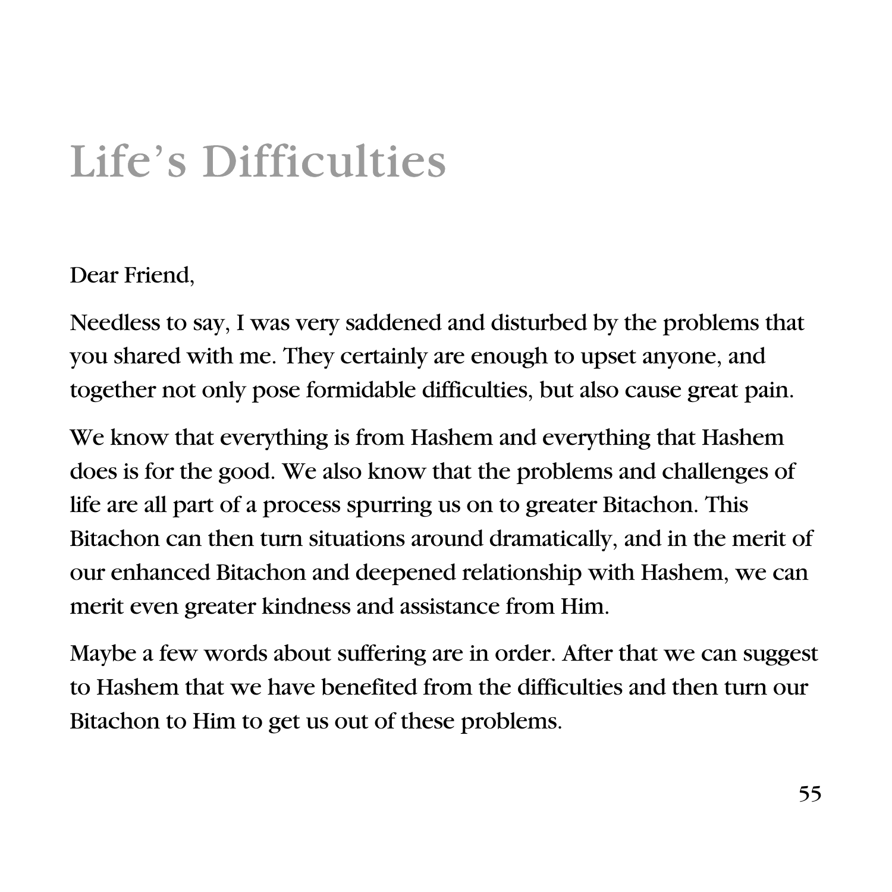# Life's Difficulties

Dear Friend,

Needless to say, I was very saddened and disturbed by the problems that you shared with me. They certainly are enough to upset anyone, and together not only pose formidable difficulties, but also cause great pain.

We know that everything is from Hashem and everything that Hashem does is for the good. We also know that the problems and challenges of life are all part of a process spurring us on to greater Bitachon. This Bitachon can then turn situations around dramatically, and in the merit of our enhanced Bitachon and deepened relationship with Hashem, we can merit even greater kindness and assistance from Him.

Maybe a few words about suffering are in order. After that we can suggest to Hashem that we have benefited from the difficulties and then turn our Bitachon to Him to get us out of these problems.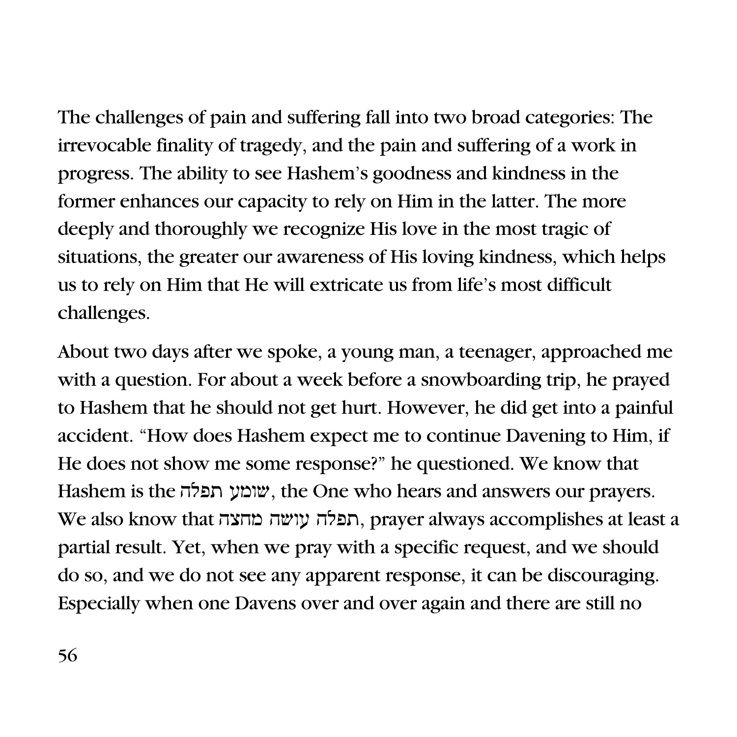The challenges of pain and suffering fall into two broad categories: The irrevocable finality of tragedy, and the pain and suffering of a work in progress. The ability to see Hashem's goodness and kindness in the former enhances our capacity to rely on Him in the latter. The more deeply and thoroughly we recognize His love in the most tragic of situations, the greater our awareness of His loving kindness, which helps us to rely on Him that He will extricate us from life's most difficult challenges.

About two days after we spoke, a young man, a teenager, approached me with a question. For about a week before a snowboarding trip, he prayed to Hashem that he should not get hurt. However, he did get into a painful accident. "How does Hashem expect me to continue Davening to Him, if He does not show me some response?" he questioned. We know that Hashem is the שומע תפלה, the One who hears and answers our prayers. We also know that תפלה עושה מחצה, prayer always accomplishes at least a partial result. Yet, when we pray with a specific request, and we should do so, and we do not see any apparent response, it can be discouraging. Especially when one Davens over and over again and there are still no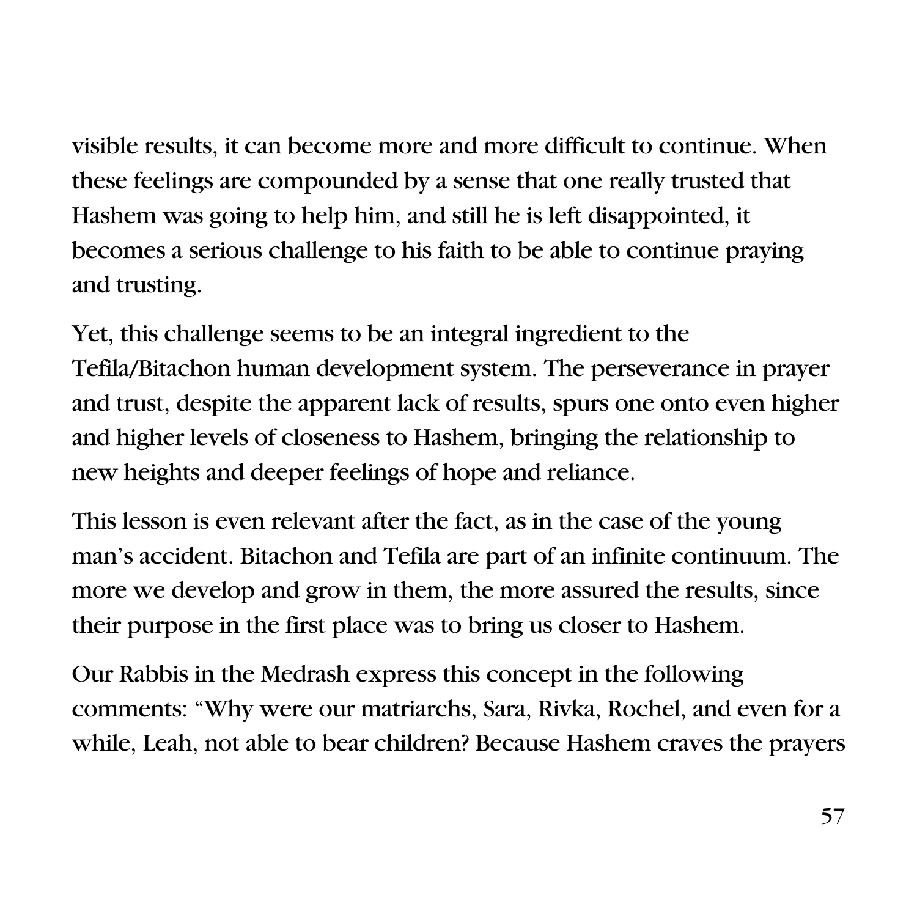visible results, it can become more and more difficult to continue. When these feelings are compounded by a sense that one really trusted that Hashem was going to help him, and still he is left disappointed, it becomes a serious challenge to his faith to be able to continue praying and trusting.

Yet, this challenge seems to be an integral ingredient to the Tefila/Bitachon human development system. The perseverance in prayer and trust, despite the apparent lack of results, spurs one onto even higher and higher levels of closeness to Hashem, bringing the relationship to new heights and deeper feelings of hope and reliance.

This lesson is even relevant after the fact, as in the case of the young man's accident. Bitachon and Tefila are part of an infinite continuum. The more we develop and grow in them, the more assured the results, since their purpose in the first place was to bring us closer to Hashem.

Our Rabbis in the Medrash express this concept in the following comments: "Why were our matriarchs, Sara, Rivka, Rochel, and even for a while, Leah, not able to bear children? Because Hashem craves the prayers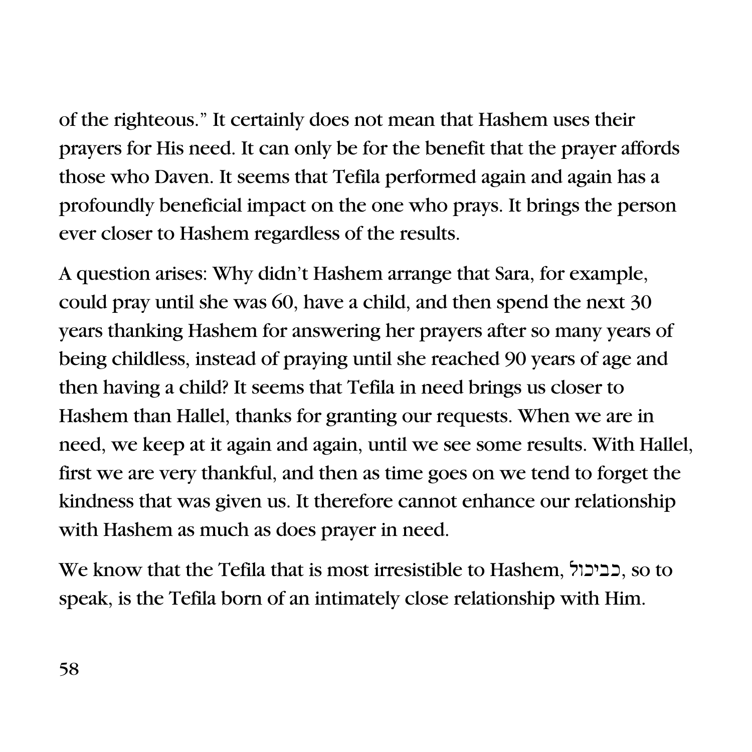of the righteous." It certainly does not mean that Hashem uses their prayers for His need. It can only be for the benefit that the prayer affords those who Daven. It seems that Tefila performed again and again has a profoundly beneficial impact on the one who prays. It brings the person ever closer to Hashem regardless of the results.

A question arises: Why didn't Hashem arrange that Sara, for example, could pray until she was 60, have a child, and then spend the next 30 years thanking Hashem for answering her prayers after so many years of being childless, instead of praying until she reached 90 years of age and then having a child? It seems that Tefila in need brings us closer to Hashem than Hallel, thanks for granting our requests. When we are in need, we keep at it again and again, until we see some results. With Hallel, first we are very thankful, and then as time goes on we tend to forget the kindness that was given us. It therefore cannot enhance our relationship with Hashem as much as does prayer in need.

We know that the Tefila that is most irresistible to Hashem, כביכול, so to speak, is the Tefila born of an intimately close relationship with Him.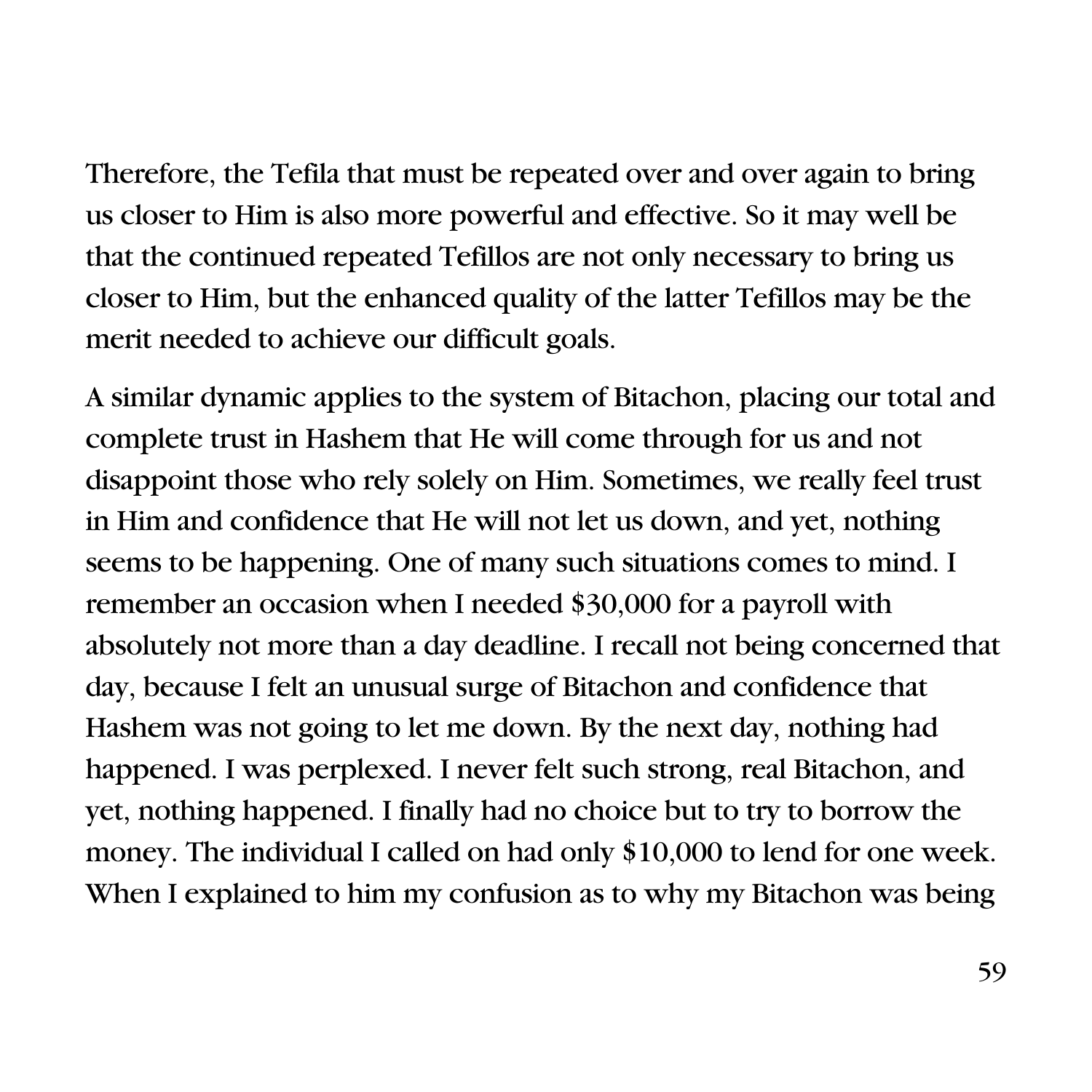Therefore, the Tefila that must be repeated over and over again to bring us closer to Him is also more powerful and effective. So it may well be that the continued repeated Tefillos are not only necessary to bring us closer to Him, but the enhanced quality of the latter Tefillos may be the merit needed to achieve our difficult goals.

A similar dynamic applies to the system of Bitachon, placing our total and complete trust in Hashem that He will come through for us and not disappoint those who rely solely on Him. Sometimes, we really feel trust in Him and confidence that He will not let us down, and yet, nothing seems to be happening. One of many such situations comes to mind. I remember an occasion when I needed $30,000 for a payroll with absolutely not more than a day deadline. I recall not being concerned that day, because I felt an unusual surge of Bitachon and confidence that Hashem was not going to let me down. By the next day, nothing had happened. I was perplexed. I never felt such strong, real Bitachon, and yet, nothing happened. I finally had no choice but to try to borrow the money. The individual I called on had only $10,000 to lend for one week. When I explained to him my confusion as to why my Bitachon was being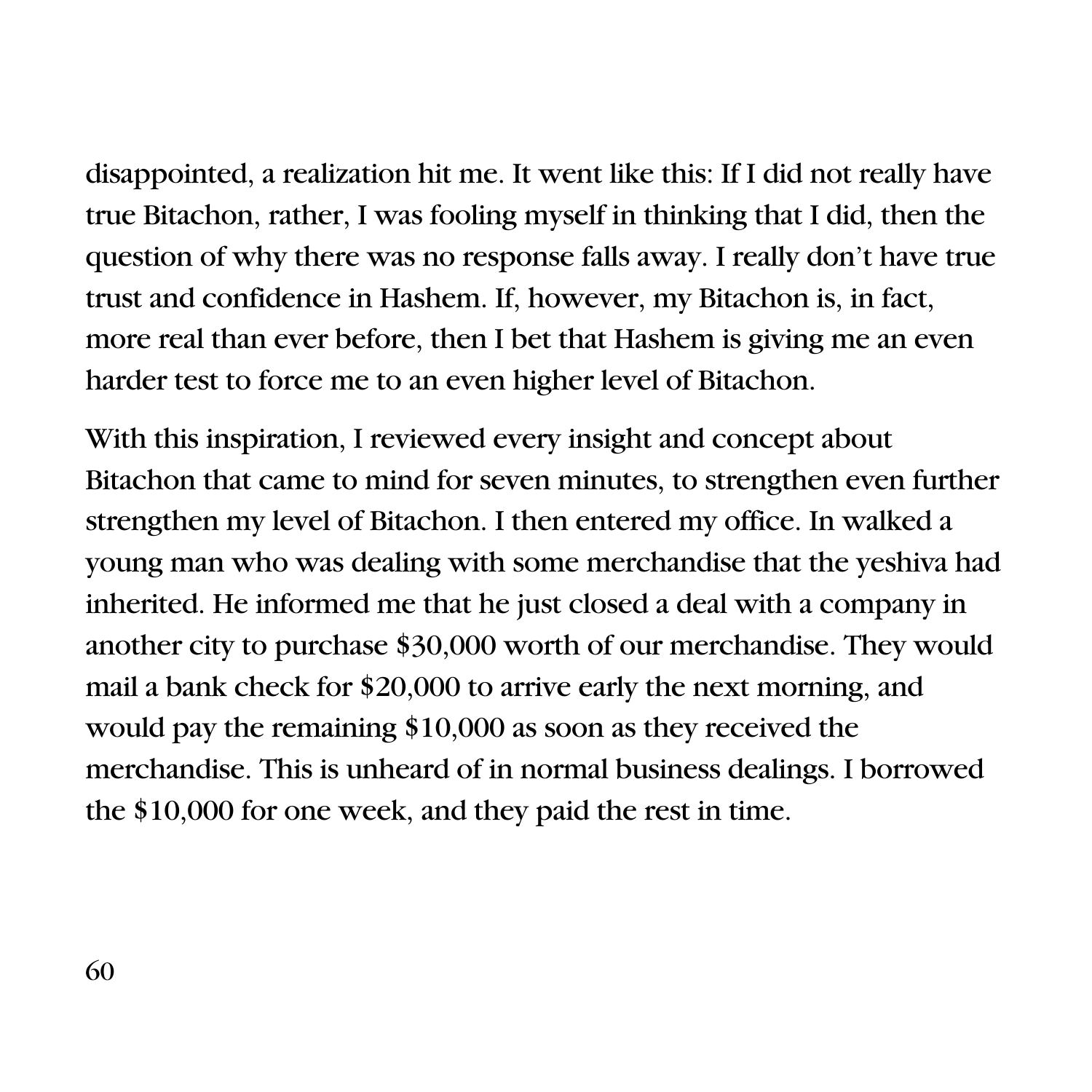disappointed, a realization hit me. It went like this: If I did not really have true Bitachon, rather, I was fooling myself in thinking that I did, then the question of why there was no response falls away. I really don't have true trust and confidence in Hashem. If, however, my Bitachon is, in fact, more real than ever before, then I bet that Hashem is giving me an even harder test to force me to an even higher level of Bitachon.

With this inspiration, I reviewed every insight and concept about Bitachon that came to mind for seven minutes, to strengthen even further strengthen my level of Bitachon. I then entered my office. In walked a young man who was dealing with some merchandise that the yeshiva had inherited. He informed me that he just closed a deal with a company in another city to purchase $30,000 worth of our merchandise. They would mail a bank check for $20,000 to arrive early the next morning, and would pay the remaining $10,000 as soon as they received the merchandise. This is unheard of in normal business dealings. I borrowed the $10,000 for one week, and they paid the rest in time.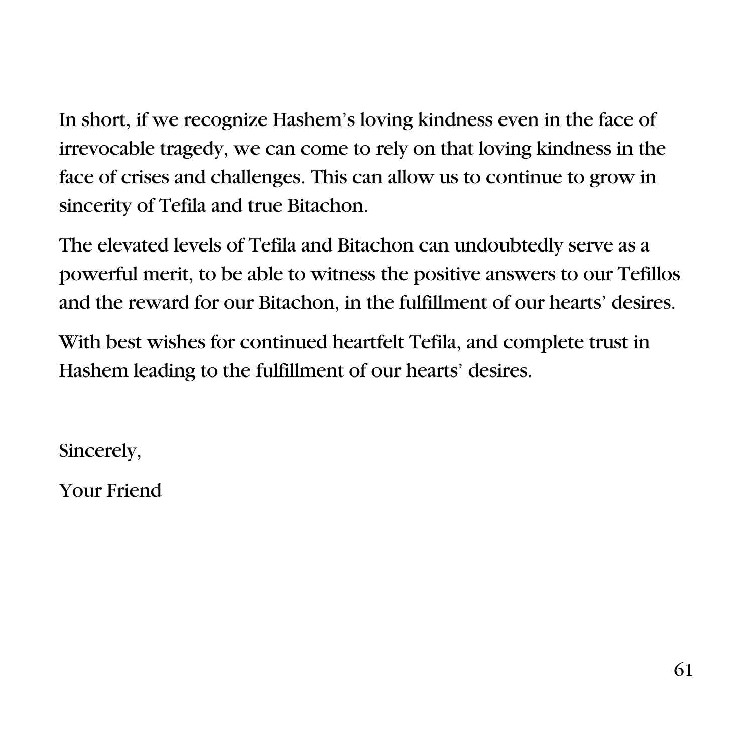In short, if we recognize Hashem's loving kindness even in the face of irrevocable tragedy, we can come to rely on that loving kindness in the face of crises and challenges. This can allow us to continue to grow in sincerity of Tefila and true Bitachon.

The elevated levels of Tefila and Bitachon can undoubtedly serve as a powerful merit, to be able to witness the positive answers to our Tefillos and the reward for our Bitachon, in the fulfillment of our hearts' desires.

With best wishes for continued heartfelt Tefila, and complete trust in Hashem leading to the fulfillment of our hearts' desires.

Sincerely,

Your Friend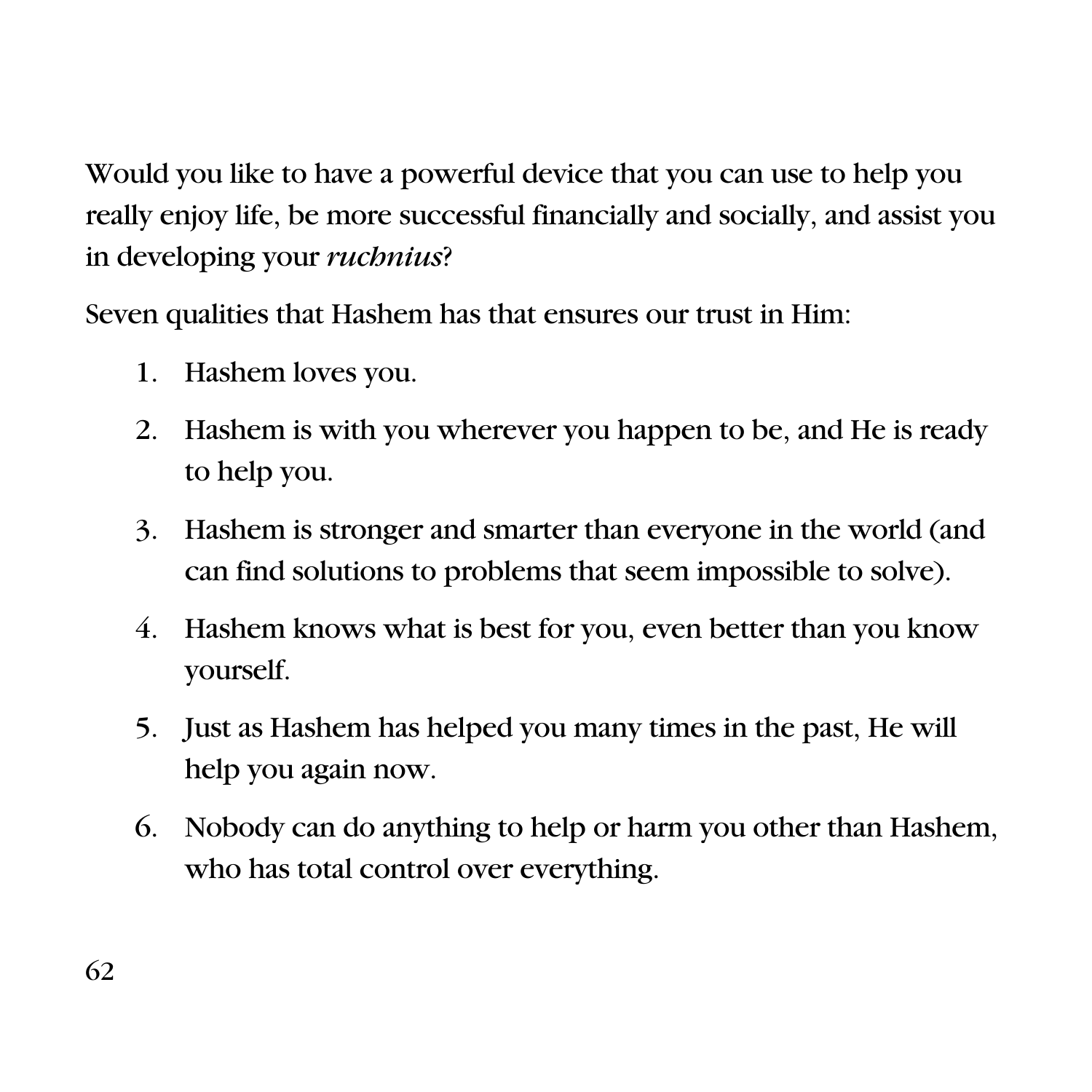Would you like to have a powerful device that you can use to help you really enjoy life, be more successful financially and socially, and assist you in developing your *ruchnius*?

Seven qualities that Hashem has that ensures our trust in Him:

1. Hashem loves you.
2. Hashem is with you wherever you happen to be, and He is ready to help you.
3. Hashem is stronger and smarter than everyone in the world (and can find solutions to problems that seem impossible to solve).
4. Hashem knows what is best for you, even better than you know yourself.
5. Just as Hashem has helped you many times in the past, He will help you again now.
6. Nobody can do anything to help or harm you other than Hashem, who has total control over everything.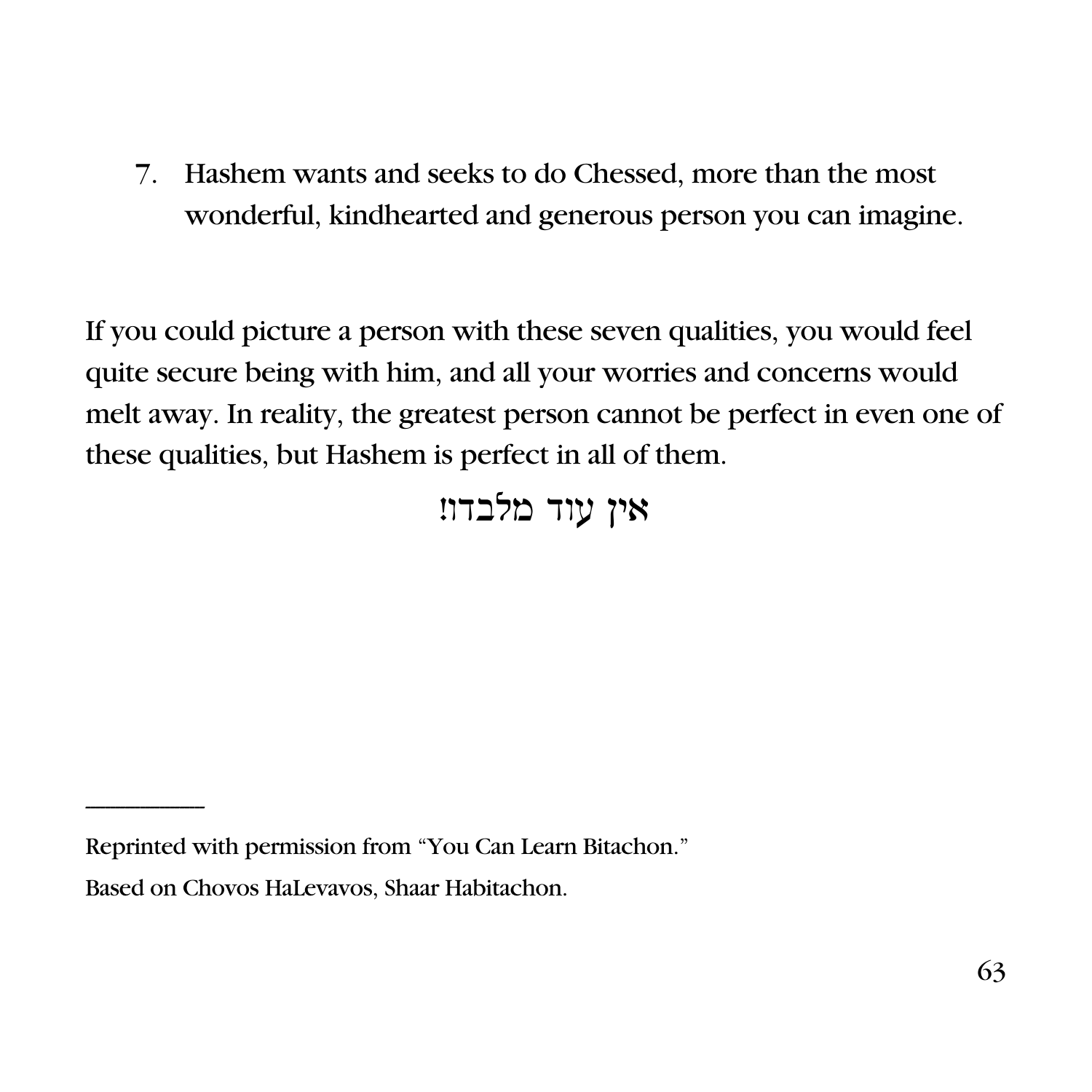7. Hashem wants and seeks to do Chessed, more than the most wonderful, kindhearted and generous person you can imagine.

If you could picture a person with these seven qualities, you would feel quite secure being with him, and all your worries and concerns would melt away. In reality, the greatest person cannot be perfect in even one of these qualities, but Hashem is perfect in all of them.

אין עוד מלבדו!

---

Reprinted with permission from “You Can Learn Bitachon.”

Based on Chovos HaLevavos, Shaar Habitachon.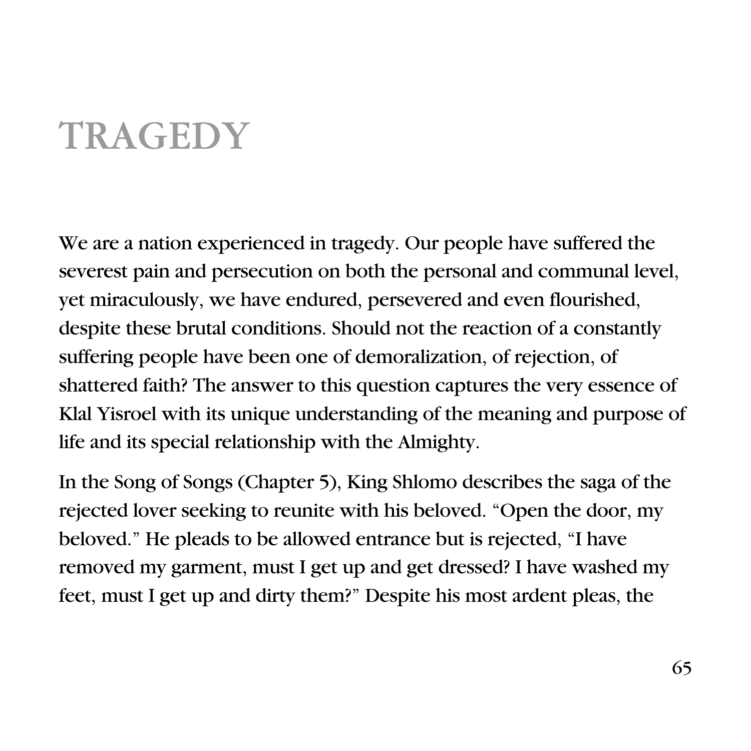# TRAGEDY

We are a nation experienced in tragedy. Our people have suffered the severest pain and persecution on both the personal and communal level, yet miraculously, we have endured, persevered and even flourished, despite these brutal conditions. Should not the reaction of a constantly suffering people have been one of demoralization, of rejection, of shattered faith? The answer to this question captures the very essence of Klal Yisroel with its unique understanding of the meaning and purpose of life and its special relationship with the Almighty.

In the Song of Songs (Chapter 5), King Shlomo describes the saga of the rejected lover seeking to reunite with his beloved. “Open the door, my beloved.” He pleads to be allowed entrance but is rejected, “I have removed my garment, must I get up and get dressed? I have washed my feet, must I get up and dirty them?” Despite his most ardent pleas, the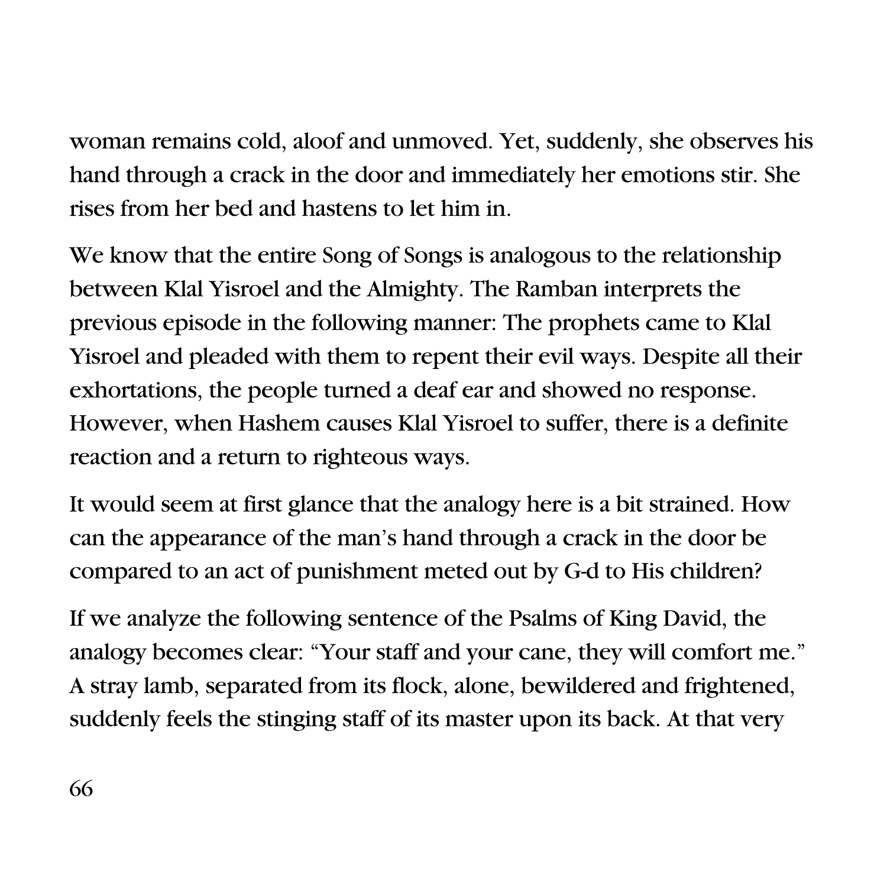woman remains cold, aloof and unmoved. Yet, suddenly, she observes his hand through a crack in the door and immediately her emotions stir. She rises from her bed and hastens to let him in.

We know that the entire Song of Songs is analogous to the relationship between Klal Yisroel and the Almighty. The Ramban interprets the previous episode in the following manner: The prophets came to Klal Yisroel and pleaded with them to repent their evil ways. Despite all their exhortations, the people turned a deaf ear and showed no response. However, when Hashem causes Klal Yisroel to suffer, there is a definite reaction and a return to righteous ways.

It would seem at first glance that the analogy here is a bit strained. How can the appearance of the man's hand through a crack in the door be compared to an act of punishment meted out by G-d to His children?

If we analyze the following sentence of the Psalms of King David, the analogy becomes clear: "Your staff and your cane, they will comfort me." A stray lamb, separated from its flock, alone, bewildered and frightened, suddenly feels the stinging staff of its master upon its back. At that very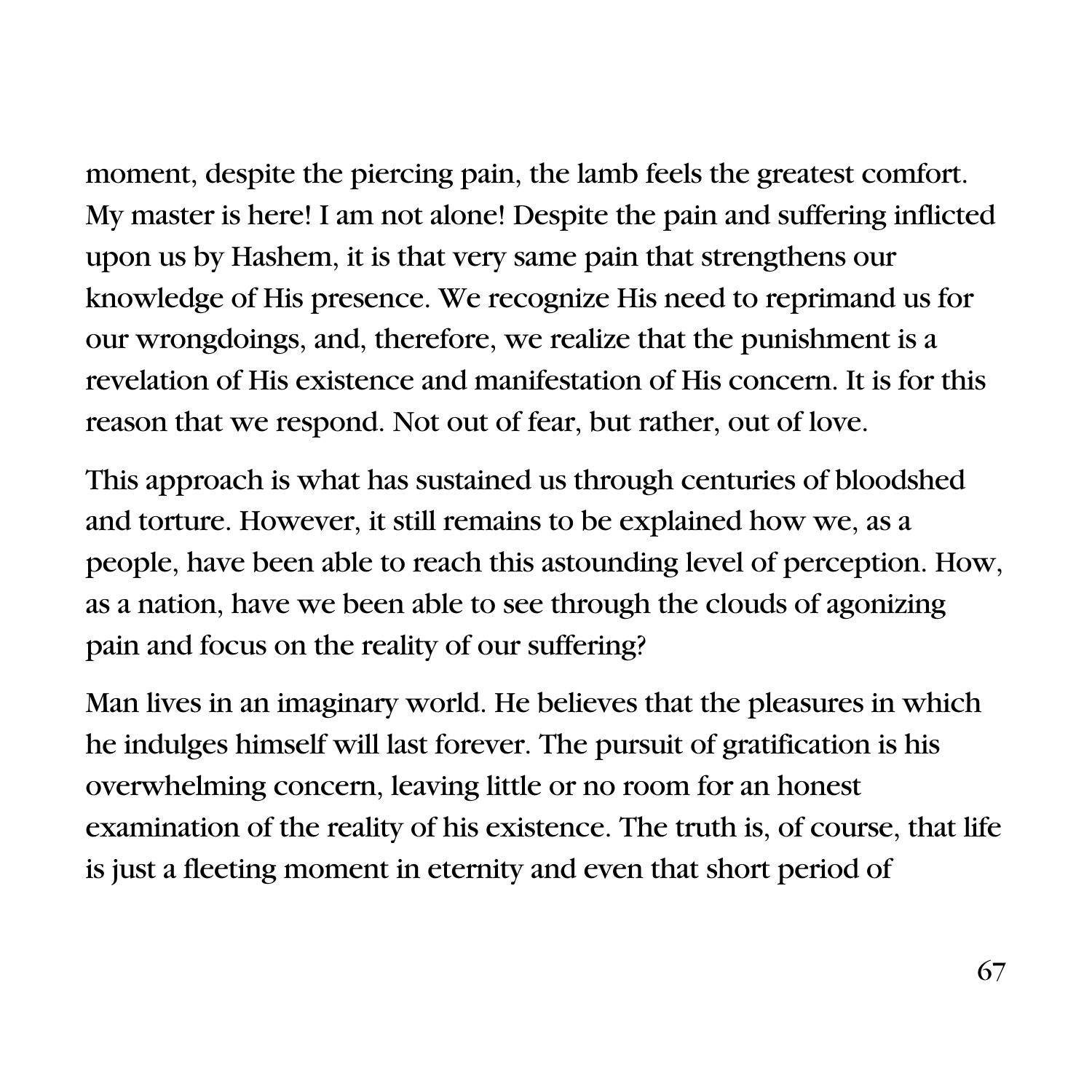moment, despite the piercing pain, the lamb feels the greatest comfort. My master is here! I am not alone! Despite the pain and suffering inflicted upon us by Hashem, it is that very same pain that strengthens our knowledge of His presence. We recognize His need to reprimand us for our wrongdoings, and, therefore, we realize that the punishment is a revelation of His existence and manifestation of His concern. It is for this reason that we respond. Not out of fear, but rather, out of love.

This approach is what has sustained us through centuries of bloodshed and torture. However, it still remains to be explained how we, as a people, have been able to reach this astounding level of perception. How, as a nation, have we been able to see through the clouds of agonizing pain and focus on the reality of our suffering?

Man lives in an imaginary world. He believes that the pleasures in which he indulges himself will last forever. The pursuit of gratification is his overwhelming concern, leaving little or no room for an honest examination of the reality of his existence. The truth is, of course, that life is just a fleeting moment in eternity and even that short period of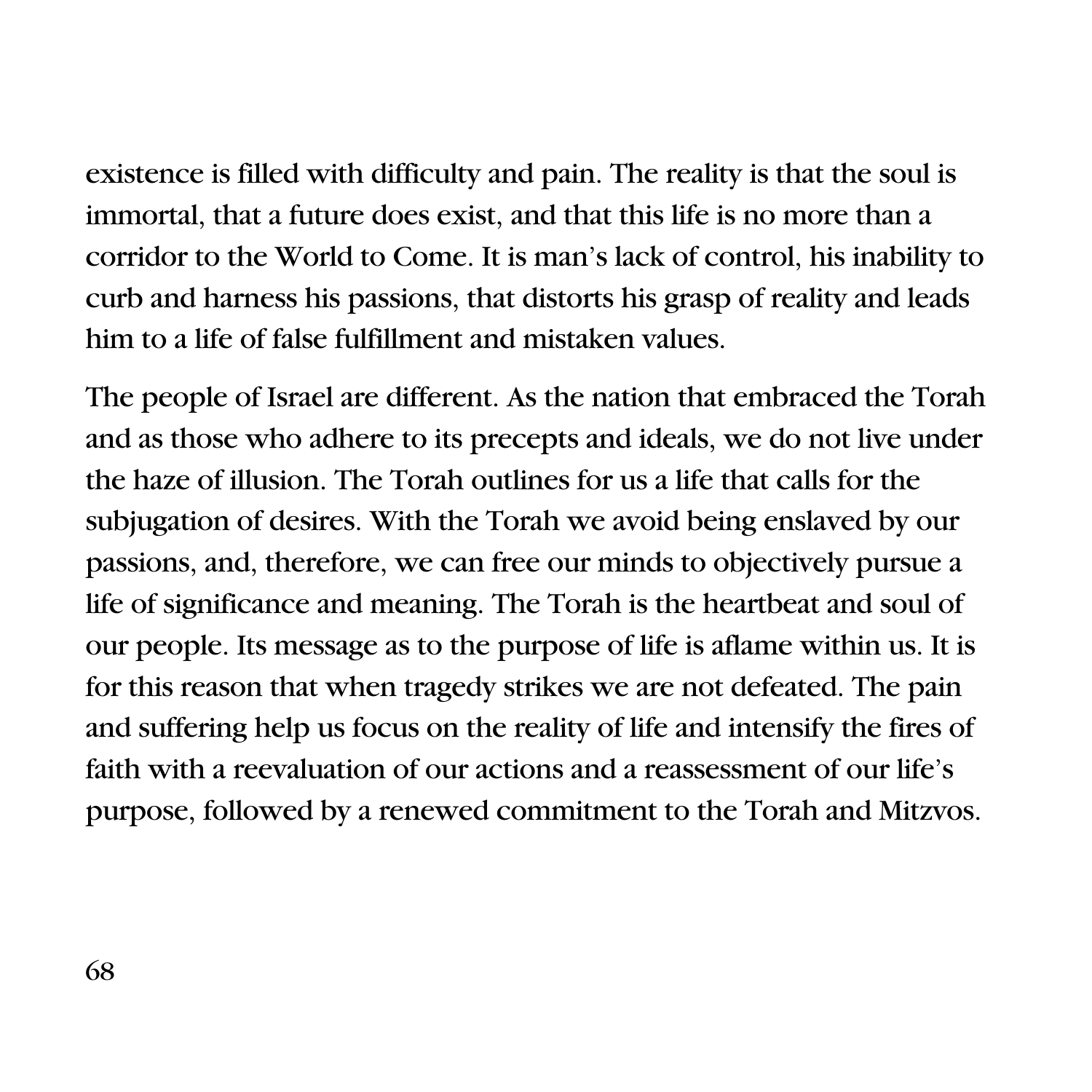existence is filled with difficulty and pain. The reality is that the soul is immortal, that a future does exist, and that this life is no more than a corridor to the World to Come. It is man's lack of control, his inability to curb and harness his passions, that distorts his grasp of reality and leads him to a life of false fulfillment and mistaken values.

The people of Israel are different. As the nation that embraced the Torah and as those who adhere to its precepts and ideals, we do not live under the haze of illusion. The Torah outlines for us a life that calls for the subjugation of desires. With the Torah we avoid being enslaved by our passions, and, therefore, we can free our minds to objectively pursue a life of significance and meaning. The Torah is the heartbeat and soul of our people. Its message as to the purpose of life is aflame within us. It is for this reason that when tragedy strikes we are not defeated. The pain and suffering help us focus on the reality of life and intensify the fires of faith with a reevaluation of our actions and a reassessment of our life's purpose, followed by a renewed commitment to the Torah and Mitzvos.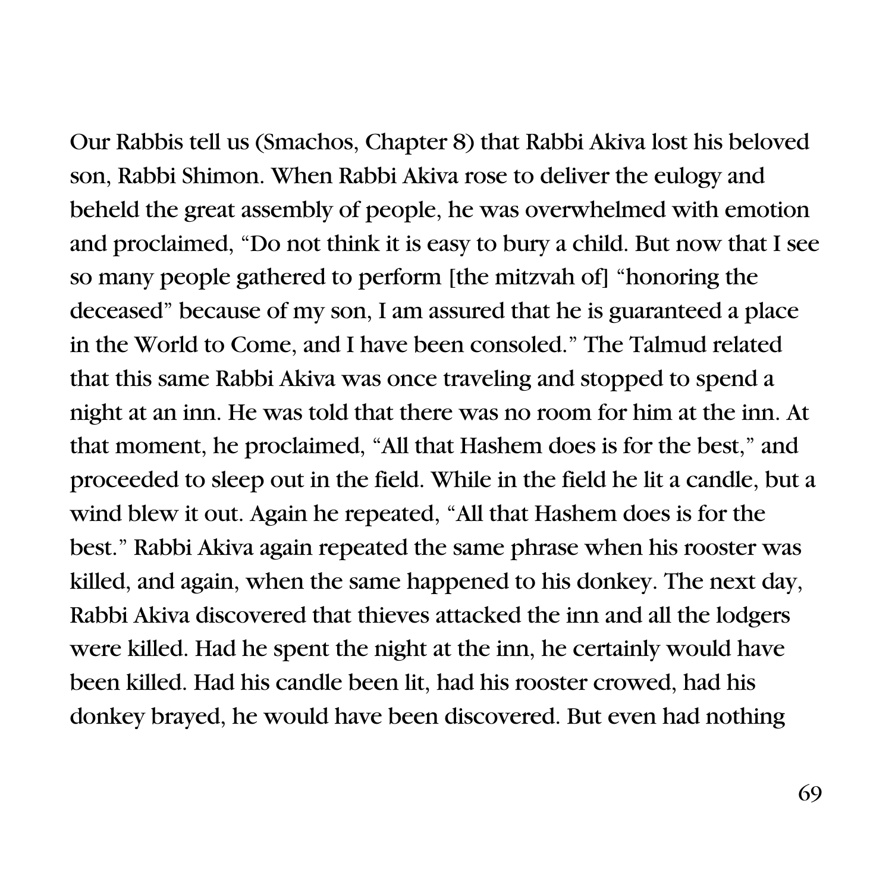Our Rabbis tell us (Smachos, Chapter 8) that Rabbi Akiva lost his beloved son, Rabbi Shimon. When Rabbi Akiva rose to deliver the eulogy and beheld the great assembly of people, he was overwhelmed with emotion and proclaimed, “Do not think it is easy to bury a child. But now that I see so many people gathered to perform [the mitzvah of] “honoring the deceased” because of my son, I am assured that he is guaranteed a place in the World to Come, and I have been consoled.” The Talmud related that this same Rabbi Akiva was once traveling and stopped to spend a night at an inn. He was told that there was no room for him at the inn. At that moment, he proclaimed, “All that Hashem does is for the best,” and proceeded to sleep out in the field. While in the field he lit a candle, but a wind blew it out. Again he repeated, “All that Hashem does is for the best.” Rabbi Akiva again repeated the same phrase when his rooster was killed, and again, when the same happened to his donkey. The next day, Rabbi Akiva discovered that thieves attacked the inn and all the lodgers were killed. Had he spent the night at the inn, he certainly would have been killed. Had his candle been lit, had his rooster crowed, had his donkey brayed, he would have been discovered. But even had nothing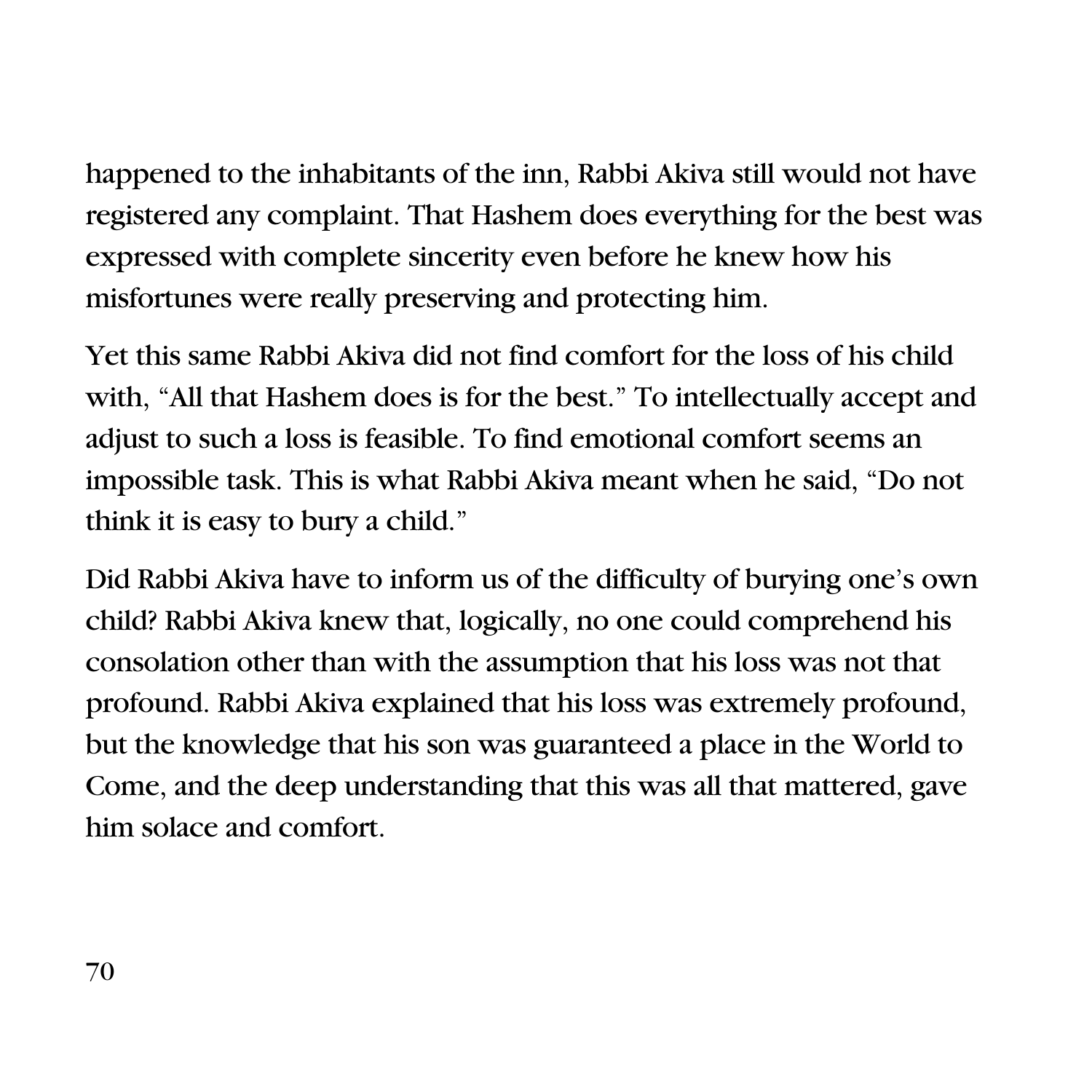happened to the inhabitants of the inn, Rabbi Akiva still would not have registered any complaint. That Hashem does everything for the best was expressed with complete sincerity even before he knew how his misfortunes were really preserving and protecting him.

Yet this same Rabbi Akiva did not find comfort for the loss of his child with, "All that Hashem does is for the best." To intellectually accept and adjust to such a loss is feasible. To find emotional comfort seems an impossible task. This is what Rabbi Akiva meant when he said, "Do not think it is easy to bury a child."

Did Rabbi Akiva have to inform us of the difficulty of burying one's own child? Rabbi Akiva knew that, logically, no one could comprehend his consolation other than with the assumption that his loss was not that profound. Rabbi Akiva explained that his loss was extremely profound, but the knowledge that his son was guaranteed a place in the World to Come, and the deep understanding that this was all that mattered, gave him solace and comfort.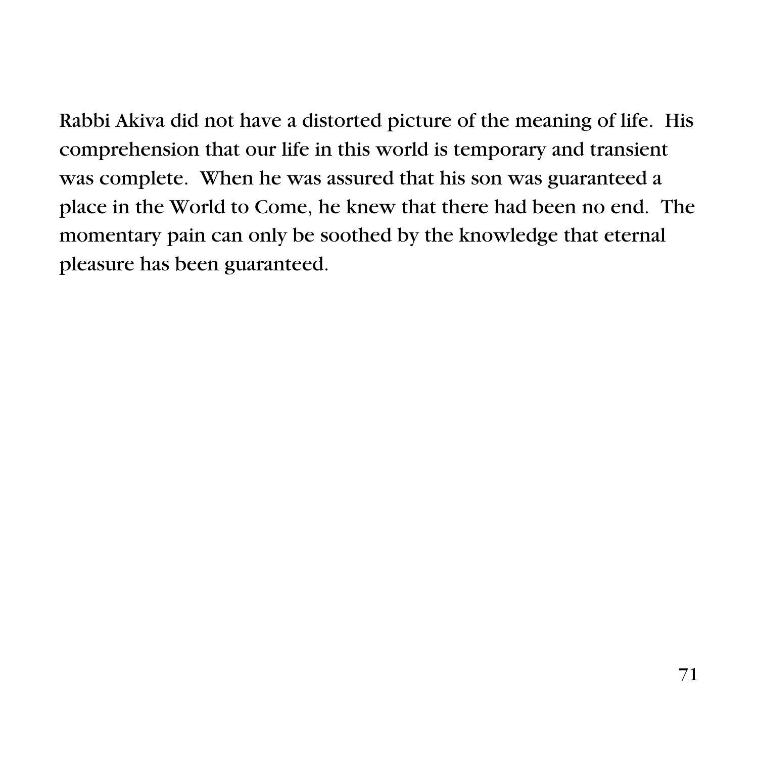Rabbi Akiva did not have a distorted picture of the meaning of life. His comprehension that our life in this world is temporary and transient was complete. When he was assured that his son was guaranteed a place in the World to Come, he knew that there had been no end. The momentary pain can only be soothed by the knowledge that eternal pleasure has been guaranteed.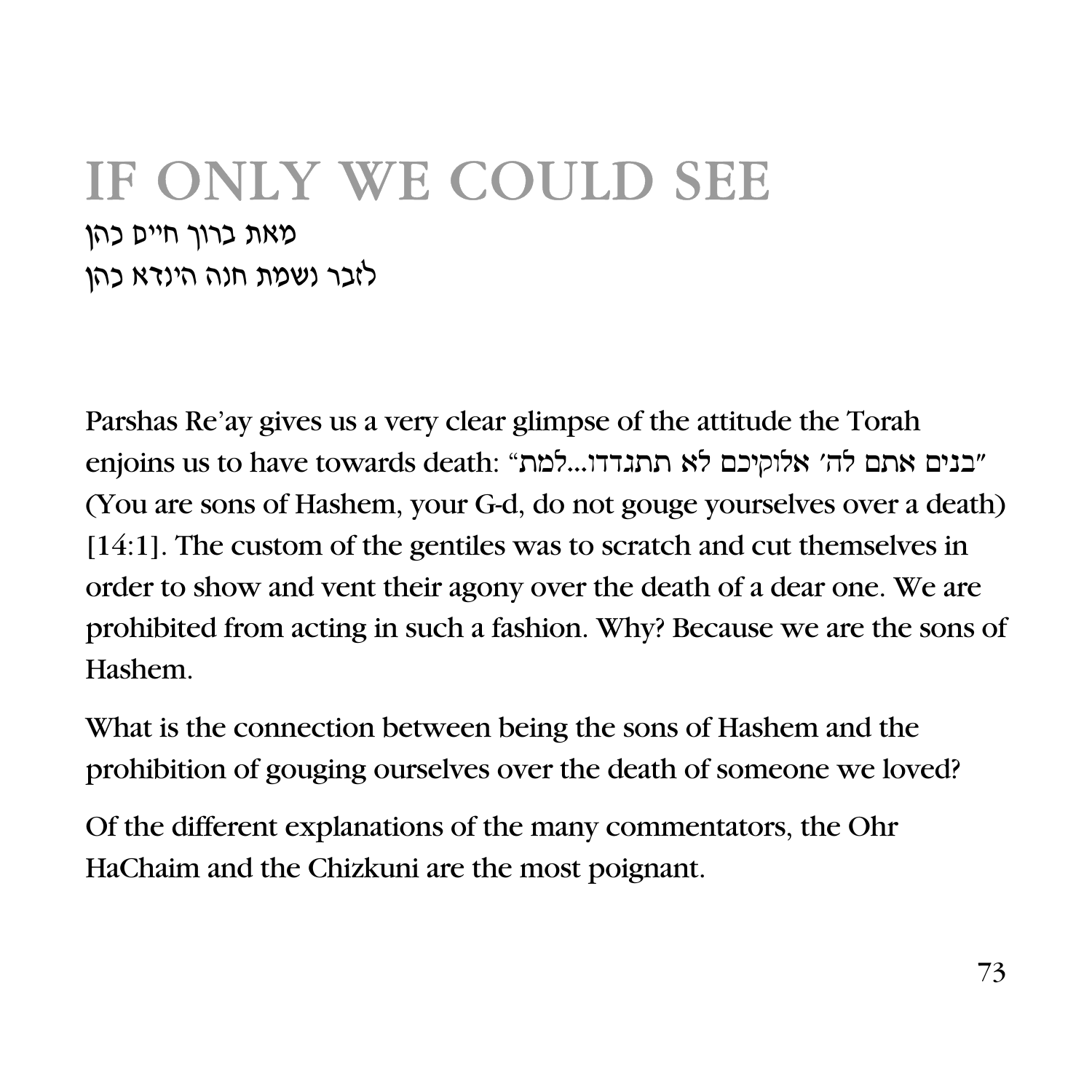# IF ONLY WE COULD SEE

מאת ברוך חיים כהן

לזכר נשמת חוה הינדא כהן

Parshas Re'ay gives us a very clear glimpse of the attitude the Torah enjoins us to have towards death: "בנים אתם לה' אלוקיכם לא תתגדדו...למת" (You are sons of Hashem, your G-d, do not gouge yourselves over a death) [14:1]. The custom of the gentiles was to scratch and cut themselves in order to show and vent their agony over the death of a dear one. We are prohibited from acting in such a fashion. Why? Because we are the sons of Hashem.

What is the connection between being the sons of Hashem and the prohibition of gouging ourselves over the death of someone we loved?

Of the different explanations of the many commentators, the Ohr HaChaim and the Chizkuni are the most poignant.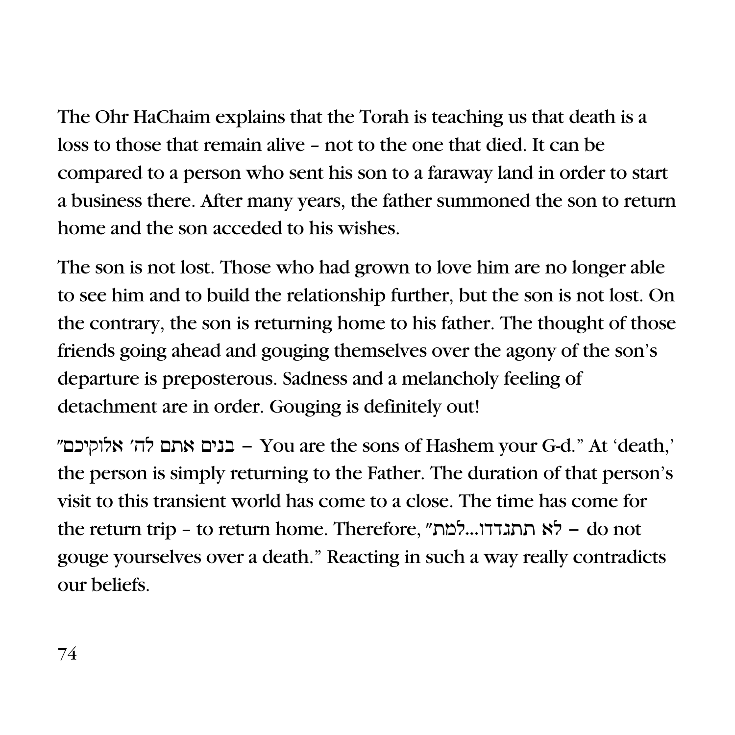The Ohr HaChaim explains that the Torah is teaching us that death is a loss to those that remain alive – not to the one that died. It can be compared to a person who sent his son to a faraway land in order to start a business there. After many years, the father summoned the son to return home and the son acceded to his wishes.

The son is not lost. Those who had grown to love him are no longer able to see him and to build the relationship further, but the son is not lost. On the contrary, the son is returning home to his father. The thought of those friends going ahead and gouging themselves over the agony of the son's departure is preposterous. Sadness and a melancholy feeling of detachment are in order. Gouging is definitely out!

"בנים אתם לה' אלוקיכם – You are the sons of Hashem your G-d." At 'death,' the person is simply returning to the Father. The duration of that person's visit to this transient world has come to a close. The time has come for the return trip – to return home. Therefore, "לא תתגדדו...למת – do not gouge yourselves over a death." Reacting in such a way really contradicts our beliefs.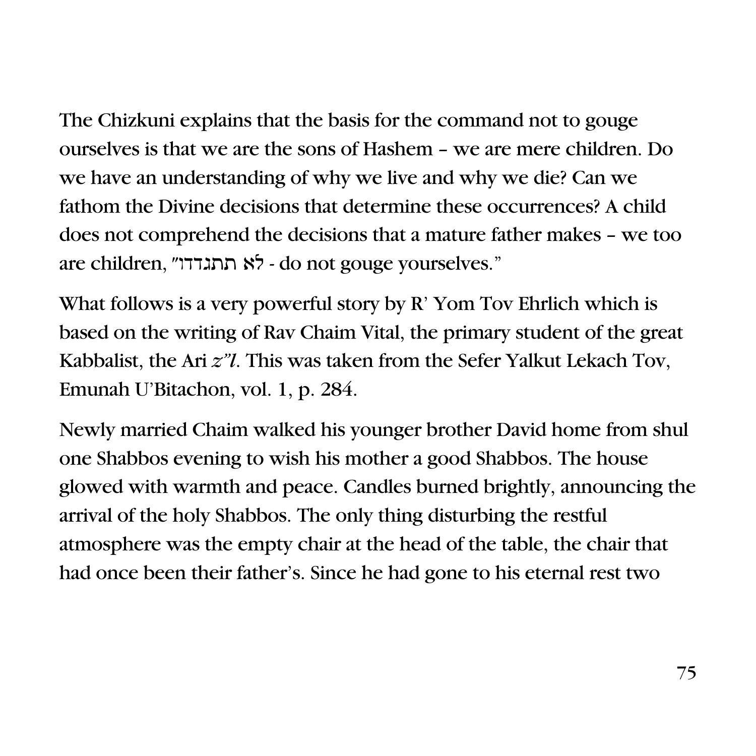The Chizkuni explains that the basis for the command not to gouge ourselves is that we are the sons of Hashem – we are mere children. Do we have an understanding of why we live and why we die? Can we fathom the Divine decisions that determine these occurrences? A child does not comprehend the decisions that a mature father makes – we too are children, "לא תתגדדו - do not gouge yourselves."

What follows is a very powerful story by R' Yom Tov Ehrlich which is based on the writing of Rav Chaim Vital, the primary student of the great Kabbalist, the Ari *z"l*. This was taken from the Sefer Yalkut Lekach Tov, Emunah U'Bitachon, vol. 1, p. 284.

Newly married Chaim walked his younger brother David home from shul one Shabbos evening to wish his mother a good Shabbos. The house glowed with warmth and peace. Candles burned brightly, announcing the arrival of the holy Shabbos. The only thing disturbing the restful atmosphere was the empty chair at the head of the table, the chair that had once been their father's. Since he had gone to his eternal rest two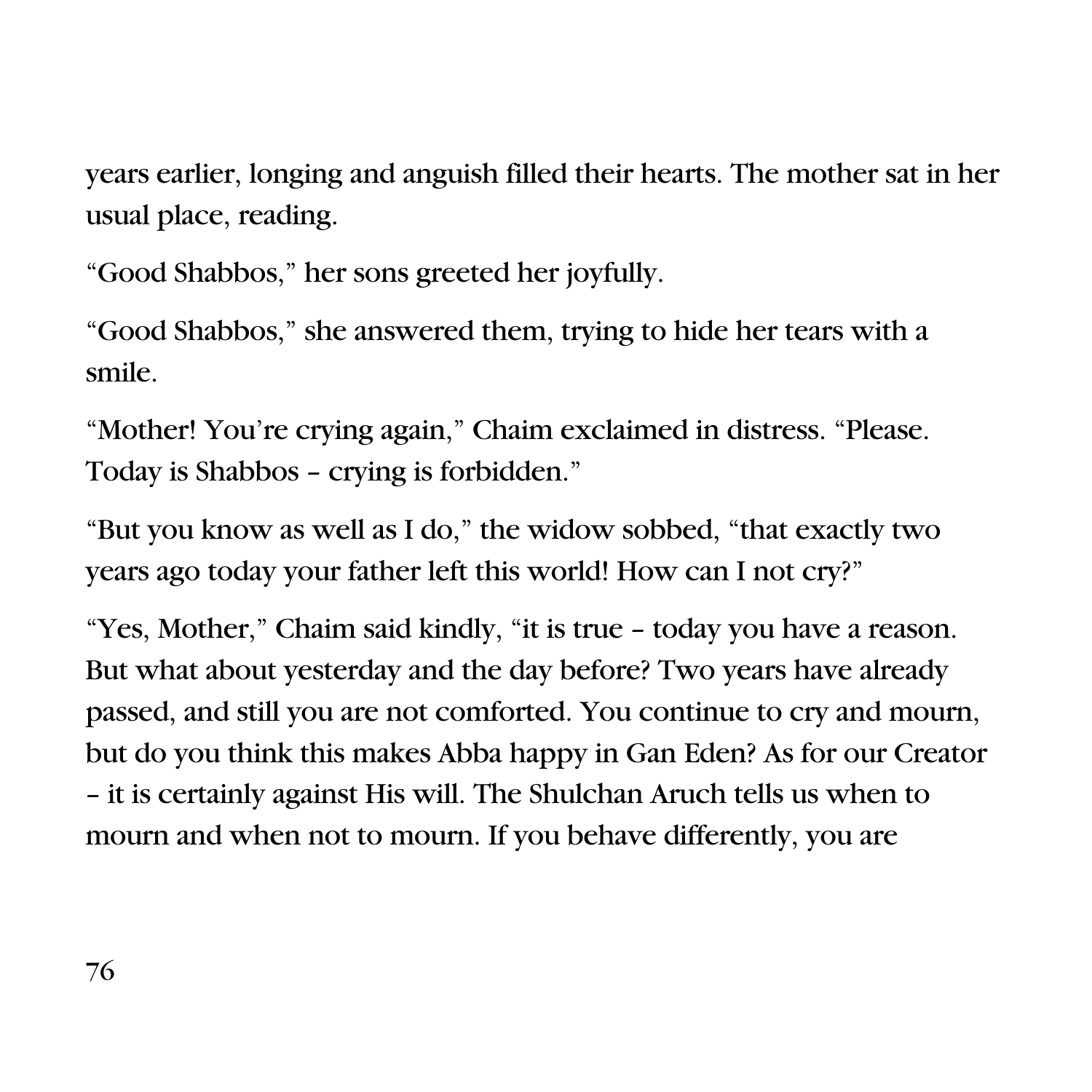years earlier, longing and anguish filled their hearts. The mother sat in her usual place, reading.

“Good Shabbos,” her sons greeted her joyfully.

“Good Shabbos,” she answered them, trying to hide her tears with a smile.

“Mother! You’re crying again,” Chaim exclaimed in distress. “Please. Today is Shabbos – crying is forbidden.”

“But you know as well as I do,” the widow sobbed, “that exactly two years ago today your father left this world! How can I not cry?”

“Yes, Mother,” Chaim said kindly, “it is true – today you have a reason. But what about yesterday and the day before? Two years have already passed, and still you are not comforted. You continue to cry and mourn, but do you think this makes Abba happy in Gan Eden? As for our Creator – it is certainly against His will. The Shulchan Aruch tells us when to mourn and when not to mourn. If you behave differently, you are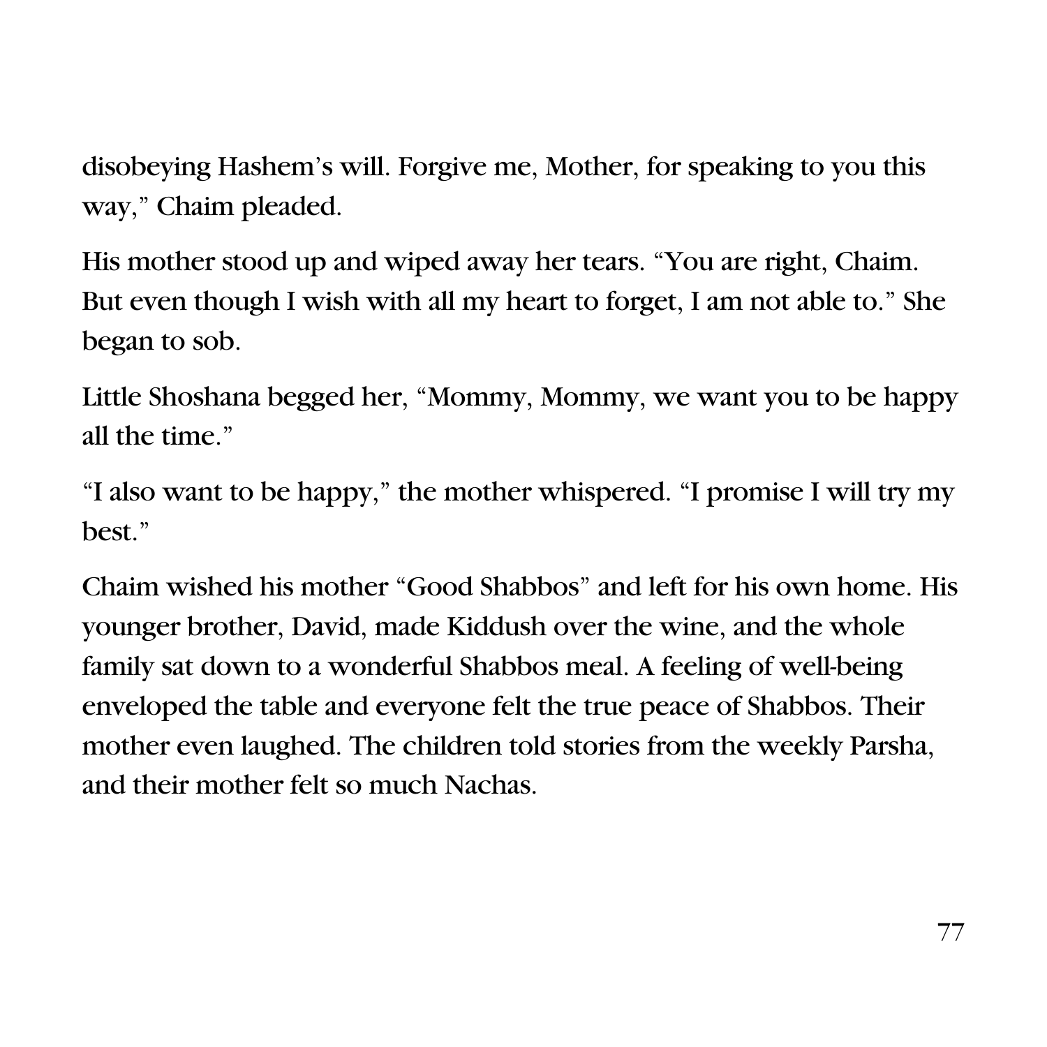disobeying Hashem's will. Forgive me, Mother, for speaking to you this way," Chaim pleaded.

His mother stood up and wiped away her tears. "You are right, Chaim. But even though I wish with all my heart to forget, I am not able to." She began to sob.

Little Shoshana begged her, "Mommy, Mommy, we want you to be happy all the time."

"I also want to be happy," the mother whispered. "I promise I will try my best."

Chaim wished his mother "Good Shabbos" and left for his own home. His younger brother, David, made Kiddush over the wine, and the whole family sat down to a wonderful Shabbos meal. A feeling of well-being enveloped the table and everyone felt the true peace of Shabbos. Their mother even laughed. The children told stories from the weekly Parsha, and their mother felt so much Nachas.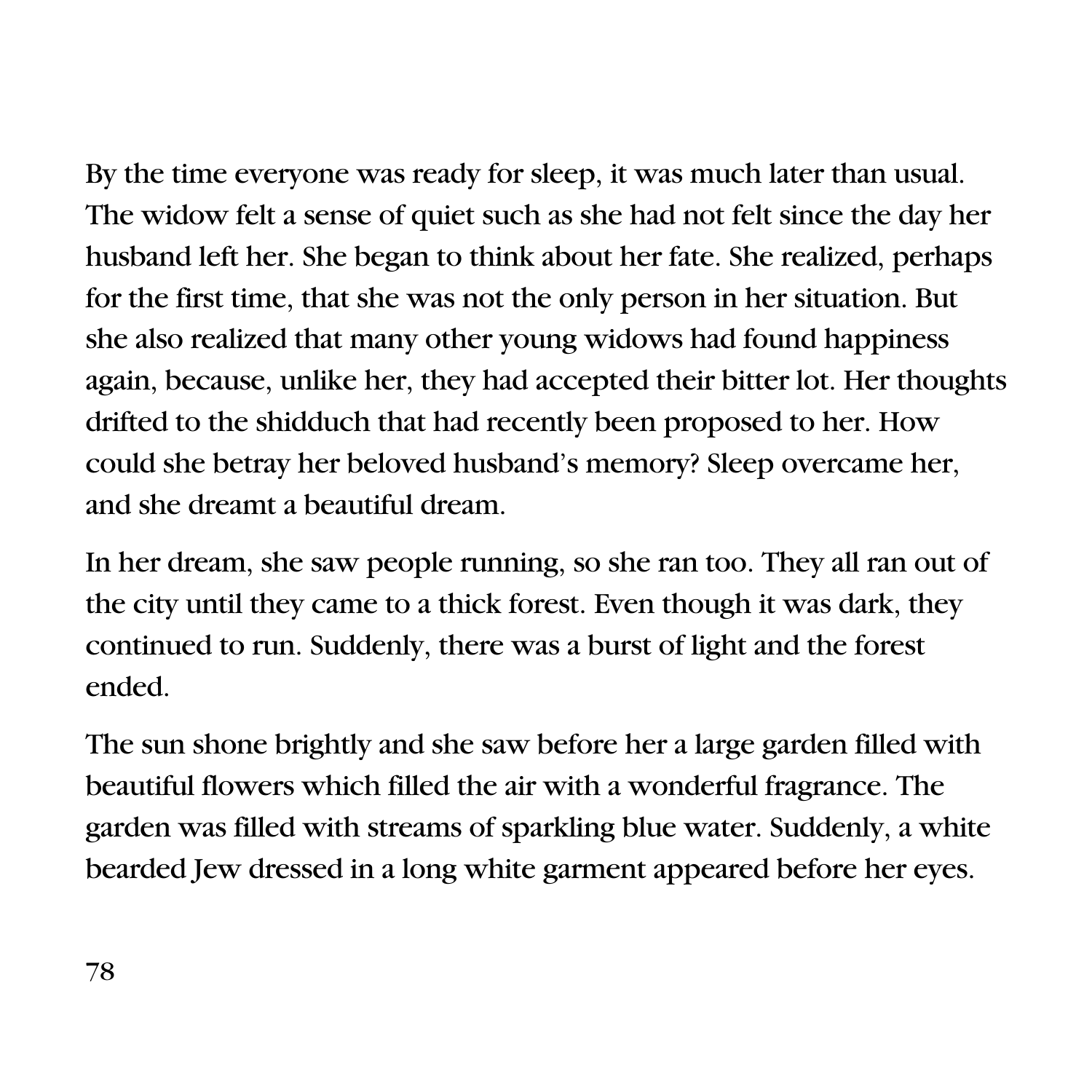By the time everyone was ready for sleep, it was much later than usual. The widow felt a sense of quiet such as she had not felt since the day her husband left her. She began to think about her fate. She realized, perhaps for the first time, that she was not the only person in her situation. But she also realized that many other young widows had found happiness again, because, unlike her, they had accepted their bitter lot. Her thoughts drifted to the shidduch that had recently been proposed to her. How could she betray her beloved husband's memory? Sleep overcame her, and she dreamt a beautiful dream.

In her dream, she saw people running, so she ran too. They all ran out of the city until they came to a thick forest. Even though it was dark, they continued to run. Suddenly, there was a burst of light and the forest ended.

The sun shone brightly and she saw before her a large garden filled with beautiful flowers which filled the air with a wonderful fragrance. The garden was filled with streams of sparkling blue water. Suddenly, a white bearded Jew dressed in a long white garment appeared before her eyes.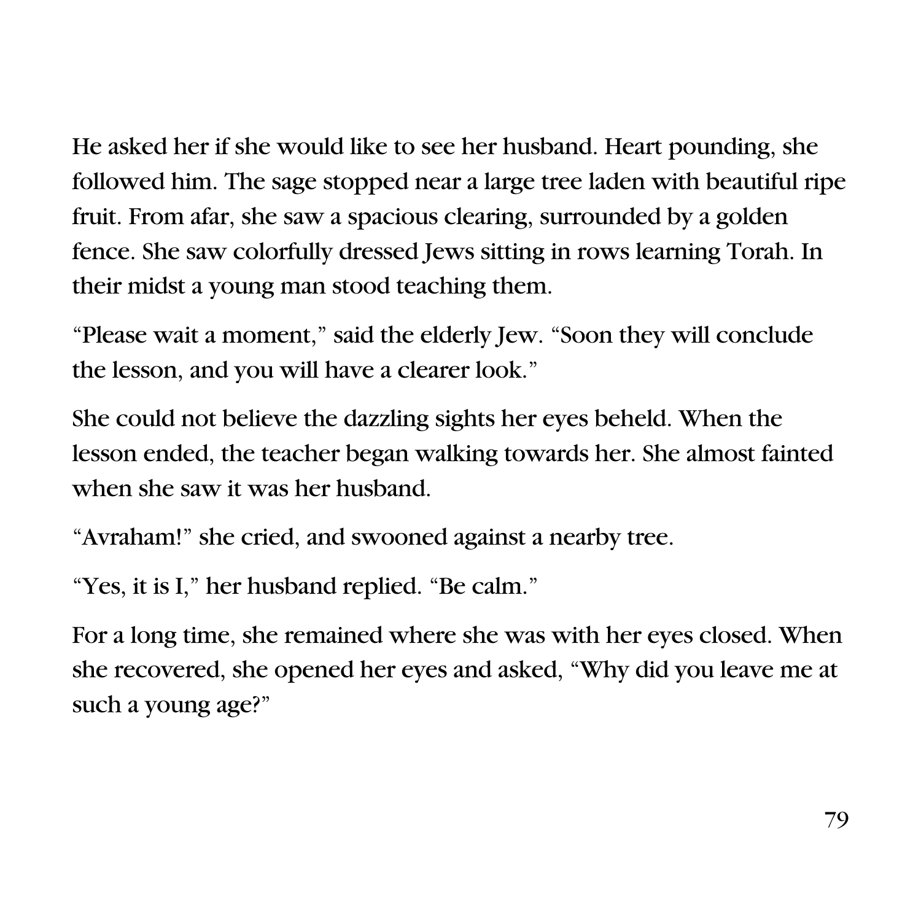He asked her if she would like to see her husband. Heart pounding, she followed him. The sage stopped near a large tree laden with beautiful ripe fruit. From afar, she saw a spacious clearing, surrounded by a golden fence. She saw colorfully dressed Jews sitting in rows learning Torah. In their midst a young man stood teaching them.

"Please wait a moment," said the elderly Jew. "Soon they will conclude the lesson, and you will have a clearer look."

She could not believe the dazzling sights her eyes beheld. When the lesson ended, the teacher began walking towards her. She almost fainted when she saw it was her husband.

"Avraham!" she cried, and swooned against a nearby tree.

"Yes, it is I," her husband replied. "Be calm."

For a long time, she remained where she was with her eyes closed. When she recovered, she opened her eyes and asked, "Why did you leave me at such a young age?"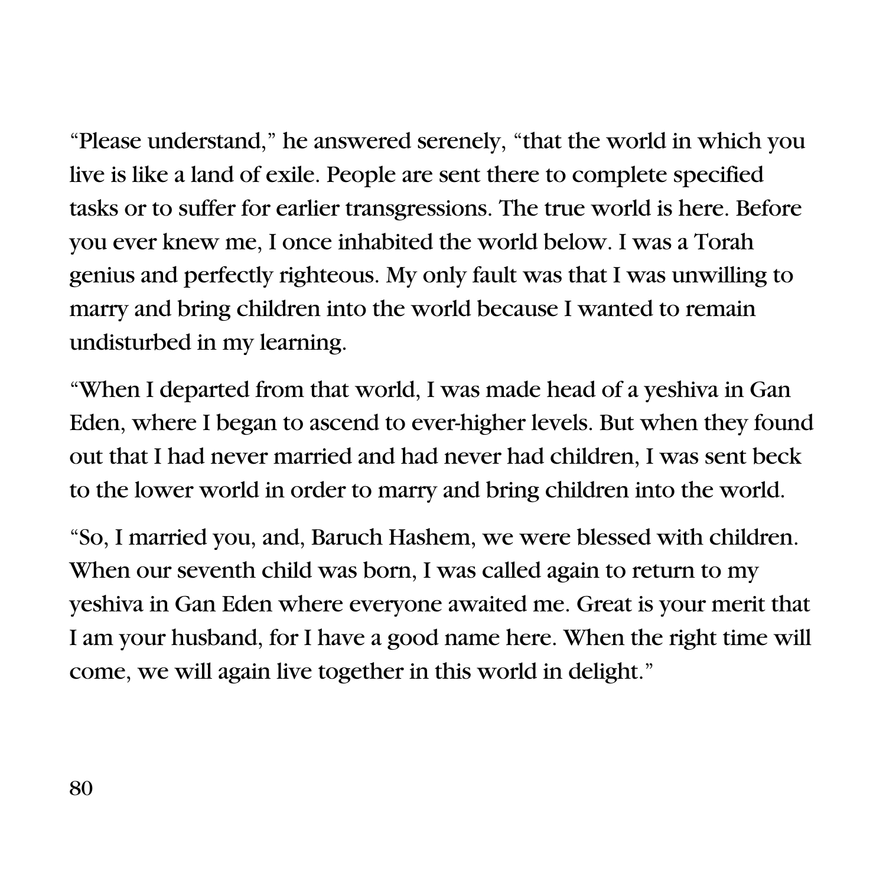"Please understand," he answered serenely, "that the world in which you live is like a land of exile. People are sent there to complete specified tasks or to suffer for earlier transgressions. The true world is here. Before you ever knew me, I once inhabited the world below. I was a Torah genius and perfectly righteous. My only fault was that I was unwilling to marry and bring children into the world because I wanted to remain undisturbed in my learning.

"When I departed from that world, I was made head of a yeshiva in Gan Eden, where I began to ascend to ever-higher levels. But when they found out that I had never married and had never had children, I was sent beck to the lower world in order to marry and bring children into the world.

"So, I married you, and, Baruch Hashem, we were blessed with children. When our seventh child was born, I was called again to return to my yeshiva in Gan Eden where everyone awaited me. Great is your merit that I am your husband, for I have a good name here. When the right time will come, we will again live together in this world in delight."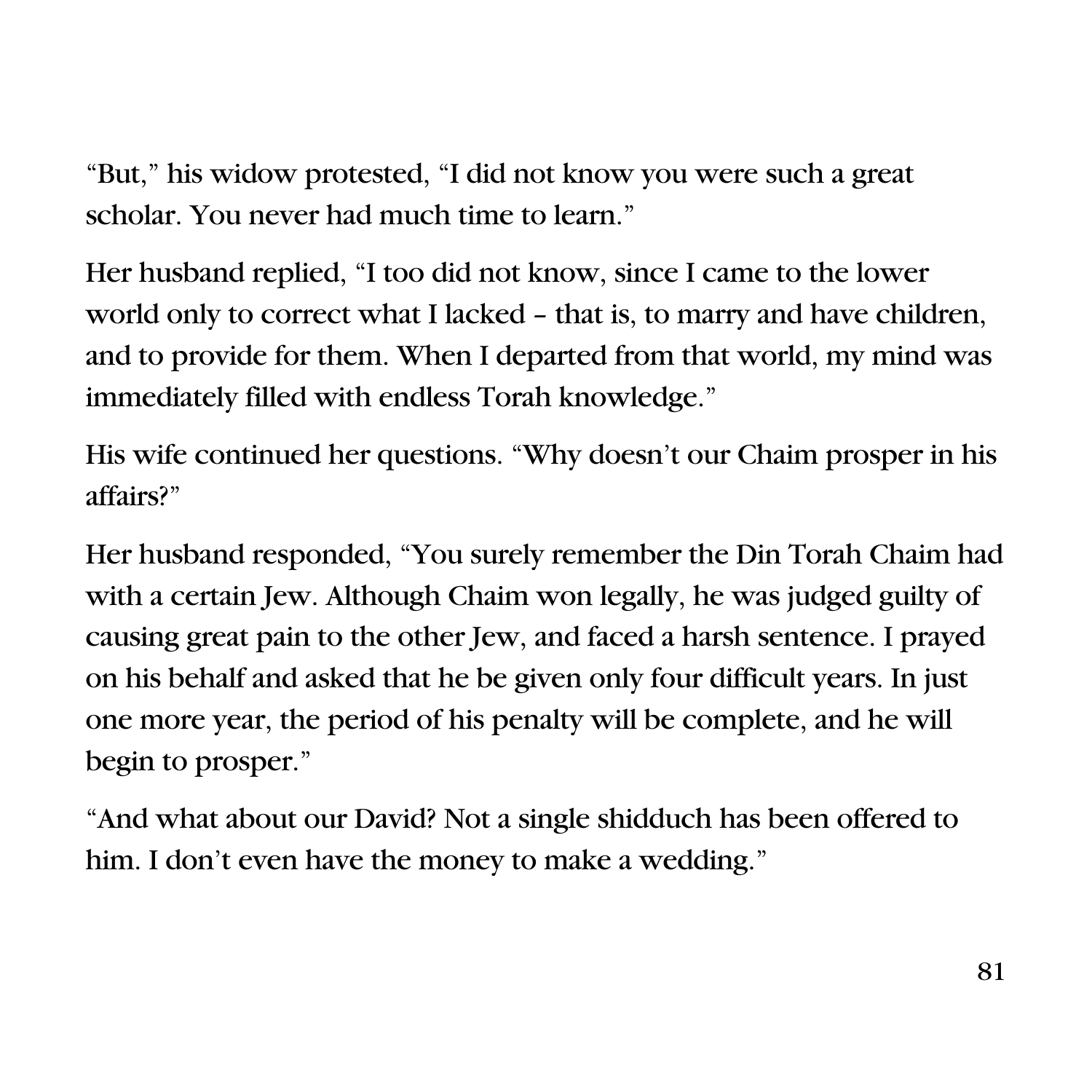"But," his widow protested, "I did not know you were such a great scholar. You never had much time to learn."

Her husband replied, "I too did not know, since I came to the lower world only to correct what I lacked – that is, to marry and have children, and to provide for them. When I departed from that world, my mind was immediately filled with endless Torah knowledge."

His wife continued her questions. "Why doesn't our Chaim prosper in his affairs?"

Her husband responded, "You surely remember the Din Torah Chaim had with a certain Jew. Although Chaim won legally, he was judged guilty of causing great pain to the other Jew, and faced a harsh sentence. I prayed on his behalf and asked that he be given only four difficult years. In just one more year, the period of his penalty will be complete, and he will begin to prosper."

"And what about our David? Not a single shidduch has been offered to him. I don't even have the money to make a wedding."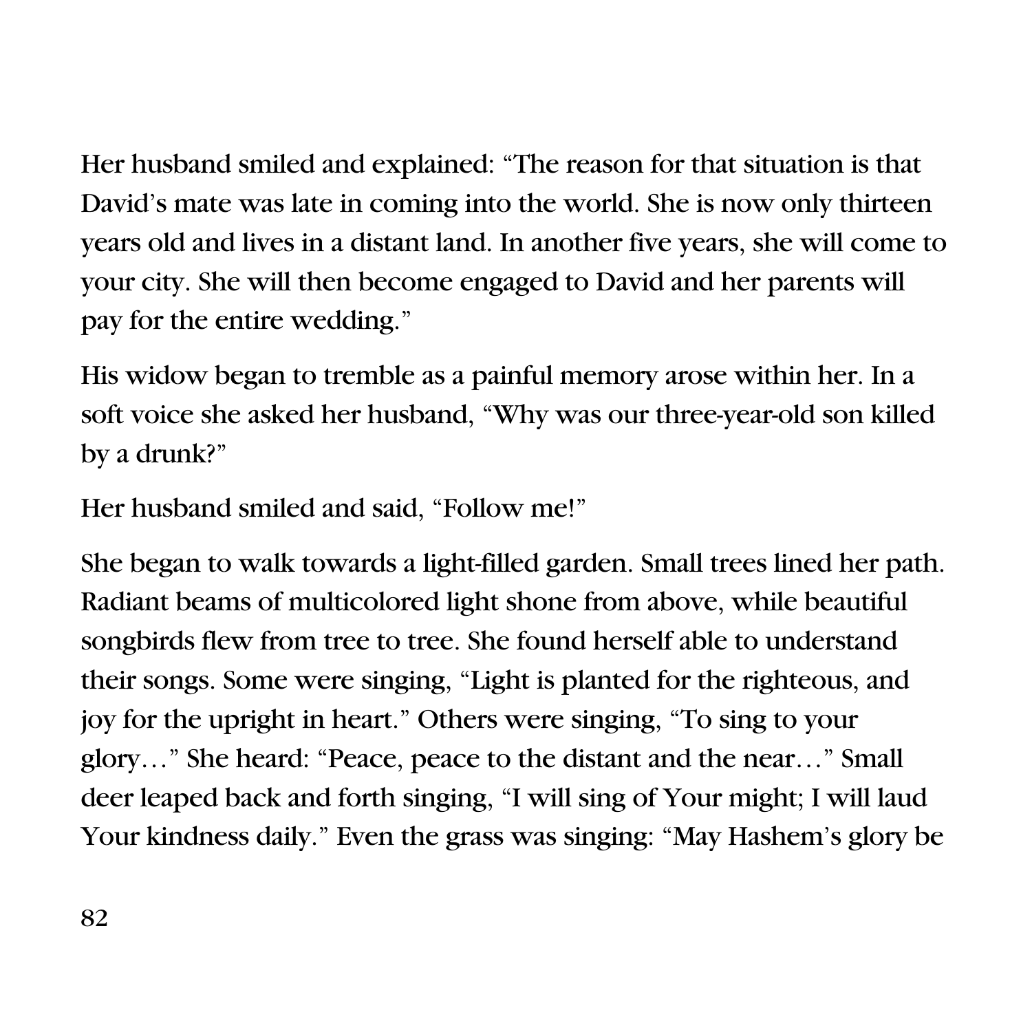Her husband smiled and explained: "The reason for that situation is that David's mate was late in coming into the world. She is now only thirteen years old and lives in a distant land. In another five years, she will come to your city. She will then become engaged to David and her parents will pay for the entire wedding."

His widow began to tremble as a painful memory arose within her. In a soft voice she asked her husband, "Why was our three-year-old son killed by a drunk?"

Her husband smiled and said, "Follow me!"

She began to walk towards a light-filled garden. Small trees lined her path. Radiant beams of multicolored light shone from above, while beautiful songbirds flew from tree to tree. She found herself able to understand their songs. Some were singing, "Light is planted for the righteous, and joy for the upright in heart." Others were singing, "To sing to your glory…" She heard: "Peace, peace to the distant and the near…" Small deer leaped back and forth singing, "I will sing of Your might; I will laud Your kindness daily." Even the grass was singing: "May Hashem's glory be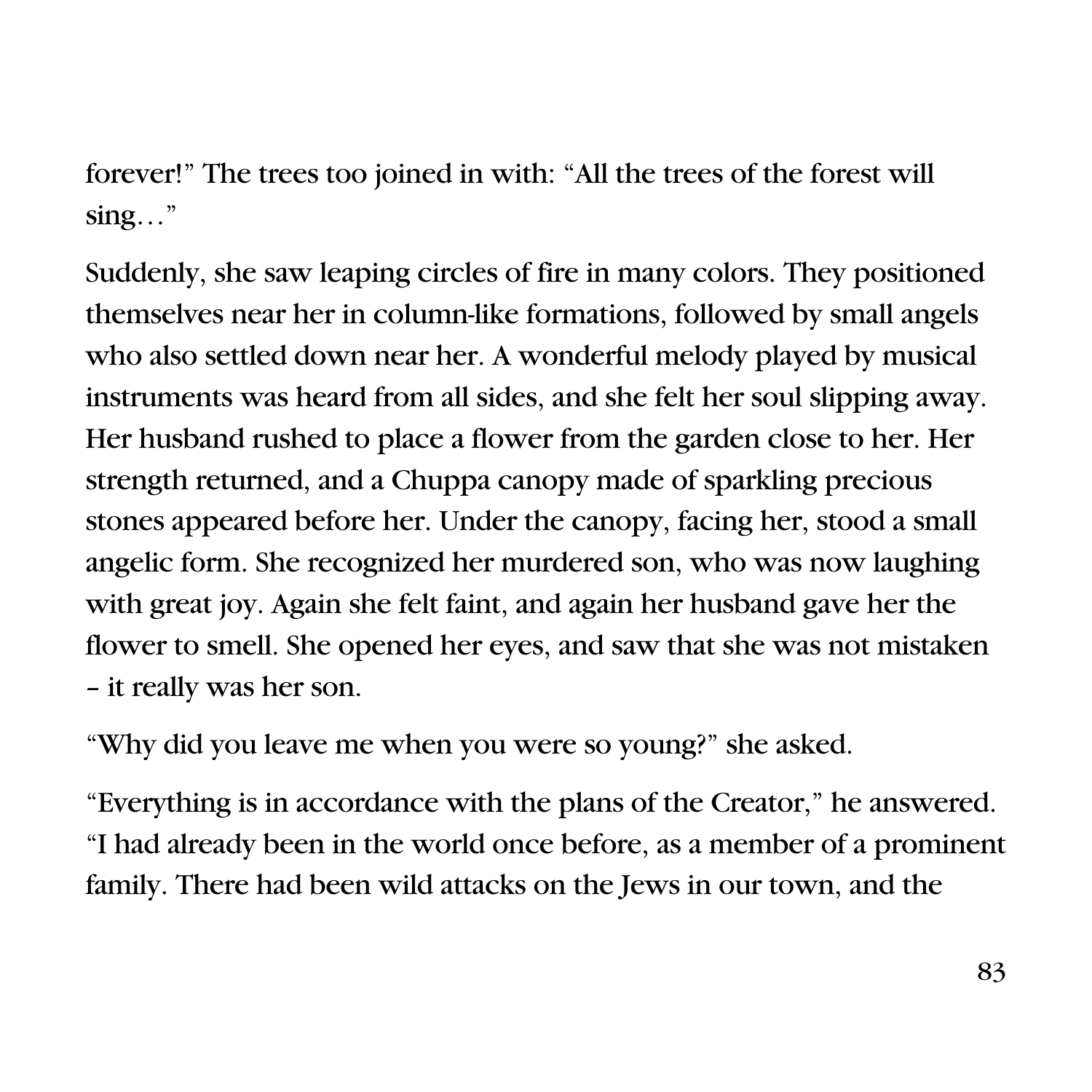forever!" The trees too joined in with: "All the trees of the forest will sing…"

Suddenly, she saw leaping circles of fire in many colors. They positioned themselves near her in column-like formations, followed by small angels who also settled down near her. A wonderful melody played by musical instruments was heard from all sides, and she felt her soul slipping away. Her husband rushed to place a flower from the garden close to her. Her strength returned, and a Chuppa canopy made of sparkling precious stones appeared before her. Under the canopy, facing her, stood a small angelic form. She recognized her murdered son, who was now laughing with great joy. Again she felt faint, and again her husband gave her the flower to smell. She opened her eyes, and saw that she was not mistaken – it really was her son.

"Why did you leave me when you were so young?" she asked.

"Everything is in accordance with the plans of the Creator," he answered. "I had already been in the world once before, as a member of a prominent family. There had been wild attacks on the Jews in our town, and the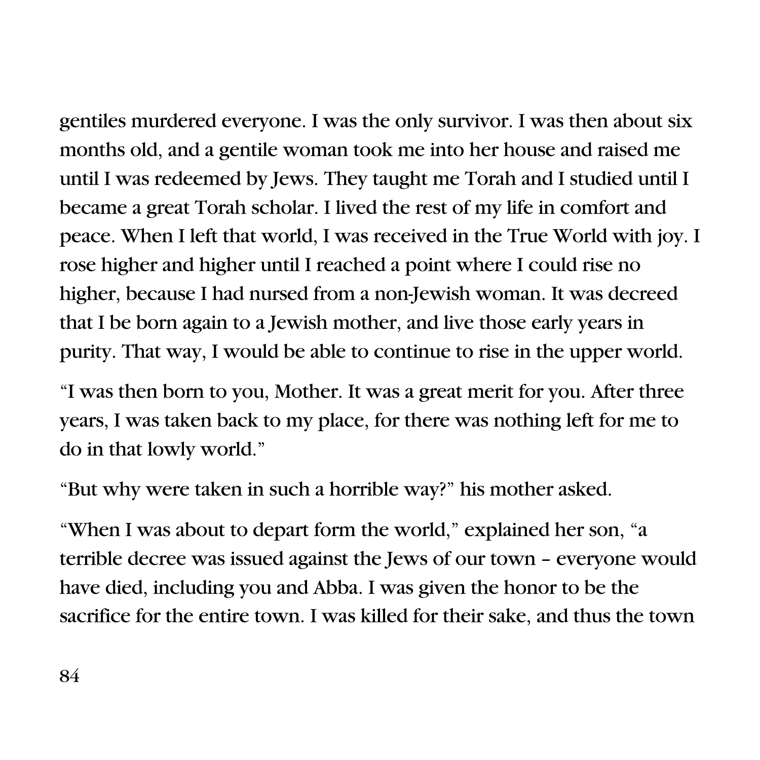gentiles murdered everyone. I was the only survivor. I was then about six months old, and a gentile woman took me into her house and raised me until I was redeemed by Jews. They taught me Torah and I studied until I became a great Torah scholar. I lived the rest of my life in comfort and peace. When I left that world, I was received in the True World with joy. I rose higher and higher until I reached a point where I could rise no higher, because I had nursed from a non-Jewish woman. It was decreed that I be born again to a Jewish mother, and live those early years in purity. That way, I would be able to continue to rise in the upper world.

"I was then born to you, Mother. It was a great merit for you. After three years, I was taken back to my place, for there was nothing left for me to do in that lowly world."

"But why were taken in such a horrible way?" his mother asked.

"When I was about to depart form the world," explained her son, "a terrible decree was issued against the Jews of our town – everyone would have died, including you and Abba. I was given the honor to be the sacrifice for the entire town. I was killed for their sake, and thus the town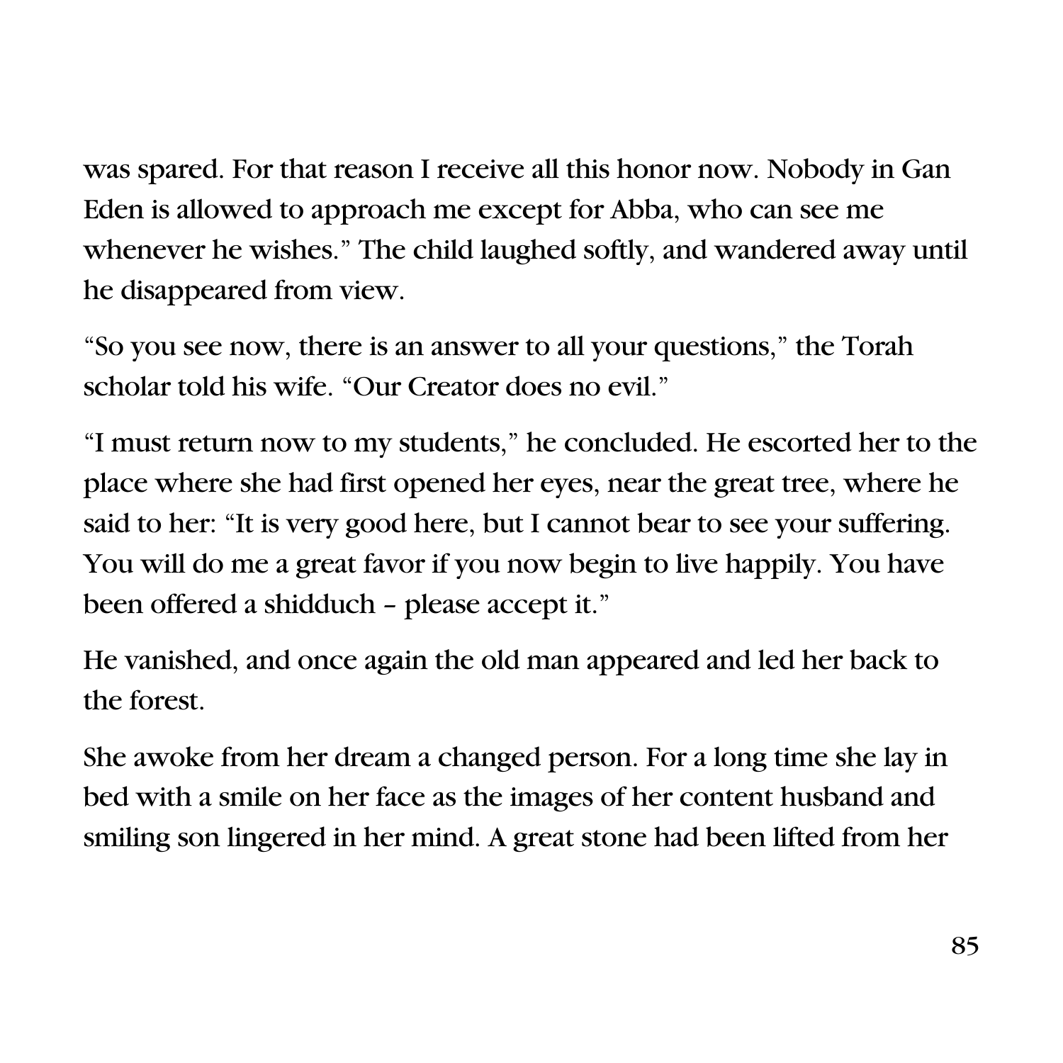was spared. For that reason I receive all this honor now. Nobody in Gan Eden is allowed to approach me except for Abba, who can see me whenever he wishes." The child laughed softly, and wandered away until he disappeared from view.

"So you see now, there is an answer to all your questions," the Torah scholar told his wife. "Our Creator does no evil."

"I must return now to my students," he concluded. He escorted her to the place where she had first opened her eyes, near the great tree, where he said to her: "It is very good here, but I cannot bear to see your suffering. You will do me a great favor if you now begin to live happily. You have been offered a shidduch – please accept it."

He vanished, and once again the old man appeared and led her back to the forest.

She awoke from her dream a changed person. For a long time she lay in bed with a smile on her face as the images of her content husband and smiling son lingered in her mind. A great stone had been lifted from her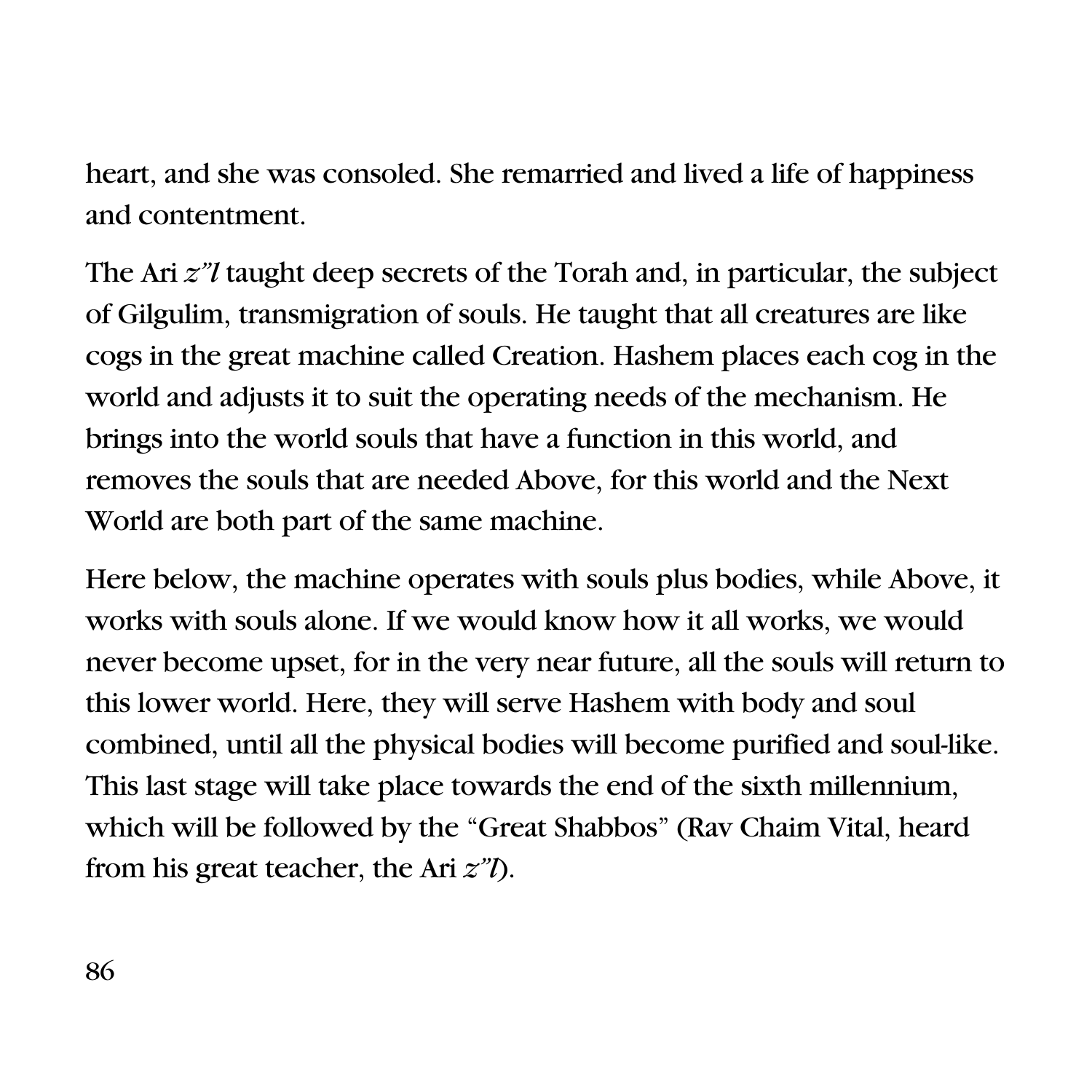heart, and she was consoled. She remarried and lived a life of happiness and contentment.

The Ari *z"l* taught deep secrets of the Torah and, in particular, the subject of Gilgulim, transmigration of souls. He taught that all creatures are like cogs in the great machine called Creation. Hashem places each cog in the world and adjusts it to suit the operating needs of the mechanism. He brings into the world souls that have a function in this world, and removes the souls that are needed Above, for this world and the Next World are both part of the same machine.

Here below, the machine operates with souls plus bodies, while Above, it works with souls alone. If we would know how it all works, we would never become upset, for in the very near future, all the souls will return to this lower world. Here, they will serve Hashem with body and soul combined, until all the physical bodies will become purified and soul-like. This last stage will take place towards the end of the sixth millennium, which will be followed by the "Great Shabbos" (Rav Chaim Vital, heard from his great teacher, the Ari *z"l*).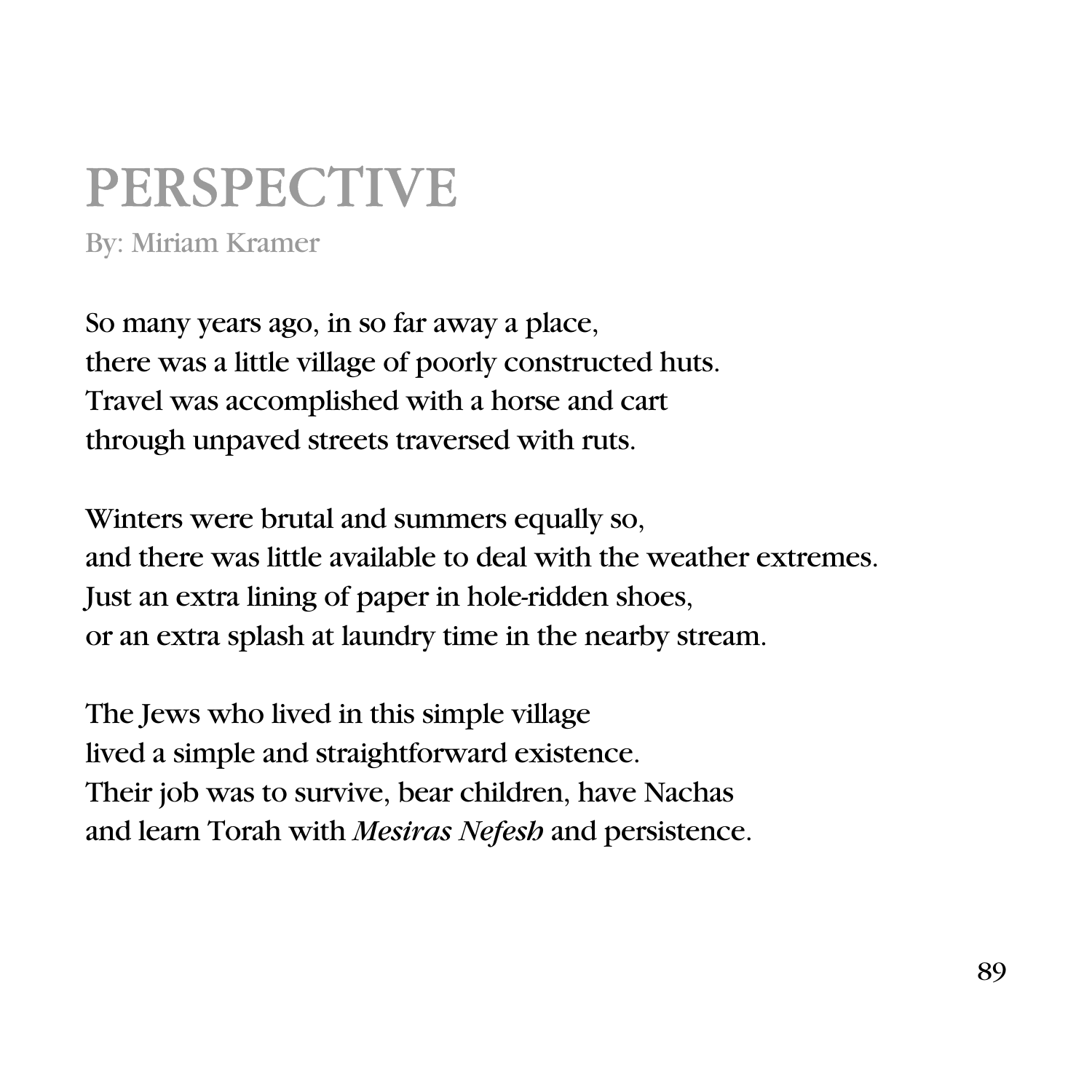# PERSPECTIVE

By: Miriam Kramer

So many years ago, in so far away a place,
there was a little village of poorly constructed huts.
Travel was accomplished with a horse and cart
through unpaved streets traversed with ruts.

Winters were brutal and summers equally so,
and there was little available to deal with the weather extremes.
Just an extra lining of paper in hole-ridden shoes,
or an extra splash at laundry time in the nearby stream.

The Jews who lived in this simple village
lived a simple and straightforward existence.
Their job was to survive, bear children, have Nachas
and learn Torah with *Mesiras Nefesh* and persistence.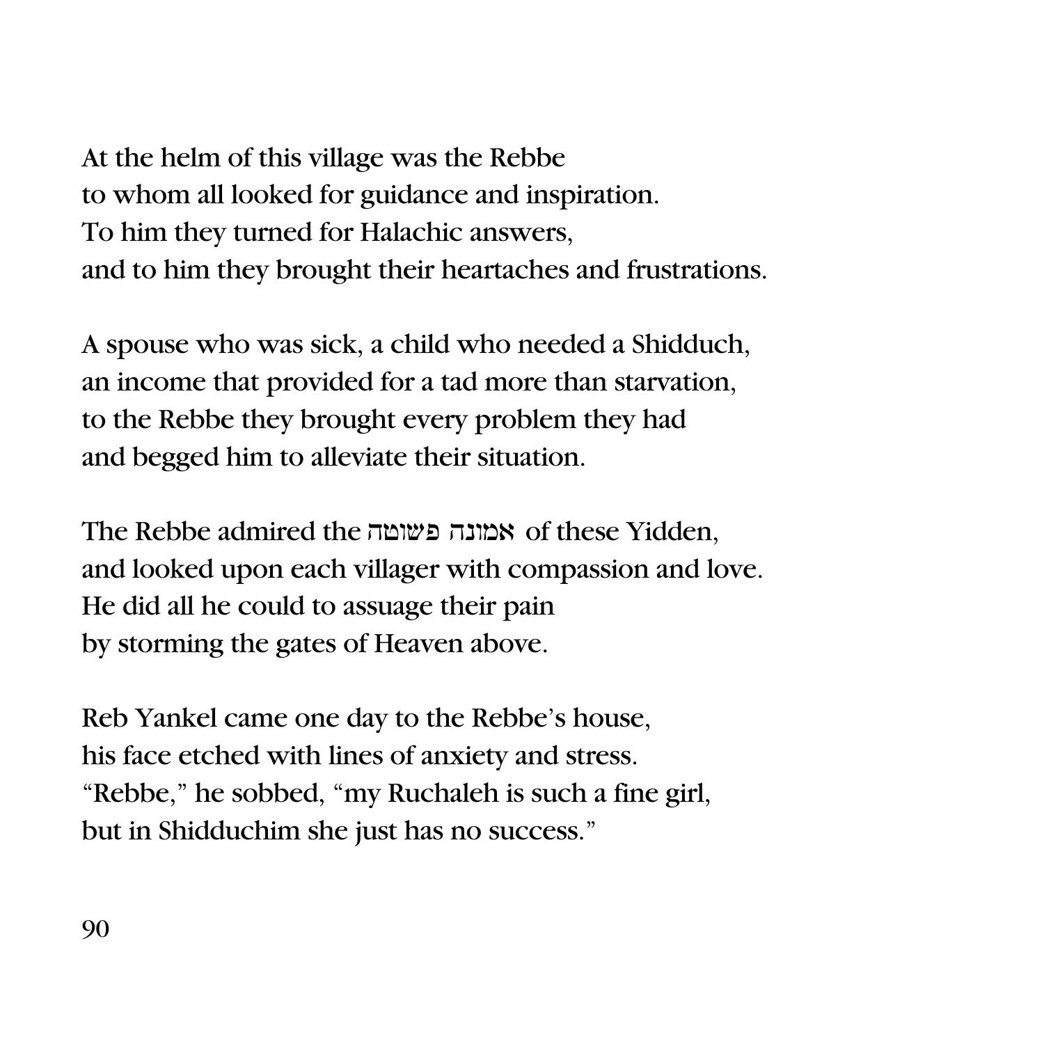At the helm of this village was the Rebbe
to whom all looked for guidance and inspiration.
To him they turned for Halachic answers,
and to him they brought their heartaches and frustrations.

A spouse who was sick, a child who needed a Shidduch,
an income that provided for a tad more than starvation,
to the Rebbe they brought every problem they had
and begged him to alleviate their situation.

The Rebbe admired the אמונה פשוטה of these Yidden,
and looked upon each villager with compassion and love.
He did all he could to assuage their pain
by storming the gates of Heaven above.

Reb Yankel came one day to the Rebbe's house,
his face etched with lines of anxiety and stress.
"Rebbe," he sobbed, "my Ruchaleh is such a fine girl,
but in Shidduchim she just has no success."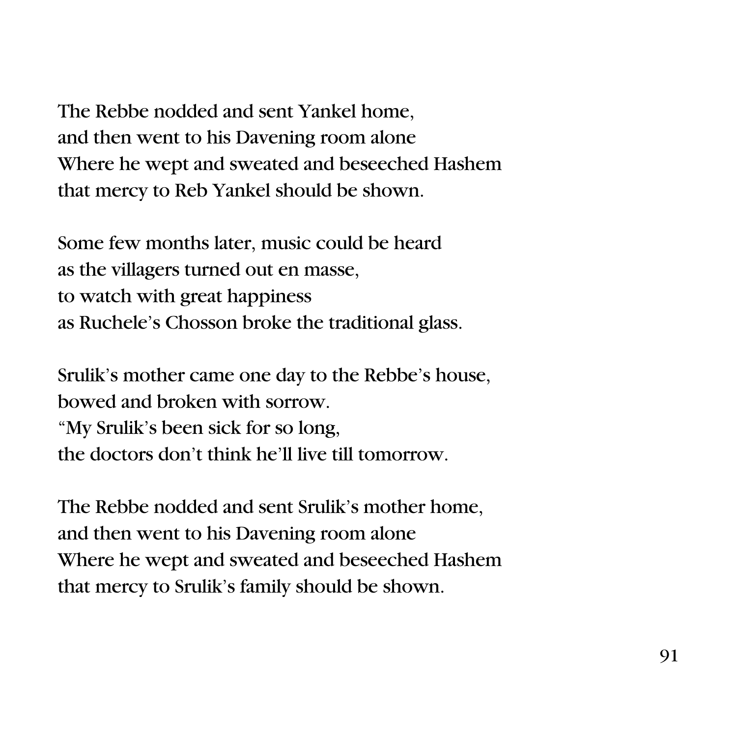The Rebbe nodded and sent Yankel home,
and then went to his Davening room alone
Where he wept and sweated and beseeched Hashem
that mercy to Reb Yankel should be shown.

Some few months later, music could be heard
as the villagers turned out en masse,
to watch with great happiness
as Ruchele's Chosson broke the traditional glass.

Srulik's mother came one day to the Rebbe's house,
bowed and broken with sorrow.
"My Srulik's been sick for so long,
the doctors don't think he'll live till tomorrow.

The Rebbe nodded and sent Srulik's mother home,
and then went to his Davening room alone
Where he wept and sweated and beseeched Hashem
that mercy to Srulik's family should be shown.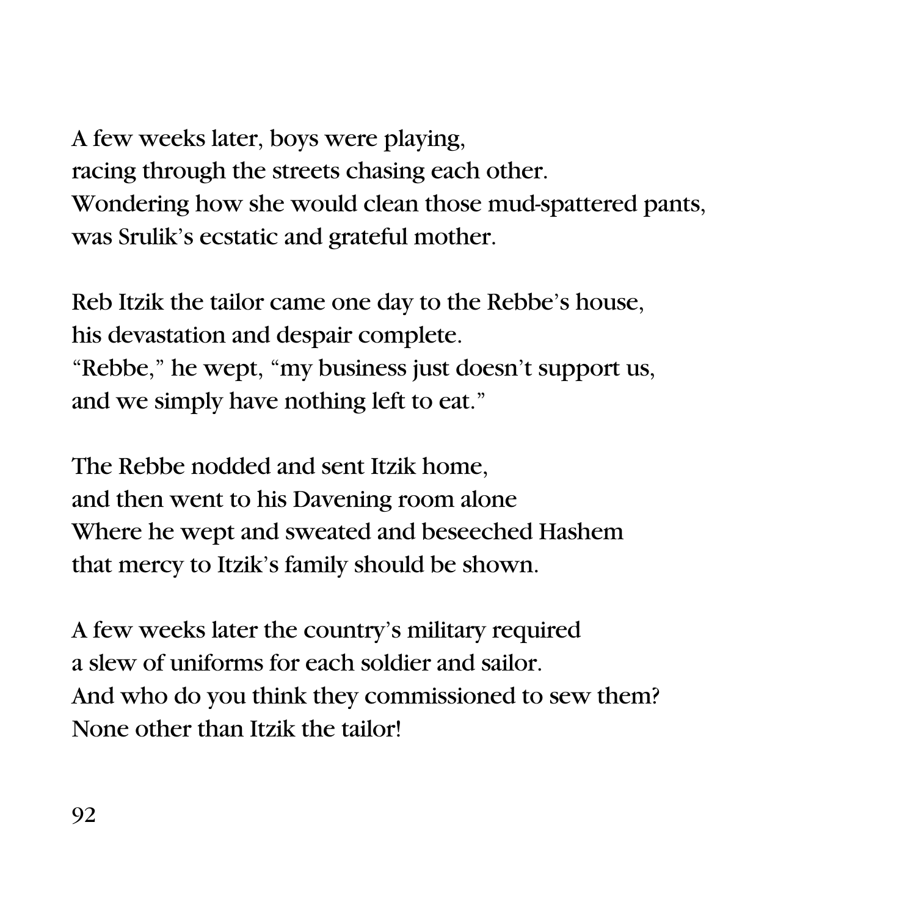A few weeks later, boys were playing,
racing through the streets chasing each other.
Wondering how she would clean those mud-spattered pants,
was Srulik's ecstatic and grateful mother.

Reb Itzik the tailor came one day to the Rebbe's house,
his devastation and despair complete.
"Rebbe," he wept, "my business just doesn't support us,
and we simply have nothing left to eat."

The Rebbe nodded and sent Itzik home,
and then went to his Davening room alone
Where he wept and sweated and beseeched Hashem
that mercy to Itzik's family should be shown.

A few weeks later the country's military required
a slew of uniforms for each soldier and sailor.
And who do you think they commissioned to sew them?
None other than Itzik the tailor!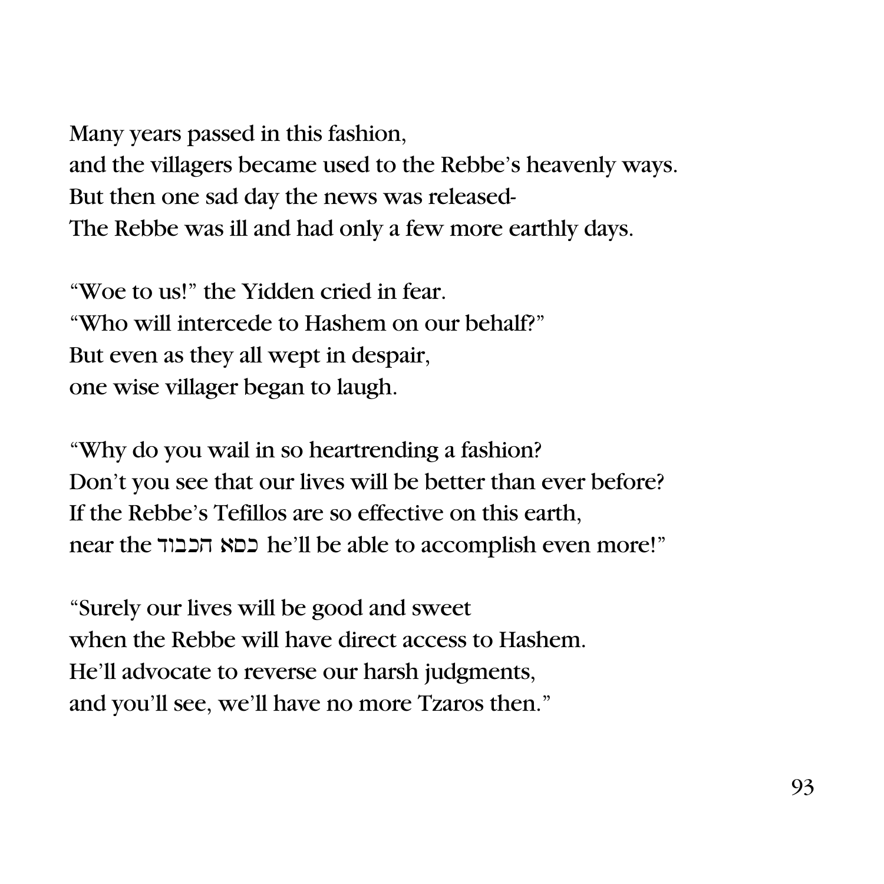Many years passed in this fashion,
and the villagers became used to the Rebbe's heavenly ways.
But then one sad day the news was released-
The Rebbe was ill and had only a few more earthly days.

"Woe to us!" the Yidden cried in fear.
"Who will intercede to Hashem on our behalf?"
But even as they all wept in despair,
one wise villager began to laugh.

"Why do you wail in so heartrending a fashion?
Don't you see that our lives will be better than ever before?
If the Rebbe's Tefillos are so effective on this earth,
near the כסא הכבוד he'll be able to accomplish even more!"

"Surely our lives will be good and sweet
when the Rebbe will have direct access to Hashem.
He'll advocate to reverse our harsh judgments,
and you'll see, we'll have no more Tzaros then."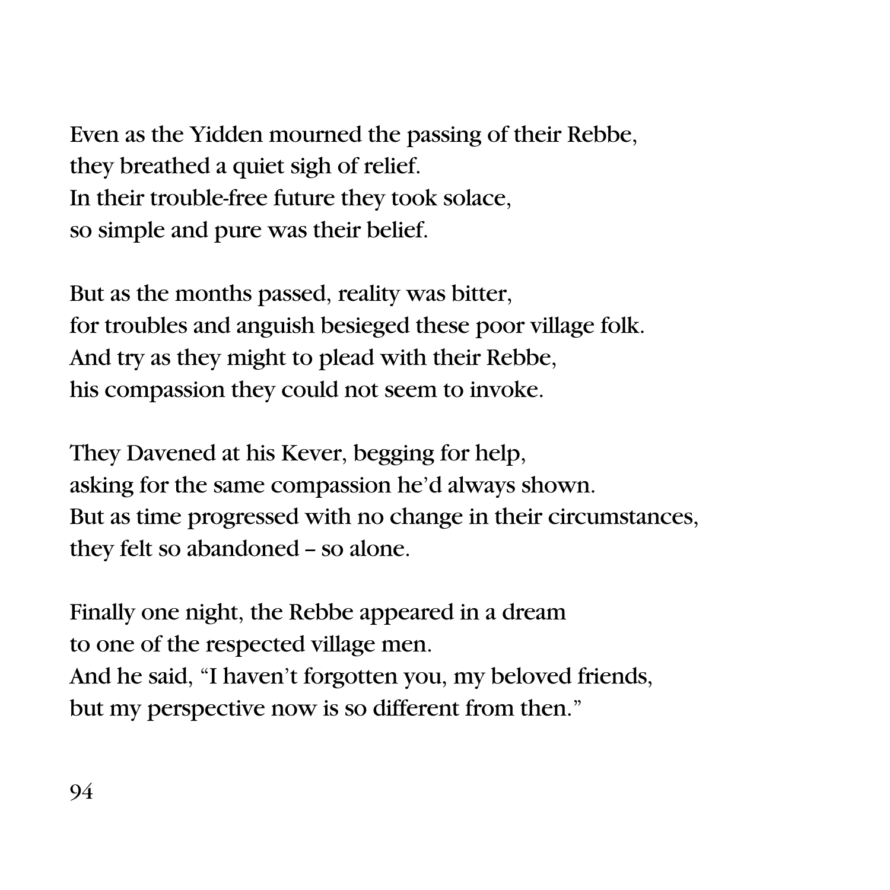Even as the Yidden mourned the passing of their Rebbe,
they breathed a quiet sigh of relief.
In their trouble-free future they took solace,
so simple and pure was their belief.

But as the months passed, reality was bitter,
for troubles and anguish besieged these poor village folk.
And try as they might to plead with their Rebbe,
his compassion they could not seem to invoke.

They Davened at his Kever, begging for help,
asking for the same compassion he'd always shown.
But as time progressed with no change in their circumstances,
they felt so abandoned – so alone.

Finally one night, the Rebbe appeared in a dream
to one of the respected village men.
And he said, "I haven't forgotten you, my beloved friends,
but my perspective now is so different from then."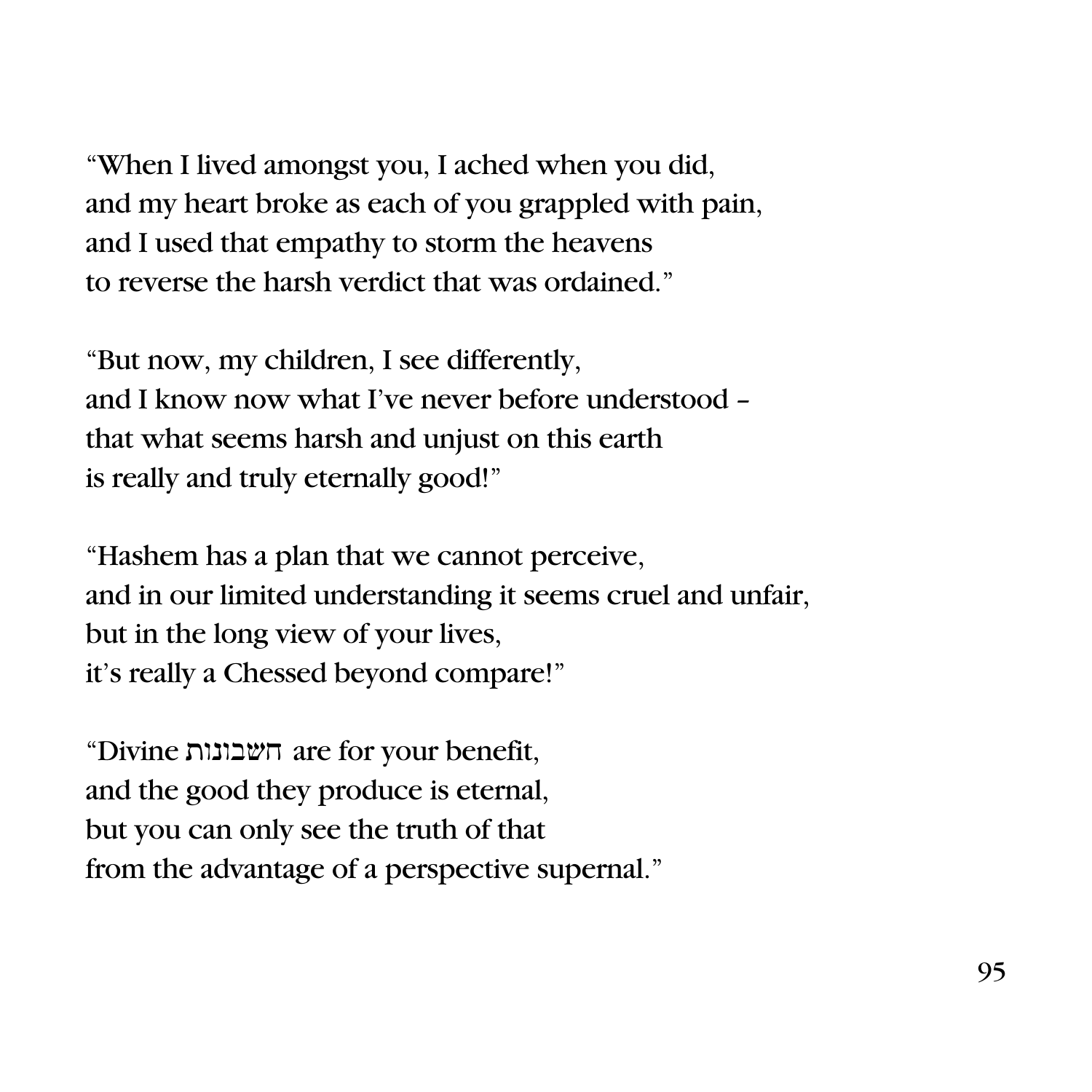"When I lived amongst you, I ached when you did,  
and my heart broke as each of you grappled with pain,  
and I used that empathy to storm the heavens  
to reverse the harsh verdict that was ordained."

"But now, my children, I see differently,  
and I know now what I've never before understood –  
that what seems harsh and unjust on this earth  
is really and truly eternally good!"

"Hashem has a plan that we cannot perceive,  
and in our limited understanding it seems cruel and unfair,  
but in the long view of your lives,  
it's really a Chessed beyond compare!"

"Divine חשבונות are for your benefit,  
and the good they produce is eternal,  
but you can only see the truth of that  
from the advantage of a perspective supernal."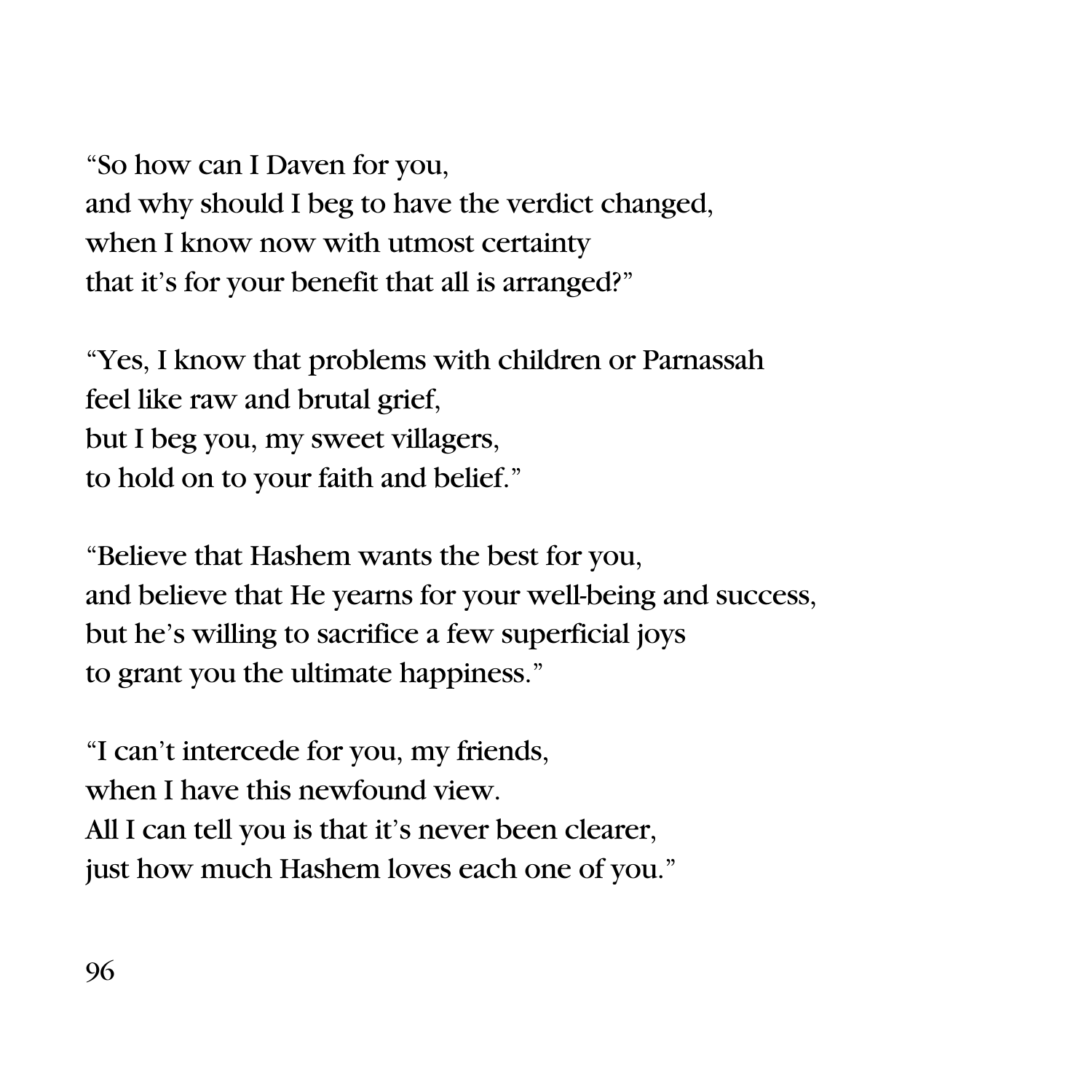"So how can I Daven for you,
and why should I beg to have the verdict changed,
when I know now with utmost certainty
that it's for your benefit that all is arranged?"

"Yes, I know that problems with children or Parnassah
feel like raw and brutal grief,
but I beg you, my sweet villagers,
to hold on to your faith and belief."

"Believe that Hashem wants the best for you,
and believe that He yearns for your well-being and success,
but he's willing to sacrifice a few superficial joys
to grant you the ultimate happiness."

"I can't intercede for you, my friends,
when I have this newfound view.
All I can tell you is that it's never been clearer,
just how much Hashem loves each one of you."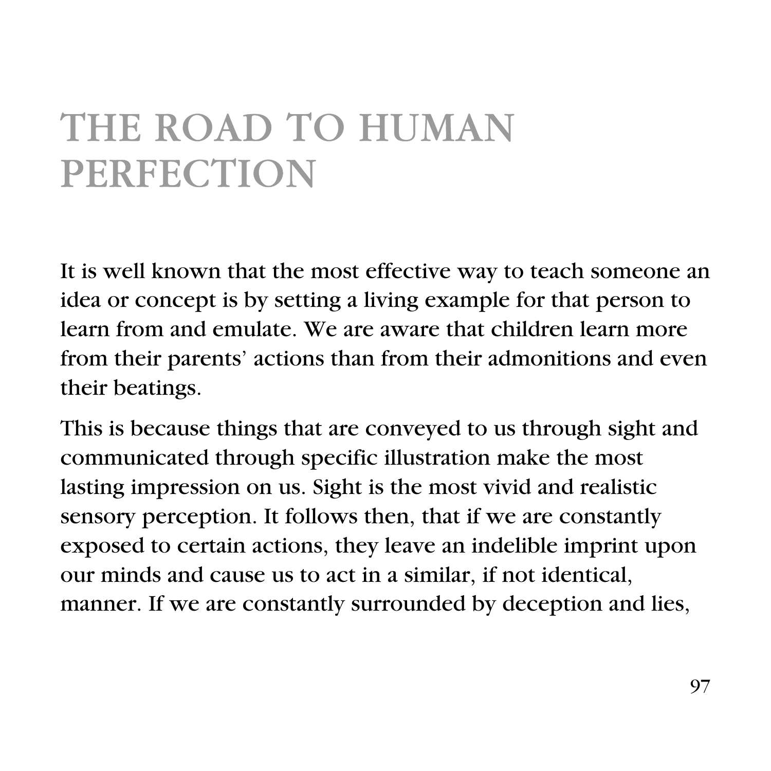# THE ROAD TO HUMAN PERFECTION

It is well known that the most effective way to teach someone an idea or concept is by setting a living example for that person to learn from and emulate. We are aware that children learn more from their parents' actions than from their admonitions and even their beatings.

This is because things that are conveyed to us through sight and communicated through specific illustration make the most lasting impression on us. Sight is the most vivid and realistic sensory perception. It follows then, that if we are constantly exposed to certain actions, they leave an indelible imprint upon our minds and cause us to act in a similar, if not identical, manner. If we are constantly surrounded by deception and lies,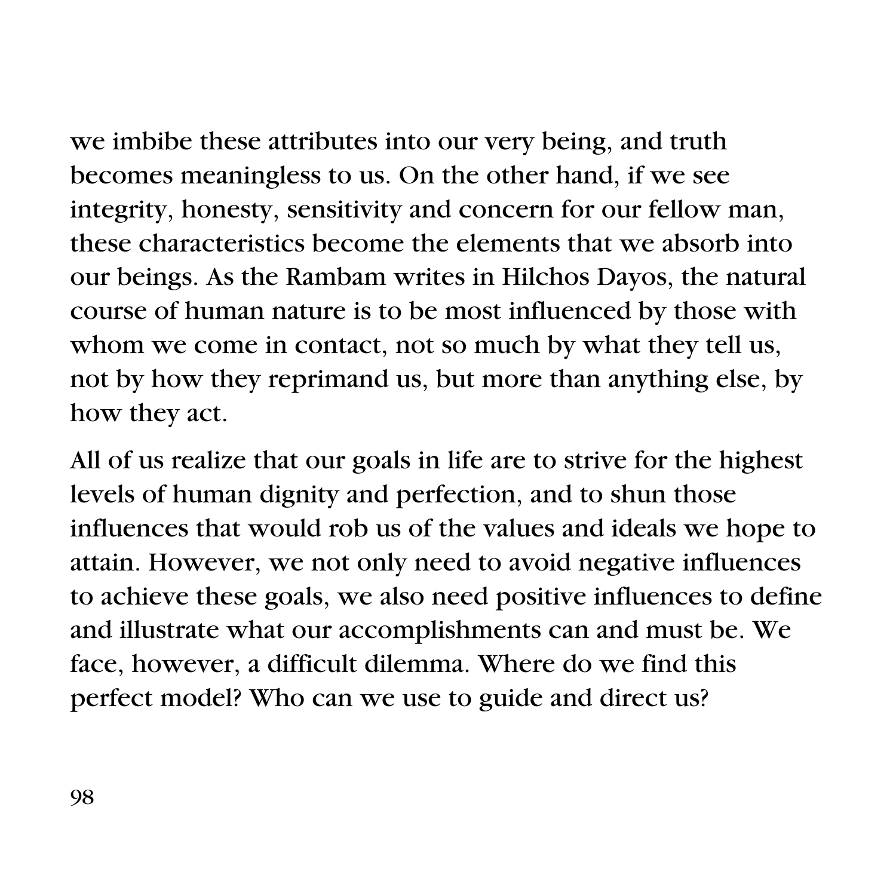we imbibe these attributes into our very being, and truth becomes meaningless to us. On the other hand, if we see integrity, honesty, sensitivity and concern for our fellow man, these characteristics become the elements that we absorb into our beings. As the Rambam writes in Hilchos Dayos, the natural course of human nature is to be most influenced by those with whom we come in contact, not so much by what they tell us, not by how they reprimand us, but more than anything else, by how they act.

All of us realize that our goals in life are to strive for the highest levels of human dignity and perfection, and to shun those influences that would rob us of the values and ideals we hope to attain. However, we not only need to avoid negative influences to achieve these goals, we also need positive influences to define and illustrate what our accomplishments can and must be. We face, however, a difficult dilemma. Where do we find this perfect model? Who can we use to guide and direct us?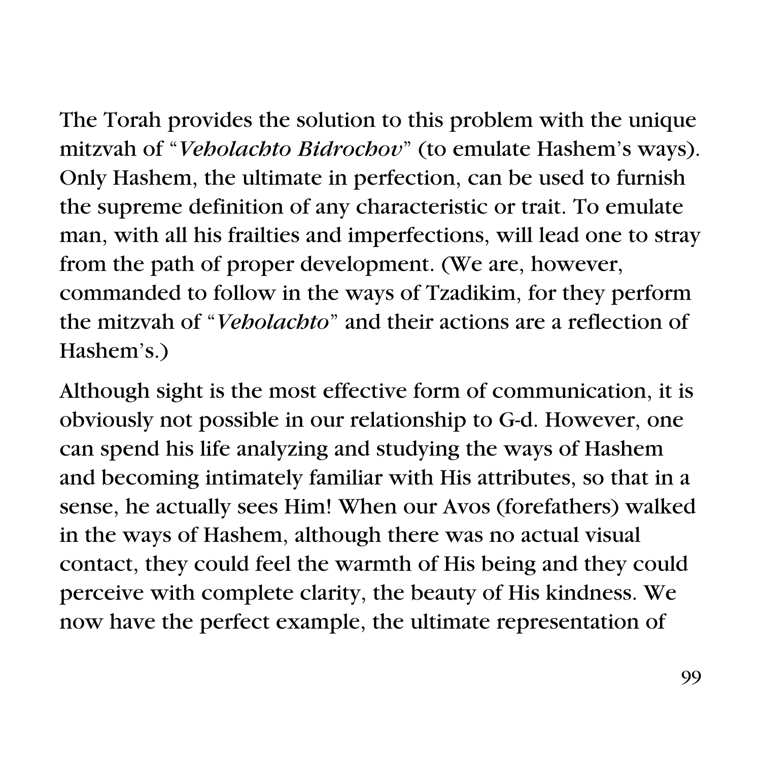The Torah provides the solution to this problem with the unique mitzvah of "*Veholachto Bidrochov*" (to emulate Hashem's ways). Only Hashem, the ultimate in perfection, can be used to furnish the supreme definition of any characteristic or trait. To emulate man, with all his frailties and imperfections, will lead one to stray from the path of proper development. (We are, however, commanded to follow in the ways of Tzadikim, for they perform the mitzvah of "*Veholachto*" and their actions are a reflection of Hashem's.)

Although sight is the most effective form of communication, it is obviously not possible in our relationship to G-d. However, one can spend his life analyzing and studying the ways of Hashem and becoming intimately familiar with His attributes, so that in a sense, he actually sees Him! When our Avos (forefathers) walked in the ways of Hashem, although there was no actual visual contact, they could feel the warmth of His being and they could perceive with complete clarity, the beauty of His kindness. We now have the perfect example, the ultimate representation of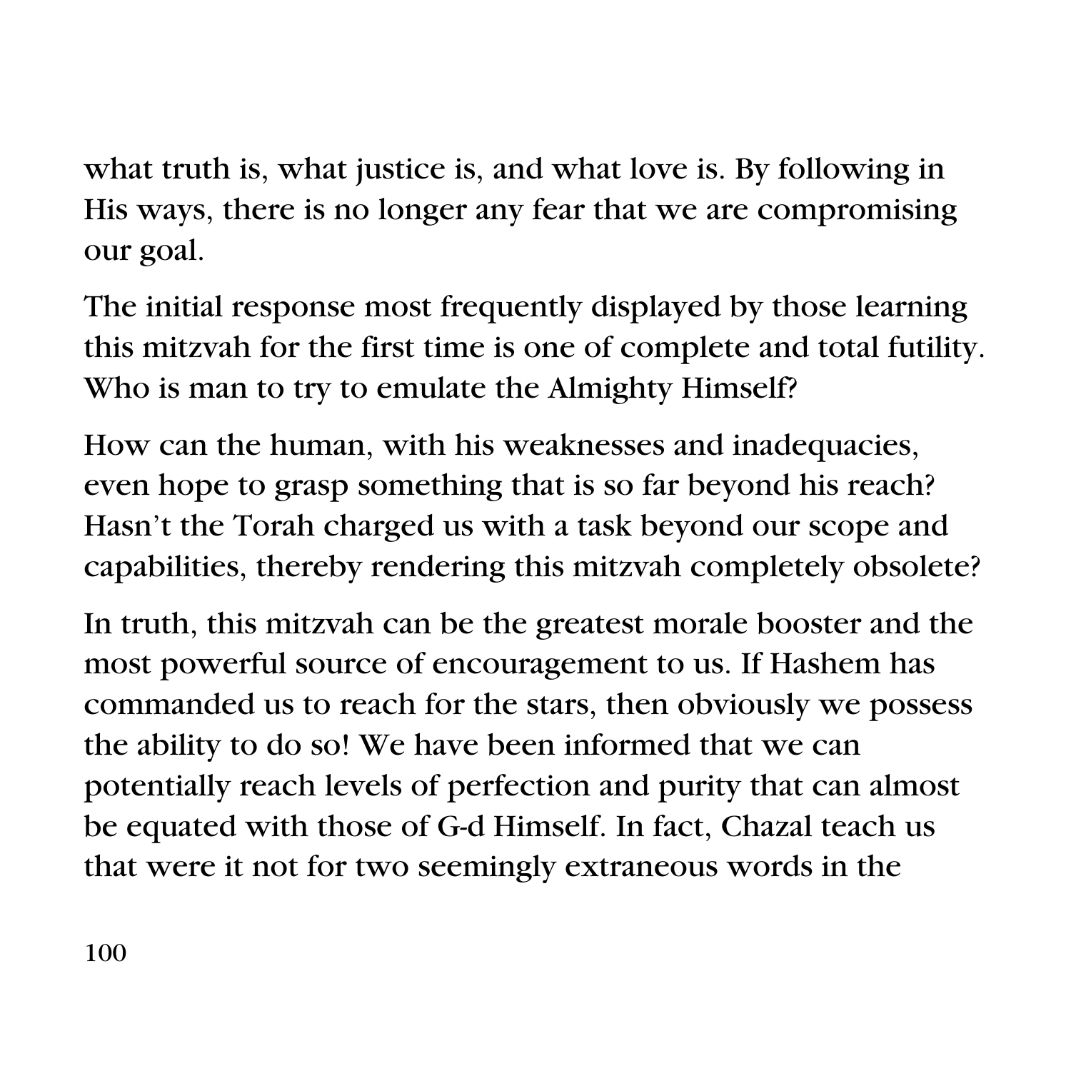what truth is, what justice is, and what love is. By following in His ways, there is no longer any fear that we are compromising our goal.

The initial response most frequently displayed by those learning this mitzvah for the first time is one of complete and total futility. Who is man to try to emulate the Almighty Himself?

How can the human, with his weaknesses and inadequacies, even hope to grasp something that is so far beyond his reach? Hasn't the Torah charged us with a task beyond our scope and capabilities, thereby rendering this mitzvah completely obsolete?

In truth, this mitzvah can be the greatest morale booster and the most powerful source of encouragement to us. If Hashem has commanded us to reach for the stars, then obviously we possess the ability to do so! We have been informed that we can potentially reach levels of perfection and purity that can almost be equated with those of G-d Himself. In fact, Chazal teach us that were it not for two seemingly extraneous words in the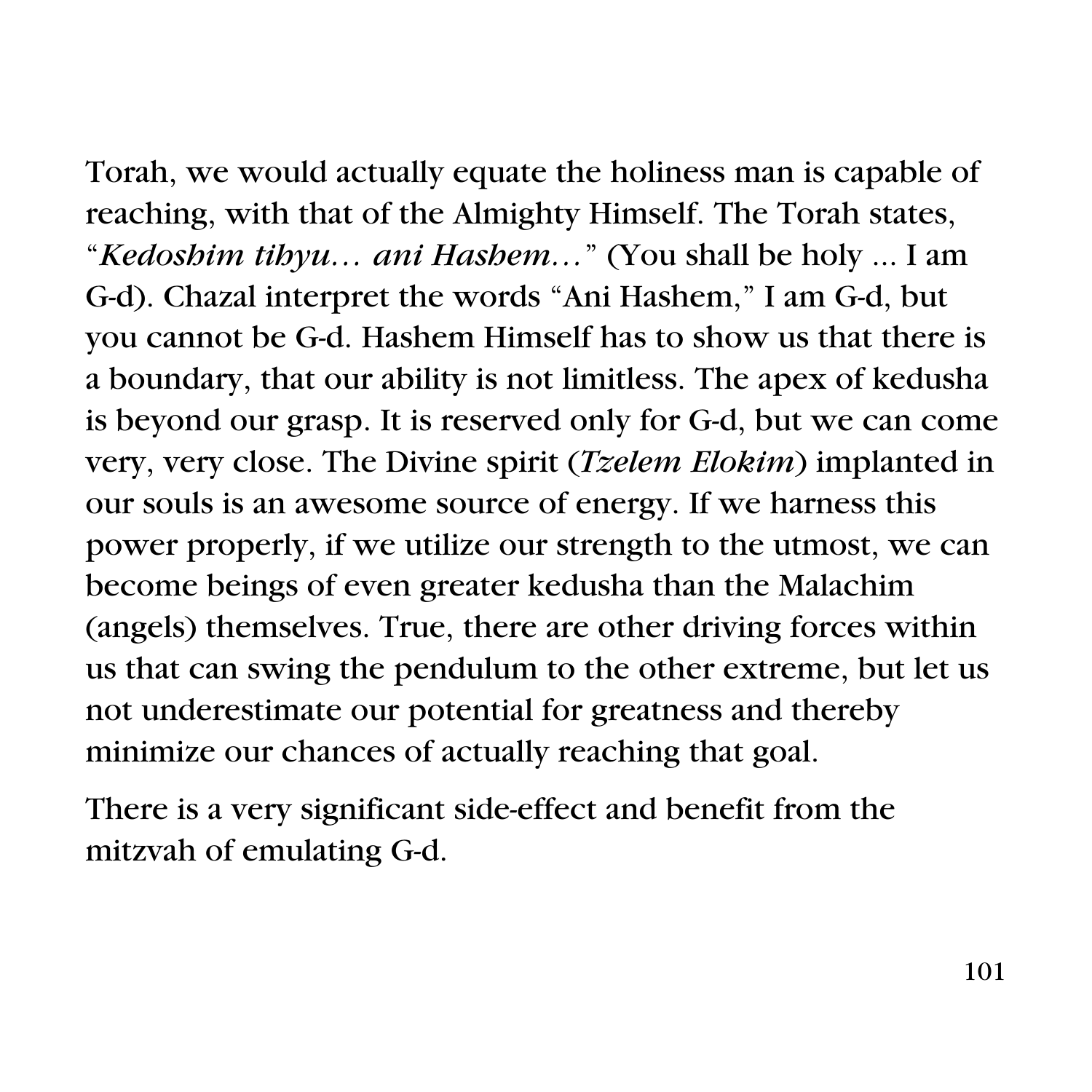Torah, we would actually equate the holiness man is capable of reaching, with that of the Almighty Himself. The Torah states, "*Kedoshim tihyu… ani Hashem…*" (You shall be holy ... I am G-d). Chazal interpret the words "Ani Hashem," I am G-d, but you cannot be G-d. Hashem Himself has to show us that there is a boundary, that our ability is not limitless. The apex of kedusha is beyond our grasp. It is reserved only for G-d, but we can come very, very close. The Divine spirit (*Tzelem Elokim*) implanted in our souls is an awesome source of energy. If we harness this power properly, if we utilize our strength to the utmost, we can become beings of even greater kedusha than the Malachim (angels) themselves. True, there are other driving forces within us that can swing the pendulum to the other extreme, but let us not underestimate our potential for greatness and thereby minimize our chances of actually reaching that goal.

There is a very significant side-effect and benefit from the mitzvah of emulating G-d.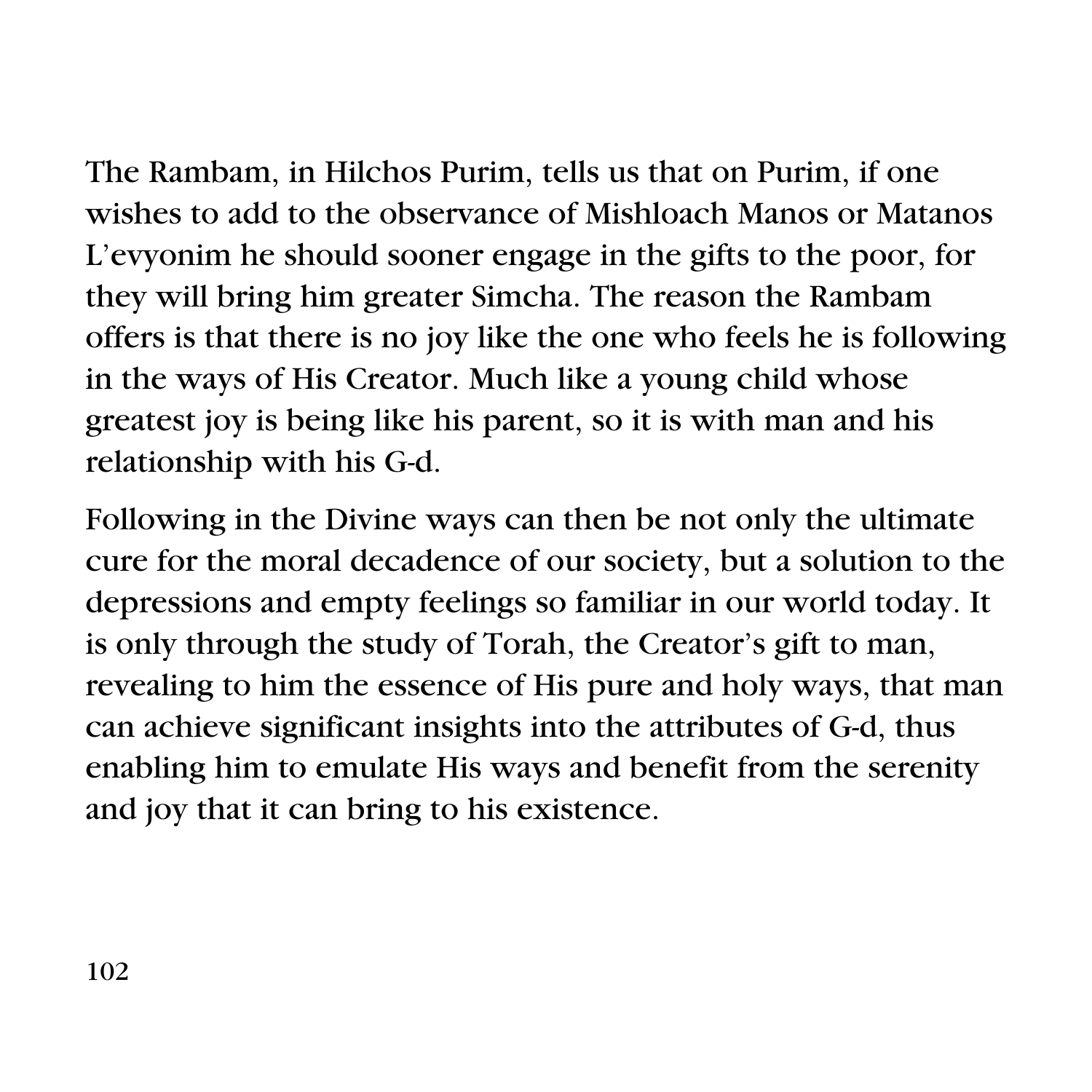The Rambam, in Hilchos Purim, tells us that on Purim, if one wishes to add to the observance of Mishloach Manos or Matanos L'evyonim he should sooner engage in the gifts to the poor, for they will bring him greater Simcha. The reason the Rambam offers is that there is no joy like the one who feels he is following in the ways of His Creator. Much like a young child whose greatest joy is being like his parent, so it is with man and his relationship with his G-d.

Following in the Divine ways can then be not only the ultimate cure for the moral decadence of our society, but a solution to the depressions and empty feelings so familiar in our world today. It is only through the study of Torah, the Creator's gift to man, revealing to him the essence of His pure and holy ways, that man can achieve significant insights into the attributes of G-d, thus enabling him to emulate His ways and benefit from the serenity and joy that it can bring to his existence.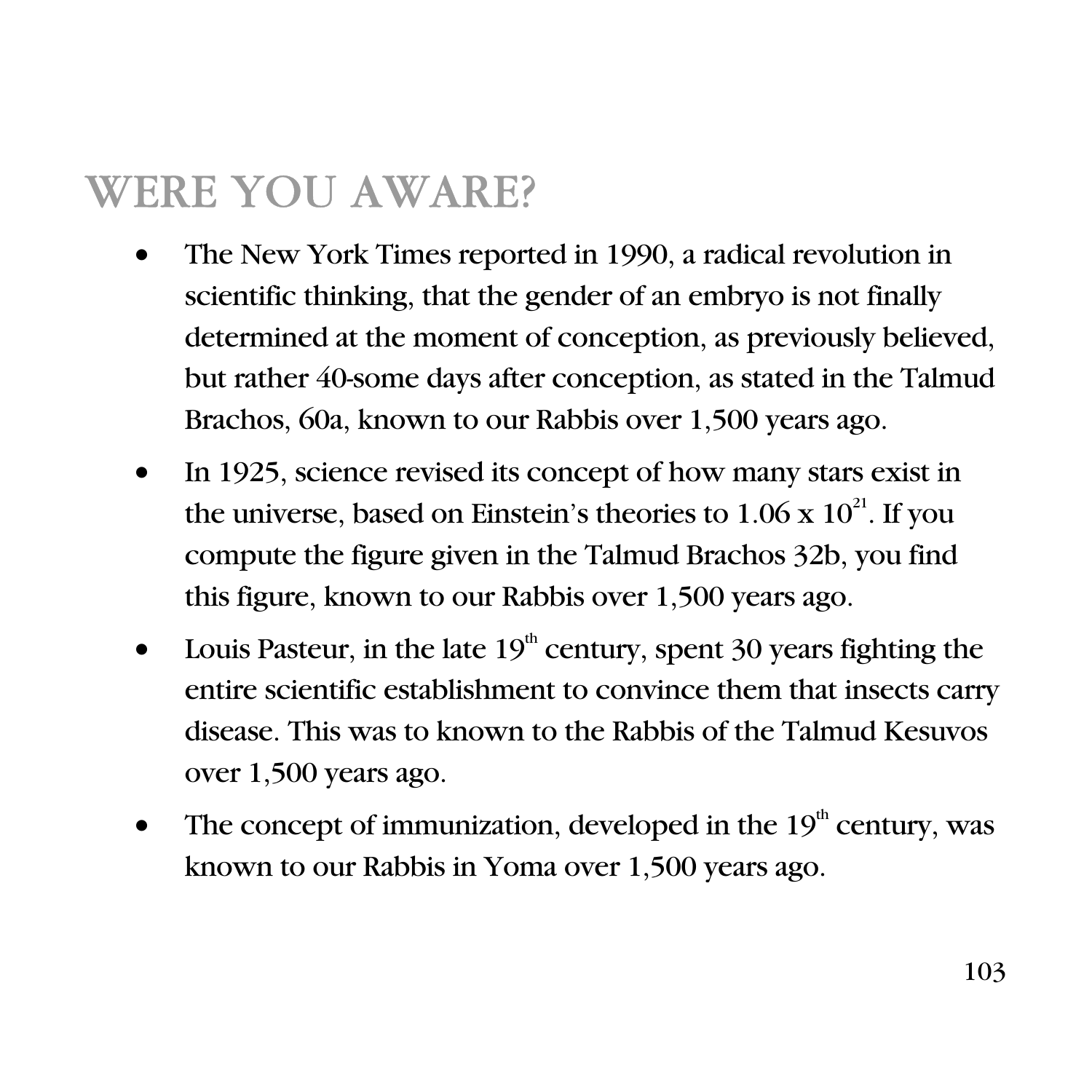# WERE YOU AWARE?

- The New York Times reported in 1990, a radical revolution in scientific thinking, that the gender of an embryo is not finally determined at the moment of conception, as previously believed, but rather 40-some days after conception, as stated in the Talmud Brachos, 60a, known to our Rabbis over 1,500 years ago.
- In 1925, science revised its concept of how many stars exist in the universe, based on Einstein's theories to $1.06 \times 10^{21}$. If you compute the figure given in the Talmud Brachos 32b, you find this figure, known to our Rabbis over 1,500 years ago.
- Louis Pasteur, in the late 19th century, spent 30 years fighting the entire scientific establishment to convince them that insects carry disease. This was to known to the Rabbis of the Talmud Kesuvos over 1,500 years ago.
- The concept of immunization, developed in the 19th century, was known to our Rabbis in Yoma over 1,500 years ago.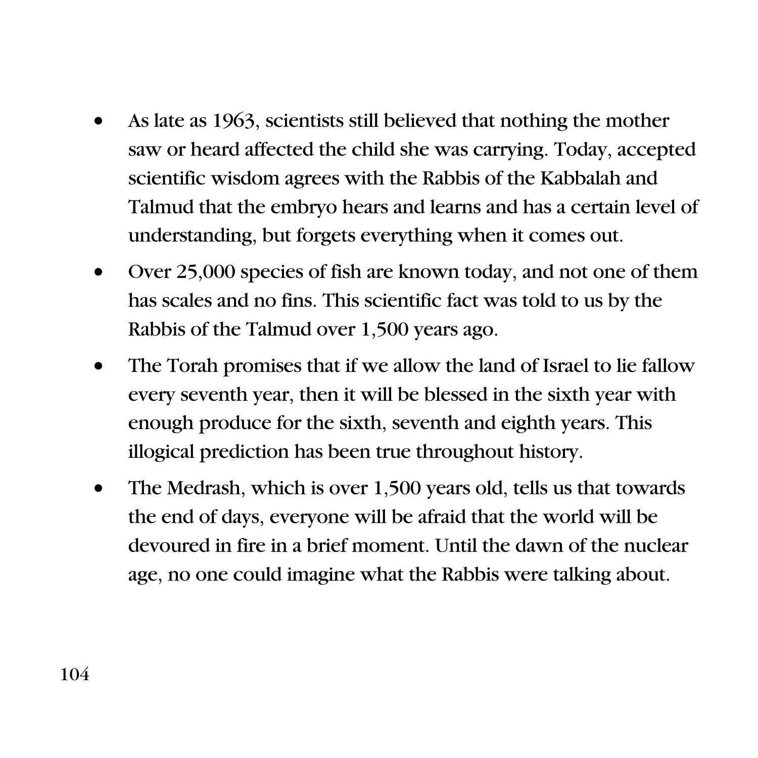- As late as 1963, scientists still believed that nothing the mother saw or heard affected the child she was carrying. Today, accepted scientific wisdom agrees with the Rabbis of the Kabbalah and Talmud that the embryo hears and learns and has a certain level of understanding, but forgets everything when it comes out.
- Over 25,000 species of fish are known today, and not one of them has scales and no fins. This scientific fact was told to us by the Rabbis of the Talmud over 1,500 years ago.
- The Torah promises that if we allow the land of Israel to lie fallow every seventh year, then it will be blessed in the sixth year with enough produce for the sixth, seventh and eighth years. This illogical prediction has been true throughout history.
- The Medrash, which is over 1,500 years old, tells us that towards the end of days, everyone will be afraid that the world will be devoured in fire in a brief moment. Until the dawn of the nuclear age, no one could imagine what the Rabbis were talking about.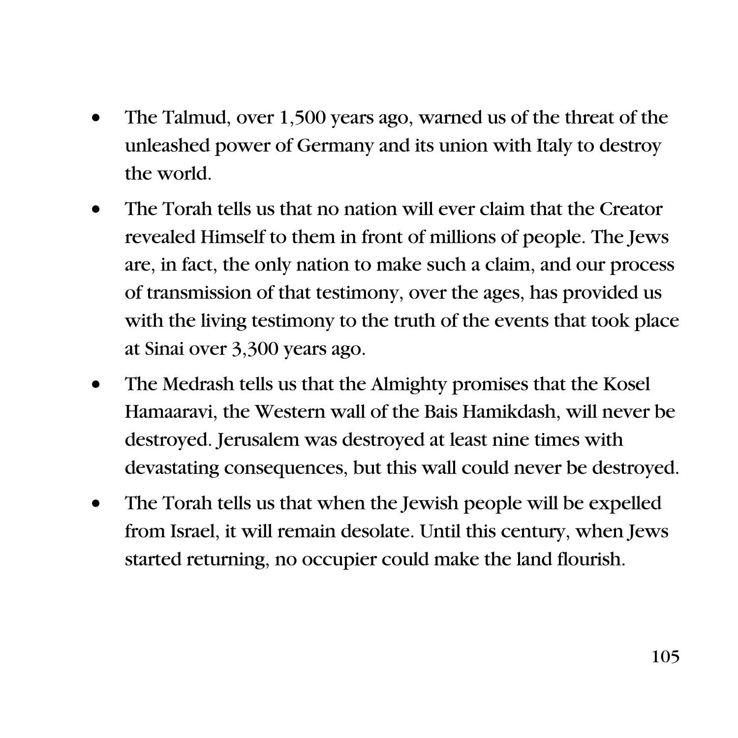- The Talmud, over 1,500 years ago, warned us of the threat of the unleashed power of Germany and its union with Italy to destroy the world.
- The Torah tells us that no nation will ever claim that the Creator revealed Himself to them in front of millions of people. The Jews are, in fact, the only nation to make such a claim, and our process of transmission of that testimony, over the ages, has provided us with the living testimony to the truth of the events that took place at Sinai over 3,300 years ago.
- The Medrash tells us that the Almighty promises that the Kosel Hamaaravi, the Western wall of the Bais Hamikdash, will never be destroyed. Jerusalem was destroyed at least nine times with devastating consequences, but this wall could never be destroyed.
- The Torah tells us that when the Jewish people will be expelled from Israel, it will remain desolate. Until this century, when Jews started returning, no occupier could make the land flourish.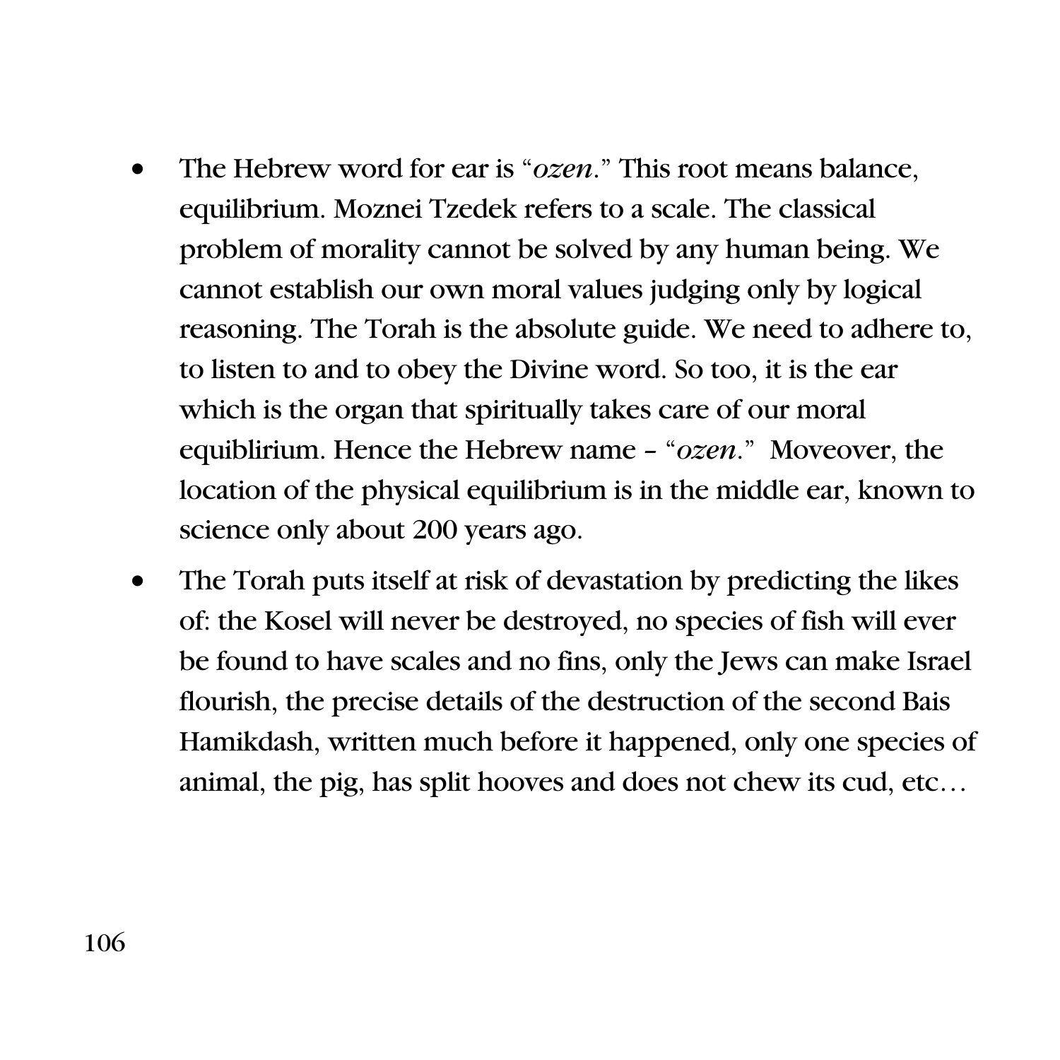- The Hebrew word for ear is "*ozen*." This root means balance, equilibrium. Moznei Tzedek refers to a scale. The classical problem of morality cannot be solved by any human being. We cannot establish our own moral values judging only by logical reasoning. The Torah is the absolute guide. We need to adhere to, to listen to and to obey the Divine word. So too, it is the ear which is the organ that spiritually takes care of our moral equiblirium. Hence the Hebrew name – "*ozen*." Moveover, the location of the physical equilibrium is in the middle ear, known to science only about 200 years ago.
- The Torah puts itself at risk of devastation by predicting the likes of: the Kosel will never be destroyed, no species of fish will ever be found to have scales and no fins, only the Jews can make Israel flourish, the precise details of the destruction of the second Bais Hamikdash, written much before it happened, only one species of animal, the pig, has split hooves and does not chew its cud, etc…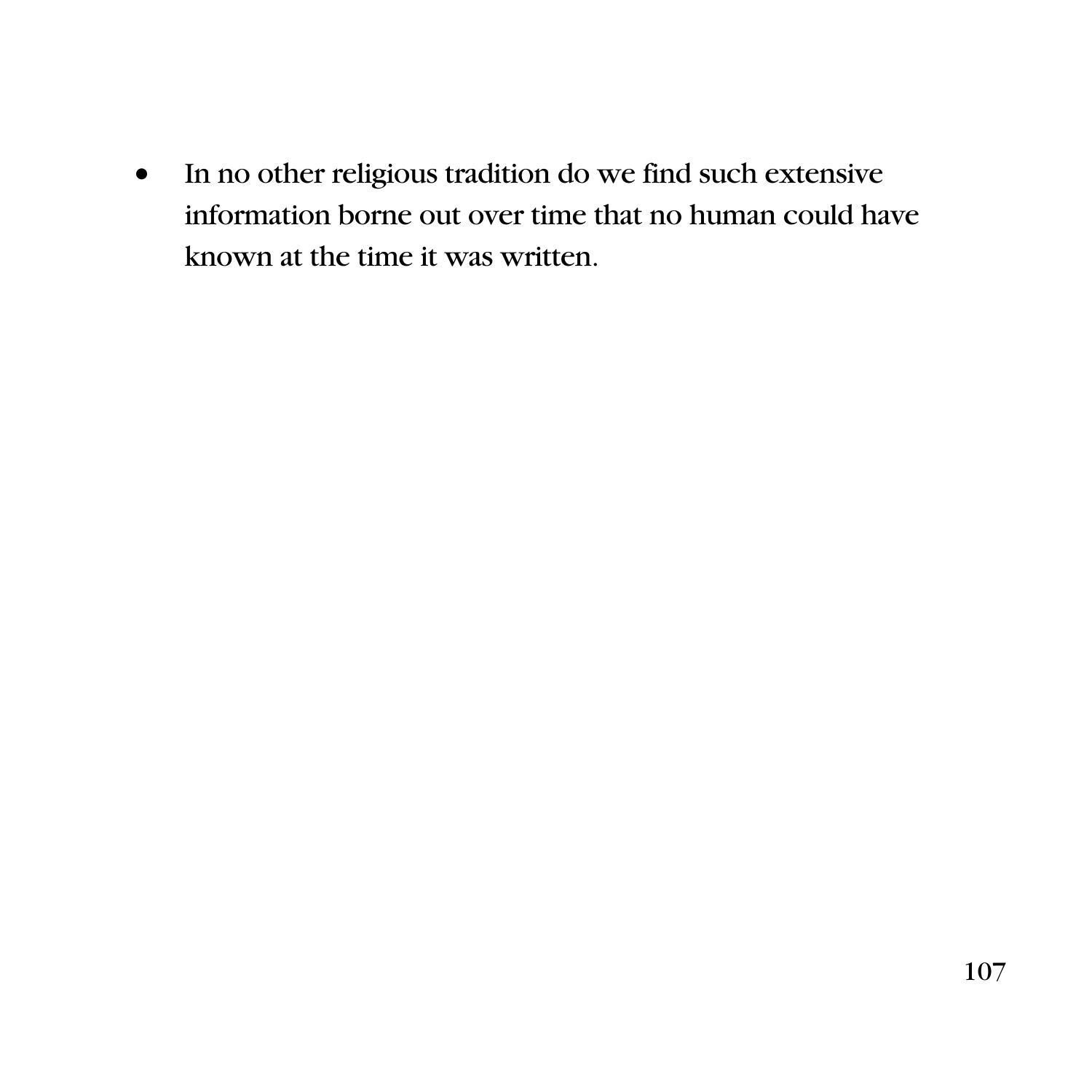- In no other religious tradition do we find such extensive information borne out over time that no human could have known at the time it was written.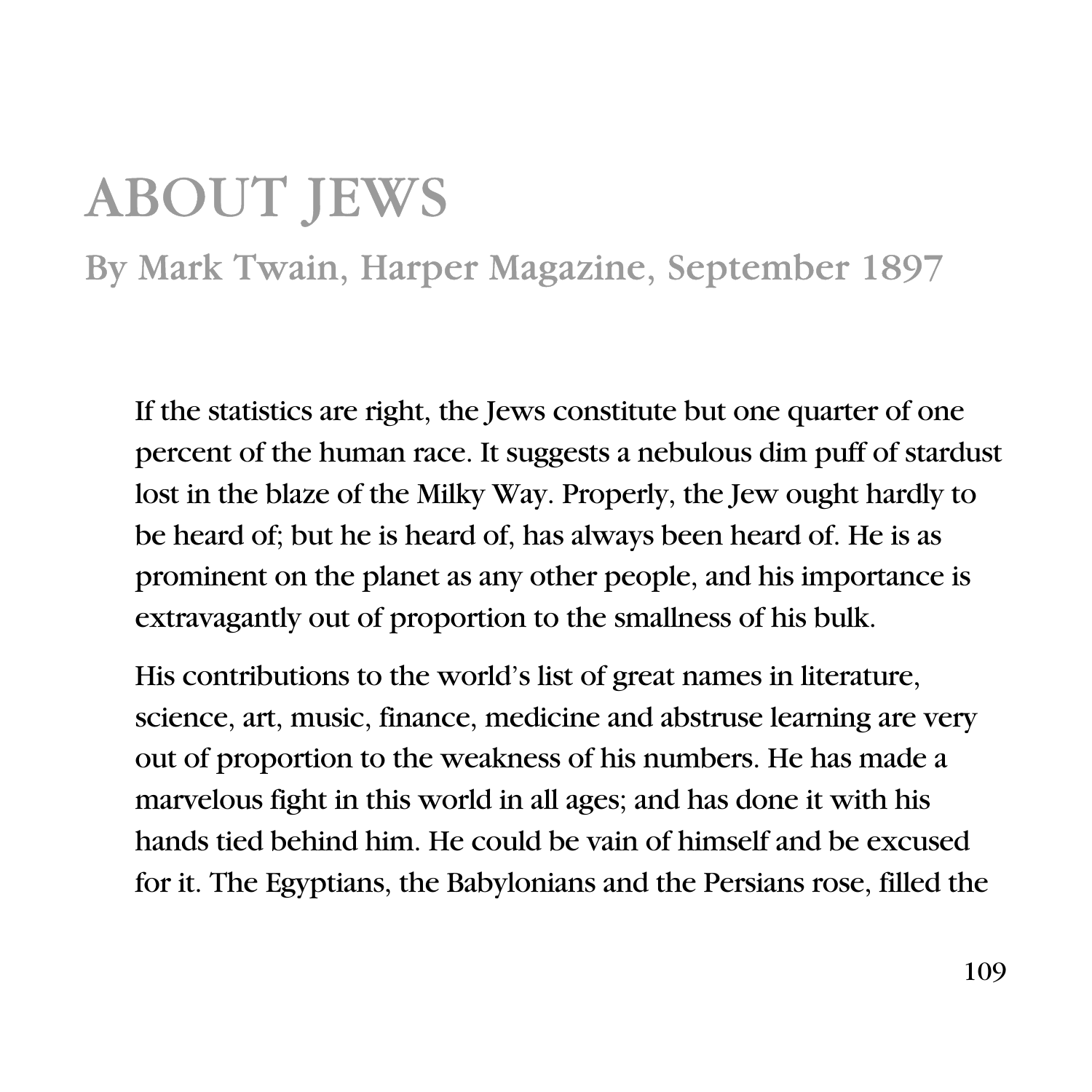# ABOUT JEWS

## By Mark Twain, Harper Magazine, September 1897

If the statistics are right, the Jews constitute but one quarter of one percent of the human race. It suggests a nebulous dim puff of stardust lost in the blaze of the Milky Way. Properly, the Jew ought hardly to be heard of; but he is heard of, has always been heard of. He is as prominent on the planet as any other people, and his importance is extravagantly out of proportion to the smallness of his bulk.

His contributions to the world's list of great names in literature, science, art, music, finance, medicine and abstruse learning are very out of proportion to the weakness of his numbers. He has made a marvelous fight in this world in all ages; and has done it with his hands tied behind him. He could be vain of himself and be excused for it. The Egyptians, the Babylonians and the Persians rose, filled the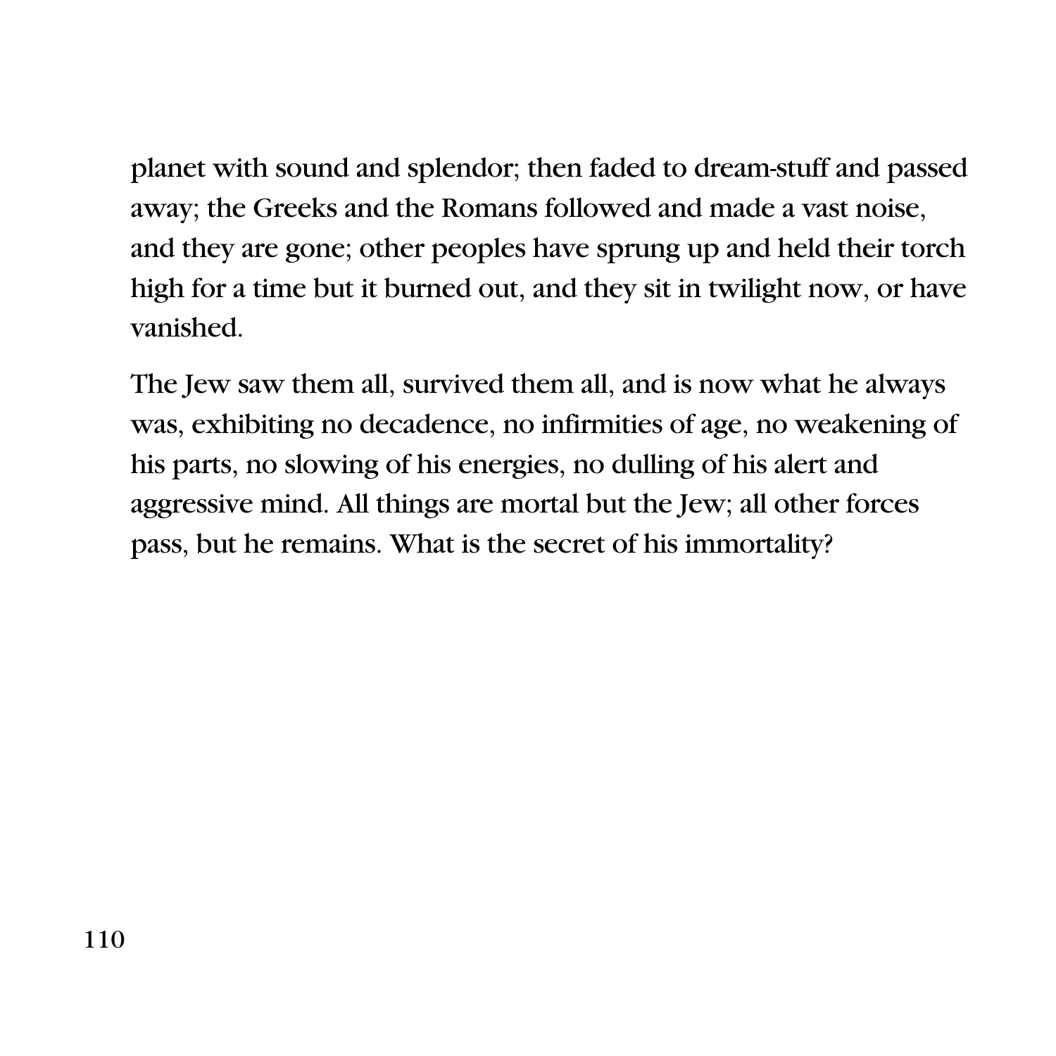planet with sound and splendor; then faded to dream-stuff and passed away; the Greeks and the Romans followed and made a vast noise, and they are gone; other peoples have sprung up and held their torch high for a time but it burned out, and they sit in twilight now, or have vanished.

The Jew saw them all, survived them all, and is now what he always was, exhibiting no decadence, no infirmities of age, no weakening of his parts, no slowing of his energies, no dulling of his alert and aggressive mind. All things are mortal but the Jew; all other forces pass, but he remains. What is the secret of his immortality?